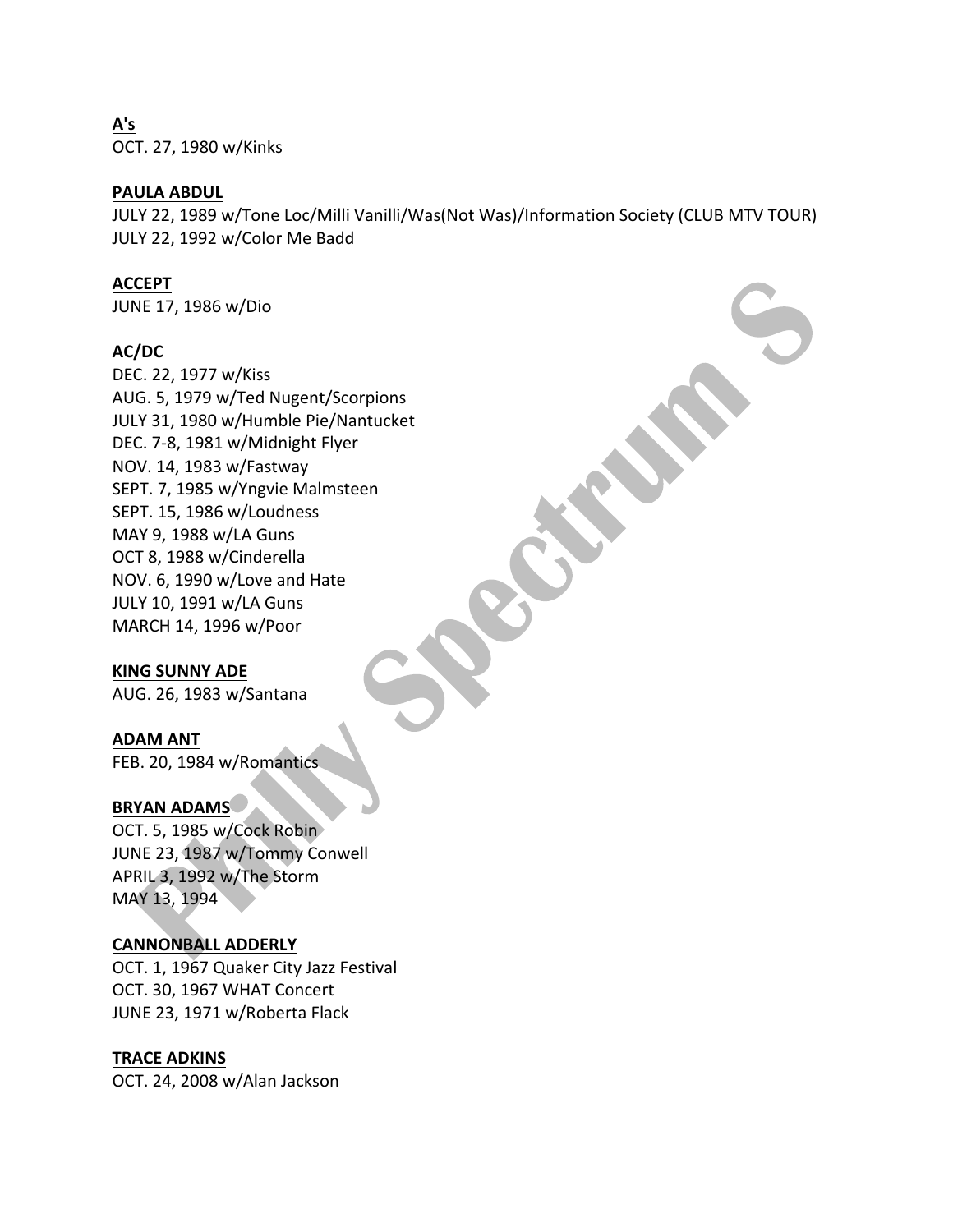**A's**
OCT. 27, 1980 w/Kinks

**PAULA ABDUL**
JULY 22, 1989 w/Tone Loc/Milli Vanilli/Was(Not Was)/Information Society (CLUB MTV TOUR)
JULY 22, 1992 w/Color Me Badd

**ACCEPT**
JUNE 17, 1986 w/Dio

**AC/DC**
DEC. 22, 1977 w/Kiss
AUG. 5, 1979 w/Ted Nugent/Scorpions
JULY 31, 1980 w/Humble Pie/Nantucket
DEC. 7-8, 1981 w/Midnight Flyer
NOV. 14, 1983 w/Fastway
SEPT. 7, 1985 w/Yngvie Malmsteen
SEPT. 15, 1986 w/Loudness
MAY 9, 1988 w/LA Guns
OCT 8, 1988 w/Cinderella
NOV. 6, 1990 w/Love and Hate
JULY 10, 1991 w/LA Guns
MARCH 14, 1996 w/Poor

**KING SUNNY ADE**
AUG. 26, 1983 w/Santana

**ADAM ANT**
FEB. 20, 1984 w/Romantics

**BRYAN ADAMS**
OCT. 5, 1985 w/Cock Robin
JUNE 23, 1987 w/Tommy Conwell
APRIL 3, 1992 w/The Storm
MAY 13, 1994

**CANNONBALL ADDERLY**
OCT. 1, 1967 Quaker City Jazz Festival
OCT. 30, 1967 WHAT Concert
JUNE 23, 1971 w/Roberta Flack

**TRACE ADKINS**
OCT. 24, 2008 w/Alan Jackson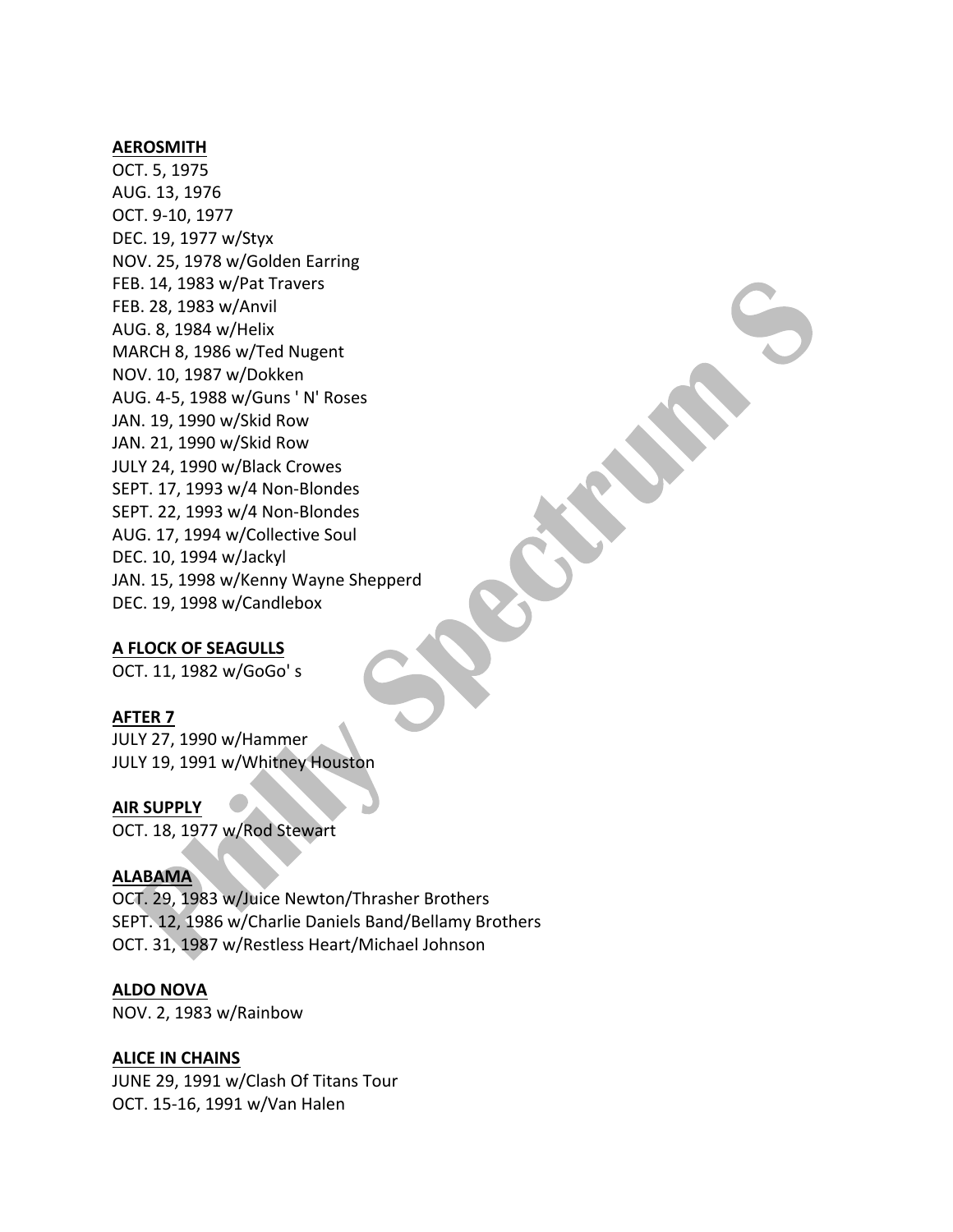**AEROSMITH**

OCT. 5, 1975
AUG. 13, 1976
OCT. 9-10, 1977
DEC. 19, 1977 w/Styx
NOV. 25, 1978 w/Golden Earring
FEB. 14, 1983 w/Pat Travers
FEB. 28, 1983 w/Anvil
AUG. 8, 1984 w/Helix
MARCH 8, 1986 w/Ted Nugent
NOV. 10, 1987 w/Dokken
AUG. 4-5, 1988 w/Guns ' N' Roses
JAN. 19, 1990 w/Skid Row
JAN. 21, 1990 w/Skid Row
JULY 24, 1990 w/Black Crowes
SEPT. 17, 1993 w/4 Non-Blondes
SEPT. 22, 1993 w/4 Non-Blondes
AUG. 17, 1994 w/Collective Soul
DEC. 10, 1994 w/Jackyl
JAN. 15, 1998 w/Kenny Wayne Shepperd
DEC. 19, 1998 w/Candlebox

**A FLOCK OF SEAGULLS**

OCT. 11, 1982 w/GoGo' s

**AFTER 7**

JULY 27, 1990 w/Hammer
JULY 19, 1991 w/Whitney Houston

**AIR SUPPLY**

OCT. 18, 1977 w/Rod Stewart

**ALABAMA**

OCT. 29, 1983 w/Juice Newton/Thrasher Brothers
SEPT. 12, 1986 w/Charlie Daniels Band/Bellamy Brothers
OCT. 31, 1987 w/Restless Heart/Michael Johnson

**ALDO NOVA**

NOV. 2, 1983 w/Rainbow

**ALICE IN CHAINS**

JUNE 29, 1991 w/Clash Of Titans Tour
OCT. 15-16, 1991 w/Van Halen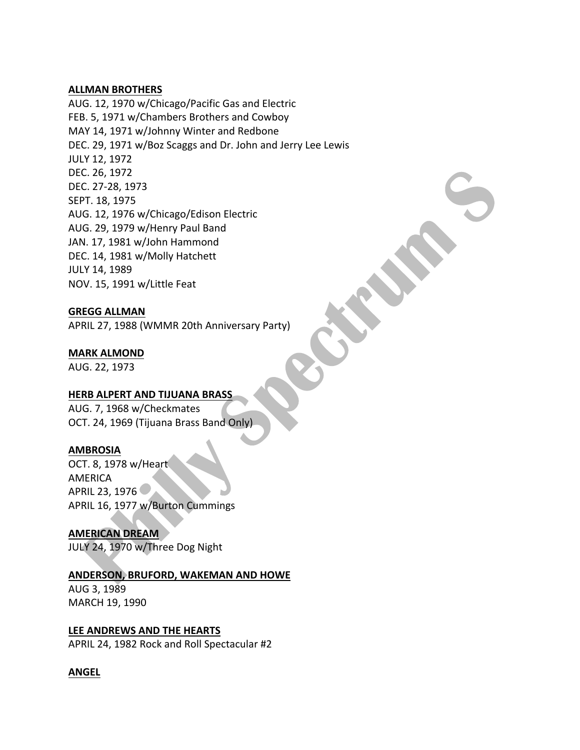**ALLMAN BROTHERS**
AUG. 12, 1970 w/Chicago/Pacific Gas and Electric
FEB. 5, 1971 w/Chambers Brothers and Cowboy
MAY 14, 1971 w/Johnny Winter and Redbone
DEC. 29, 1971 w/Boz Scaggs and Dr. John and Jerry Lee Lewis
JULY 12, 1972
DEC. 26, 1972
DEC. 27-28, 1973
SEPT. 18, 1975
AUG. 12, 1976 w/Chicago/Edison Electric
AUG. 29, 1979 w/Henry Paul Band
JAN. 17, 1981 w/John Hammond
DEC. 14, 1981 w/Molly Hatchett
JULY 14, 1989
NOV. 15, 1991 w/Little Feat

**GREGG ALLMAN**
APRIL 27, 1988 (WMMR 20th Anniversary Party)

**MARK ALMOND**
AUG. 22, 1973

**HERB ALPERT AND TIJUANA BRASS**
AUG. 7, 1968 w/Checkmates
OCT. 24, 1969 (Tijuana Brass Band Only)

**AMBROSIA**
OCT. 8, 1978 w/Heart
AMERICA
APRIL 23, 1976
APRIL 16, 1977 w/Burton Cummings

**AMERICAN DREAM**
JULY 24, 1970 w/Three Dog Night

**ANDERSON, BRUFORD, WAKEMAN AND HOWE**
AUG 3, 1989
MARCH 19, 1990

**LEE ANDREWS AND THE HEARTS**
APRIL 24, 1982 Rock and Roll Spectacular #2

**ANGEL**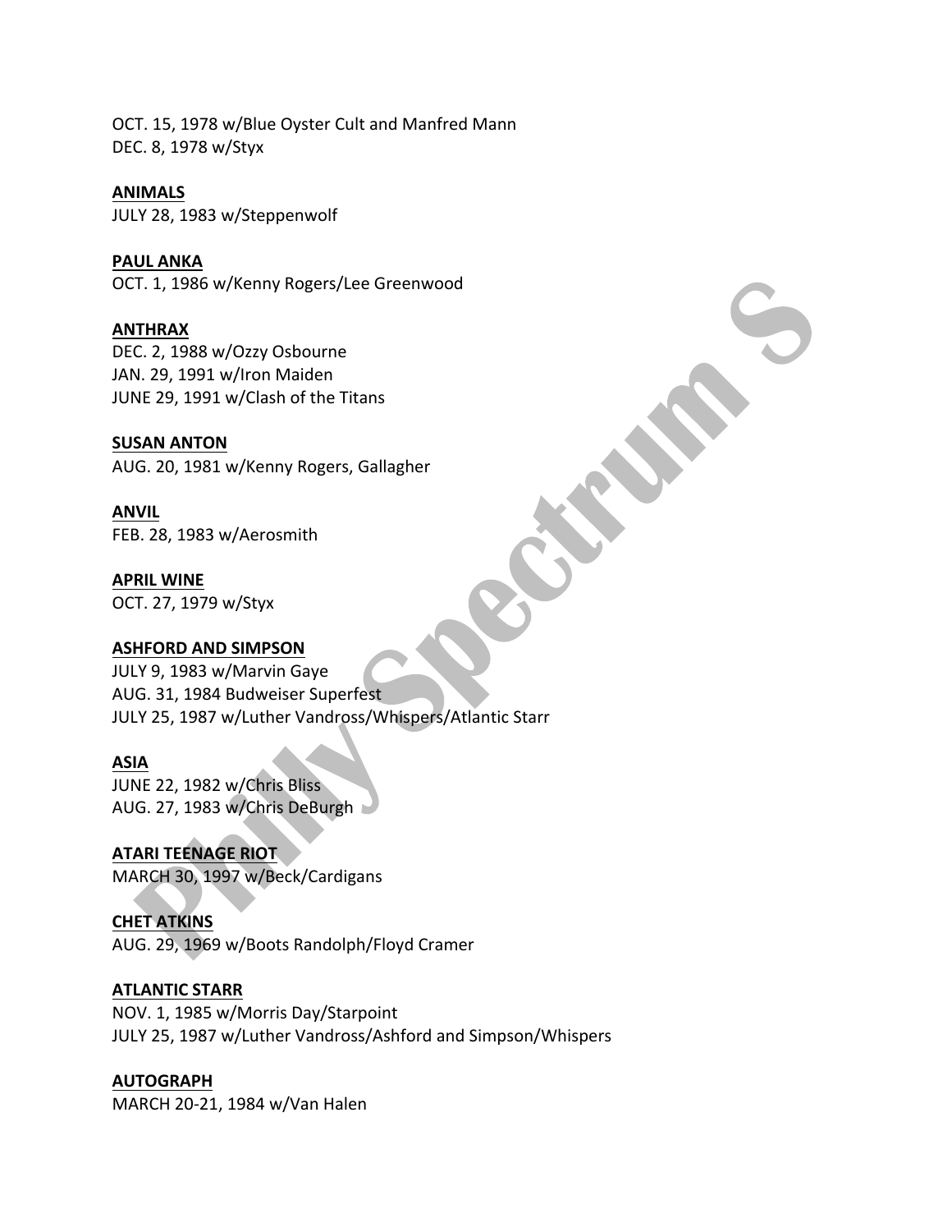OCT. 15, 1978 w/Blue Oyster Cult and Manfred Mann
DEC. 8, 1978 w/Styx

**ANIMALS**
JULY 28, 1983 w/Steppenwolf

**PAUL ANKA**
OCT. 1, 1986 w/Kenny Rogers/Lee Greenwood

**ANTHRAX**
DEC. 2, 1988 w/Ozzy Osbourne
JAN. 29, 1991 w/Iron Maiden
JUNE 29, 1991 w/Clash of the Titans

**SUSAN ANTON**
AUG. 20, 1981 w/Kenny Rogers, Gallagher

**ANVIL**
FEB. 28, 1983 w/Aerosmith

**APRIL WINE**
OCT. 27, 1979 w/Styx

**ASHFORD AND SIMPSON**
JULY 9, 1983 w/Marvin Gaye
AUG. 31, 1984 Budweiser Superfest
JULY 25, 1987 w/Luther Vandross/Whispers/Atlantic Starr

**ASIA**
JUNE 22, 1982 w/Chris Bliss
AUG. 27, 1983 w/Chris DeBurgh

**ATARI TEENAGE RIOT**
MARCH 30, 1997 w/Beck/Cardigans

**CHET ATKINS**
AUG. 29, 1969 w/Boots Randolph/Floyd Cramer

**ATLANTIC STARR**
NOV. 1, 1985 w/Morris Day/Starpoint
JULY 25, 1987 w/Luther Vandross/Ashford and Simpson/Whispers

**AUTOGRAPH**
MARCH 20-21, 1984 w/Van Halen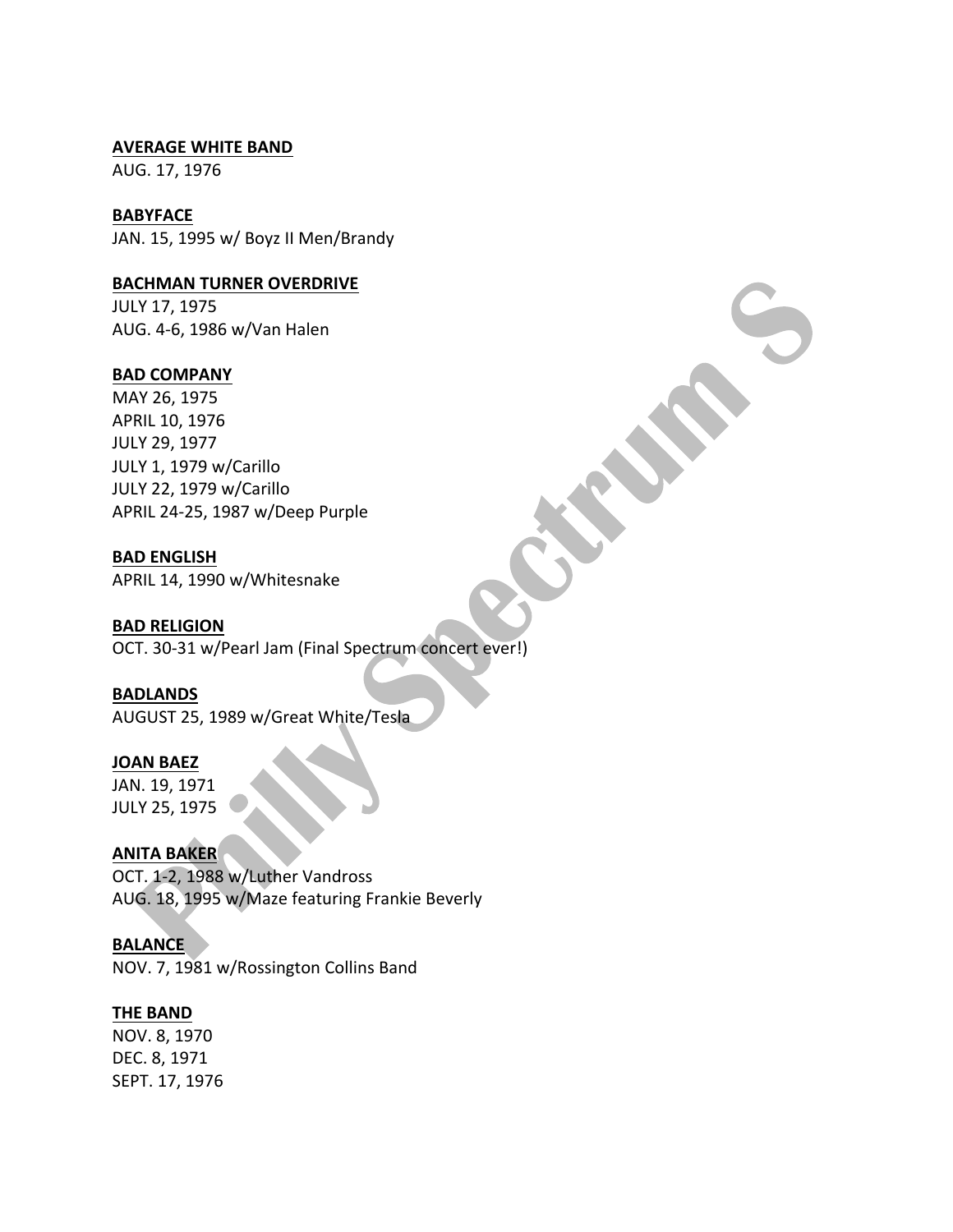**AVERAGE WHITE BAND**
AUG. 17, 1976

**BABYFACE**
JAN. 15, 1995 w/ Boyz II Men/Brandy

**BACHMAN TURNER OVERDRIVE**
JULY 17, 1975
AUG. 4-6, 1986 w/Van Halen

**BAD COMPANY**
MAY 26, 1975
APRIL 10, 1976
JULY 29, 1977
JULY 1, 1979 w/Carillo
JULY 22, 1979 w/Carillo
APRIL 24-25, 1987 w/Deep Purple

**BAD ENGLISH**
APRIL 14, 1990 w/Whitesnake

**BAD RELIGION**
OCT. 30-31 w/Pearl Jam (Final Spectrum concert ever!)

**BADLANDS**
AUGUST 25, 1989 w/Great White/Tesla

**JOAN BAEZ**
JAN. 19, 1971
JULY 25, 1975

**ANITA BAKER**
OCT. 1-2, 1988 w/Luther Vandross
AUG. 18, 1995 w/Maze featuring Frankie Beverly

**BALANCE**
NOV. 7, 1981 w/Rossington Collins Band

**THE BAND**
NOV. 8, 1970
DEC. 8, 1971
SEPT. 17, 1976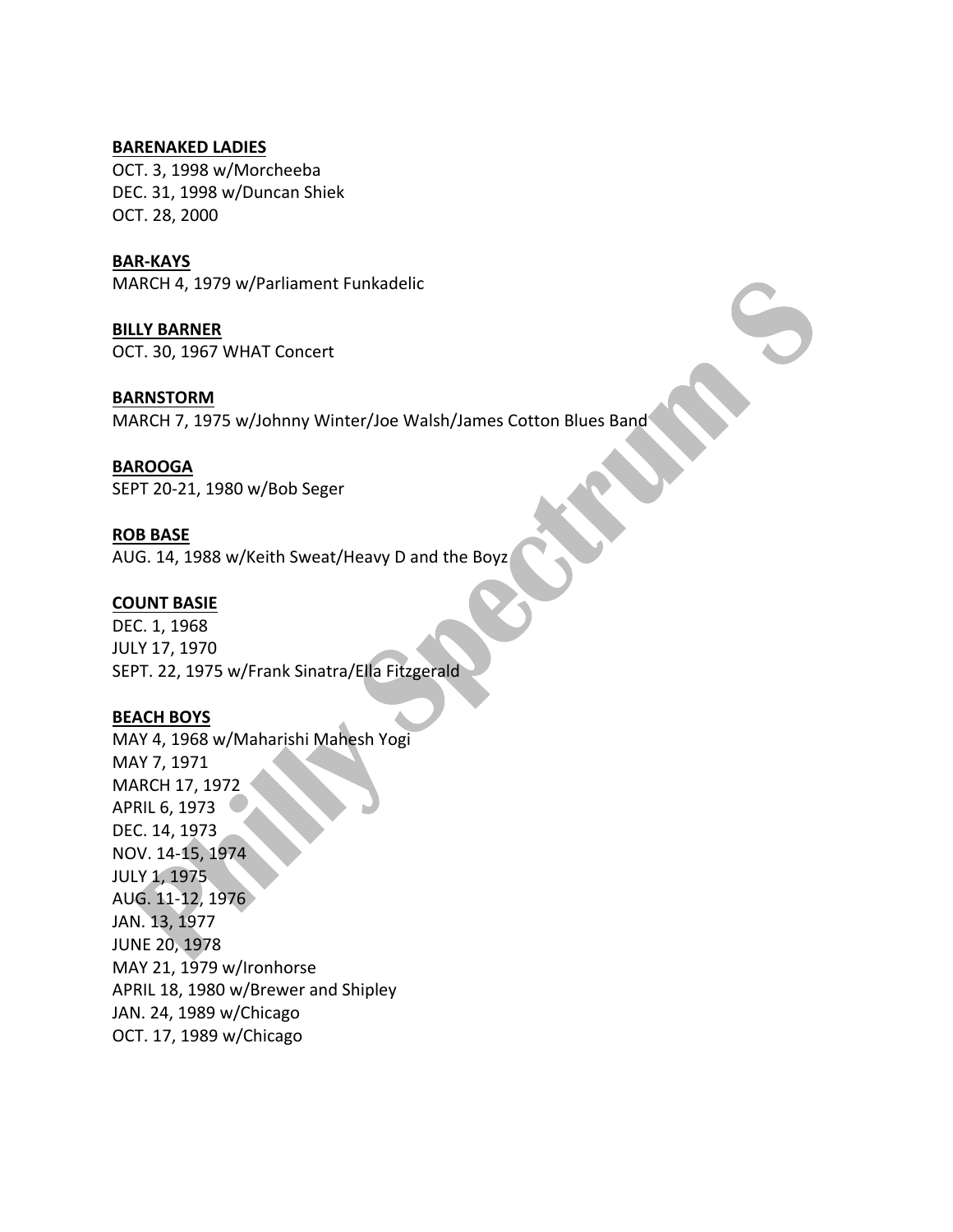**BARENAKED LADIES**
OCT. 3, 1998 w/Morcheeba
DEC. 31, 1998 w/Duncan Shiek
OCT. 28, 2000

**BAR-KAYS**
MARCH 4, 1979 w/Parliament Funkadelic

**BILLY BARNER**
OCT. 30, 1967 WHAT Concert

**BARNSTORM**
MARCH 7, 1975 w/Johnny Winter/Joe Walsh/James Cotton Blues Band

**BAROOGA**
SEPT 20-21, 1980 w/Bob Seger

**ROB BASE**
AUG. 14, 1988 w/Keith Sweat/Heavy D and the Boyz

**COUNT BASIE**
DEC. 1, 1968
JULY 17, 1970
SEPT. 22, 1975 w/Frank Sinatra/Ella Fitzgerald

**BEACH BOYS**
MAY 4, 1968 w/Maharishi Mahesh Yogi
MAY 7, 1971
MARCH 17, 1972
APRIL 6, 1973
DEC. 14, 1973
NOV. 14-15, 1974
JULY 1, 1975
AUG. 11-12, 1976
JAN. 13, 1977
JUNE 20, 1978
MAY 21, 1979 w/Ironhorse
APRIL 18, 1980 w/Brewer and Shipley
JAN. 24, 1989 w/Chicago
OCT. 17, 1989 w/Chicago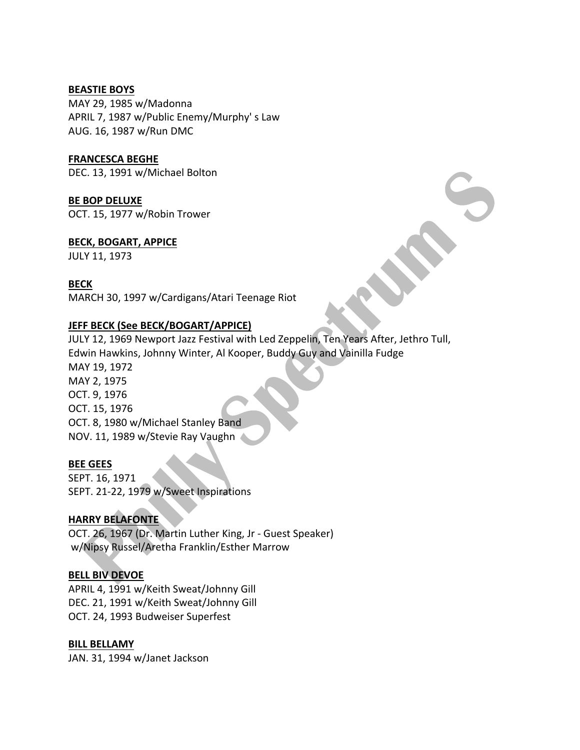**BEASTIE BOYS**
MAY 29, 1985 w/Madonna
APRIL 7, 1987 w/Public Enemy/Murphy' s Law
AUG. 16, 1987 w/Run DMC

**FRANCESCA BEGHE**
DEC. 13, 1991 w/Michael Bolton

**BE BOP DELUXE**
OCT. 15, 1977 w/Robin Trower

**BECK, BOGART, APPICE**
JULY 11, 1973

**BECK**
MARCH 30, 1997 w/Cardigans/Atari Teenage Riot

**JEFF BECK (See BECK/BOGART/APPICE)**
JULY 12, 1969 Newport Jazz Festival with Led Zeppelin, Ten Years After, Jethro Tull, Edwin Hawkins, Johnny Winter, Al Kooper, Buddy Guy and Vainilla Fudge
MAY 19, 1972
MAY 2, 1975
OCT. 9, 1976
OCT. 15, 1976
OCT. 8, 1980 w/Michael Stanley Band
NOV. 11, 1989 w/Stevie Ray Vaughn

**BEE GEES**
SEPT. 16, 1971
SEPT. 21-22, 1979 w/Sweet Inspirations

**HARRY BELAFONTE**
OCT. 26, 1967 (Dr. Martin Luther King, Jr - Guest Speaker) w/Nipsy Russel/Aretha Franklin/Esther Marrow

**BELL BIV DEVOE**
APRIL 4, 1991 w/Keith Sweat/Johnny Gill
DEC. 21, 1991 w/Keith Sweat/Johnny Gill
OCT. 24, 1993 Budweiser Superfest

**BILL BELLAMY**
JAN. 31, 1994 w/Janet Jackson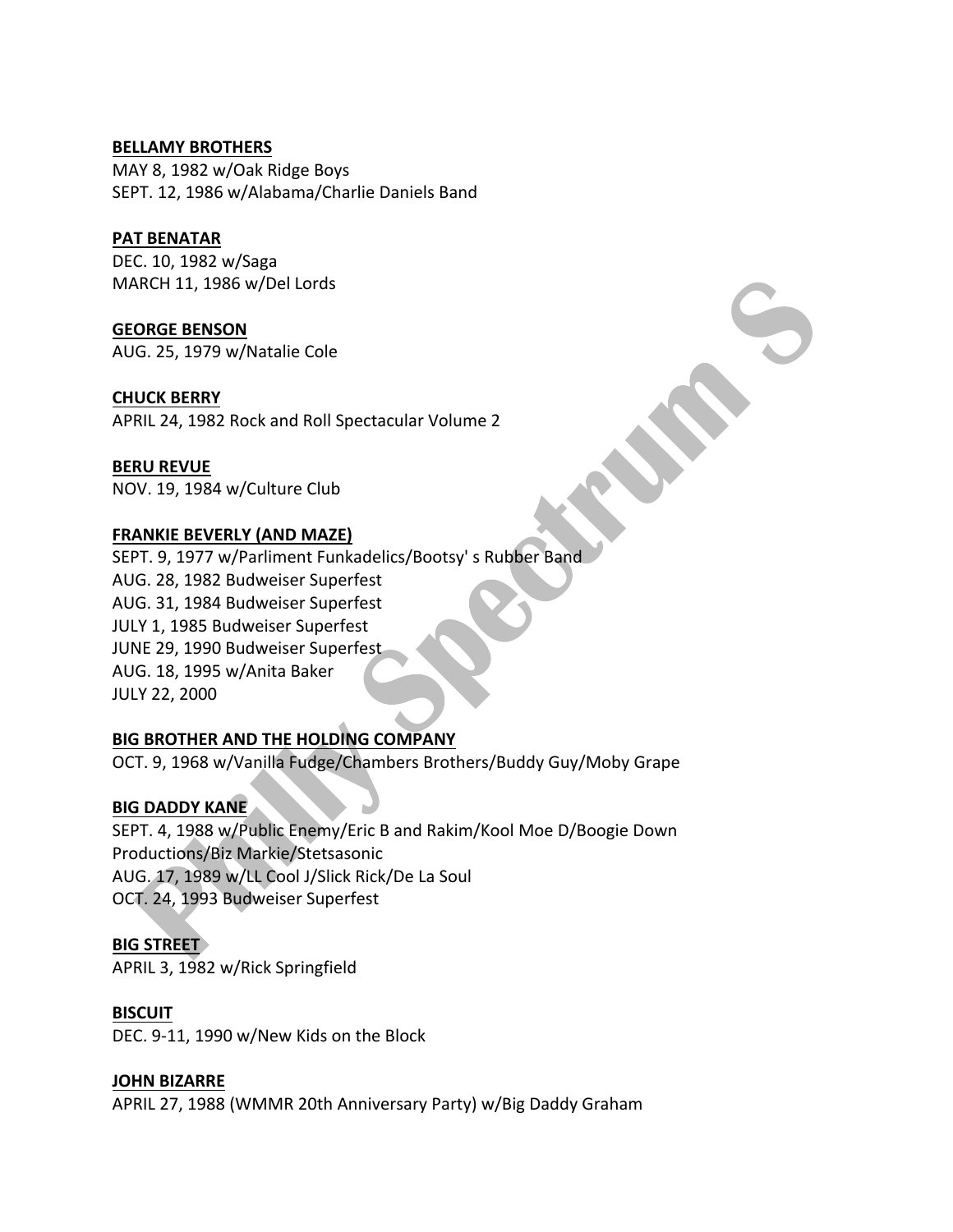**BELLAMY BROTHERS**
MAY 8, 1982 w/Oak Ridge Boys
SEPT. 12, 1986 w/Alabama/Charlie Daniels Band

**PAT BENATAR**
DEC. 10, 1982 w/Saga
MARCH 11, 1986 w/Del Lords

**GEORGE BENSON**
AUG. 25, 1979 w/Natalie Cole

**CHUCK BERRY**
APRIL 24, 1982 Rock and Roll Spectacular Volume 2

**BERU REVUE**
NOV. 19, 1984 w/Culture Club

**FRANKIE BEVERLY (AND MAZE)**
SEPT. 9, 1977 w/Parliment Funkadelics/Bootsy' s Rubber Band
AUG. 28, 1982 Budweiser Superfest
AUG. 31, 1984 Budweiser Superfest
JULY 1, 1985 Budweiser Superfest
JUNE 29, 1990 Budweiser Superfest
AUG. 18, 1995 w/Anita Baker
JULY 22, 2000

**BIG BROTHER AND THE HOLDING COMPANY**
OCT. 9, 1968 w/Vanilla Fudge/Chambers Brothers/Buddy Guy/Moby Grape

**BIG DADDY KANE**
SEPT. 4, 1988 w/Public Enemy/Eric B and Rakim/Kool Moe D/Boogie Down Productions/Biz Markie/Stetsasonic
AUG. 17, 1989 w/LL Cool J/Slick Rick/De La Soul
OCT. 24, 1993 Budweiser Superfest

**BIG STREET**
APRIL 3, 1982 w/Rick Springfield

**BISCUIT**
DEC. 9-11, 1990 w/New Kids on the Block

**JOHN BIZARRE**
APRIL 27, 1988 (WMMR 20th Anniversary Party) w/Big Daddy Graham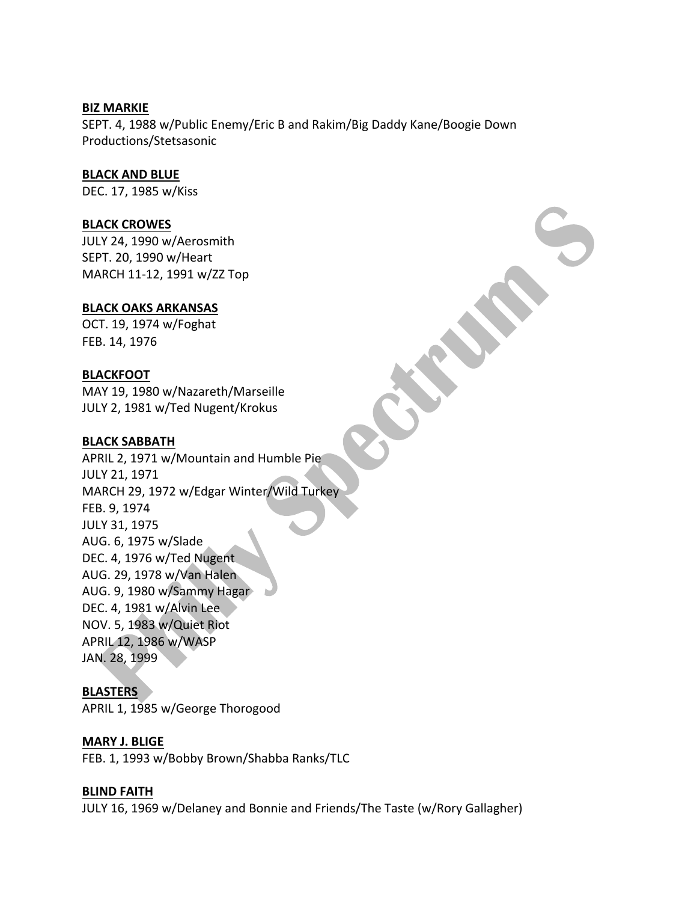**BIZ MARKIE**
SEPT. 4, 1988 w/Public Enemy/Eric B and Rakim/Big Daddy Kane/Boogie Down Productions/Stetsasonic

**BLACK AND BLUE**
DEC. 17, 1985 w/Kiss

**BLACK CROWES**
JULY 24, 1990 w/Aerosmith
SEPT. 20, 1990 w/Heart
MARCH 11-12, 1991 w/ZZ Top

**BLACK OAKS ARKANSAS**
OCT. 19, 1974 w/Foghat
FEB. 14, 1976

**BLACKFOOT**
MAY 19, 1980 w/Nazareth/Marseille
JULY 2, 1981 w/Ted Nugent/Krokus

**BLACK SABBATH**
APRIL 2, 1971 w/Mountain and Humble Pie
JULY 21, 1971
MARCH 29, 1972 w/Edgar Winter/Wild Turkey
FEB. 9, 1974
JULY 31, 1975
AUG. 6, 1975 w/Slade
DEC. 4, 1976 w/Ted Nugent
AUG. 29, 1978 w/Van Halen
AUG. 9, 1980 w/Sammy Hagar
DEC. 4, 1981 w/Alvin Lee
NOV. 5, 1983 w/Quiet Riot
APRIL 12, 1986 w/WASP
JAN. 28, 1999

**BLASTERS**
APRIL 1, 1985 w/George Thorogood

**MARY J. BLIGE**
FEB. 1, 1993 w/Bobby Brown/Shabba Ranks/TLC

**BLIND FAITH**
JULY 16, 1969 w/Delaney and Bonnie and Friends/The Taste (w/Rory Gallagher)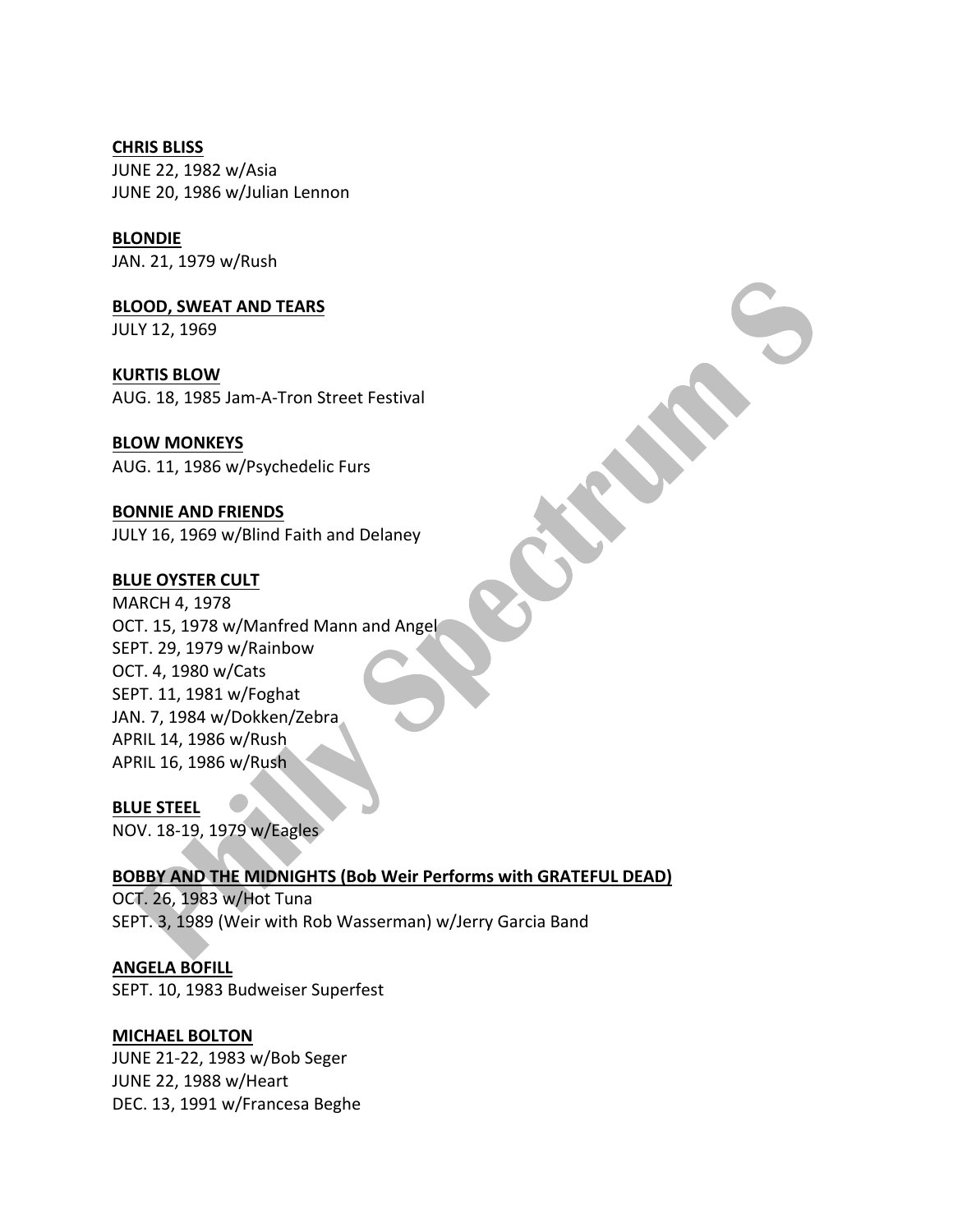**CHRIS BLISS**
JUNE 22, 1982 w/Asia
JUNE 20, 1986 w/Julian Lennon

**BLONDIE**
JAN. 21, 1979 w/Rush

**BLOOD, SWEAT AND TEARS**
JULY 12, 1969

**KURTIS BLOW**
AUG. 18, 1985 Jam-A-Tron Street Festival

**BLOW MONKEYS**
AUG. 11, 1986 w/Psychedelic Furs

**BONNIE AND FRIENDS**
JULY 16, 1969 w/Blind Faith and Delaney

**BLUE OYSTER CULT**
MARCH 4, 1978
OCT. 15, 1978 w/Manfred Mann and Angel
SEPT. 29, 1979 w/Rainbow
OCT. 4, 1980 w/Cats
SEPT. 11, 1981 w/Foghat
JAN. 7, 1984 w/Dokken/Zebra
APRIL 14, 1986 w/Rush
APRIL 16, 1986 w/Rush

**BLUE STEEL**
NOV. 18-19, 1979 w/Eagles

**BOBBY AND THE MIDNIGHTS (Bob Weir Performs with GRATEFUL DEAD)**
OCT. 26, 1983 w/Hot Tuna
SEPT. 3, 1989 (Weir with Rob Wasserman) w/Jerry Garcia Band

**ANGELA BOFILL**
SEPT. 10, 1983 Budweiser Superfest

**MICHAEL BOLTON**
JUNE 21-22, 1983 w/Bob Seger
JUNE 22, 1988 w/Heart
DEC. 13, 1991 w/Francesa Beghe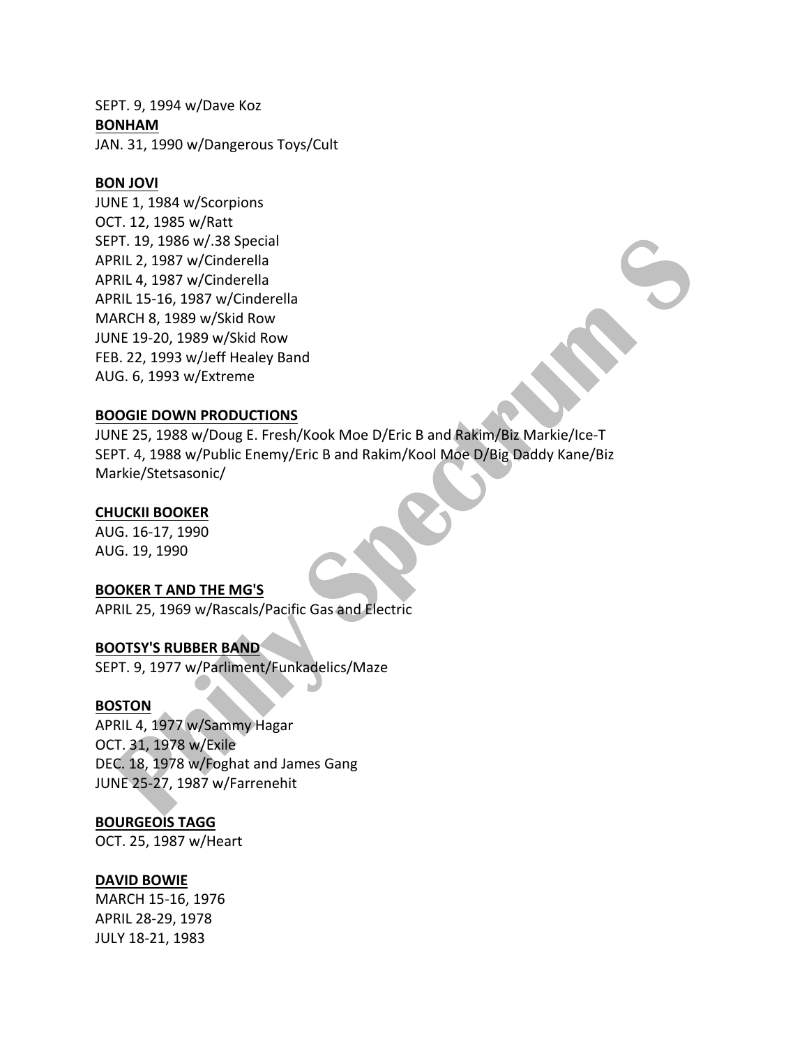SEPT. 9, 1994 w/Dave Koz

**BONHAM**

JAN. 31, 1990 w/Dangerous Toys/Cult

**BON JOVI**

JUNE 1, 1984 w/Scorpions
OCT. 12, 1985 w/Ratt
SEPT. 19, 1986 w/.38 Special
APRIL 2, 1987 w/Cinderella
APRIL 4, 1987 w/Cinderella
APRIL 15-16, 1987 w/Cinderella
MARCH 8, 1989 w/Skid Row
JUNE 19-20, 1989 w/Skid Row
FEB. 22, 1993 w/Jeff Healey Band
AUG. 6, 1993 w/Extreme

**BOOGIE DOWN PRODUCTIONS**

JUNE 25, 1988 w/Doug E. Fresh/Kook Moe D/Eric B and Rakim/Biz Markie/Ice-T
SEPT. 4, 1988 w/Public Enemy/Eric B and Rakim/Kool Moe D/Big Daddy Kane/Biz Markie/Stetsasonic/

**CHUCKII BOOKER**

AUG. 16-17, 1990
AUG. 19, 1990

**BOOKER T AND THE MG'S**

APRIL 25, 1969 w/Rascals/Pacific Gas and Electric

**BOOTSY'S RUBBER BAND**

SEPT. 9, 1977 w/Parliment/Funkadelics/Maze

**BOSTON**

APRIL 4, 1977 w/Sammy Hagar
OCT. 31, 1978 w/Exile
DEC. 18, 1978 w/Foghat and James Gang
JUNE 25-27, 1987 w/Farrenehit

**BOURGEOIS TAGG**

OCT. 25, 1987 w/Heart

**DAVID BOWIE**

MARCH 15-16, 1976
APRIL 28-29, 1978
JULY 18-21, 1983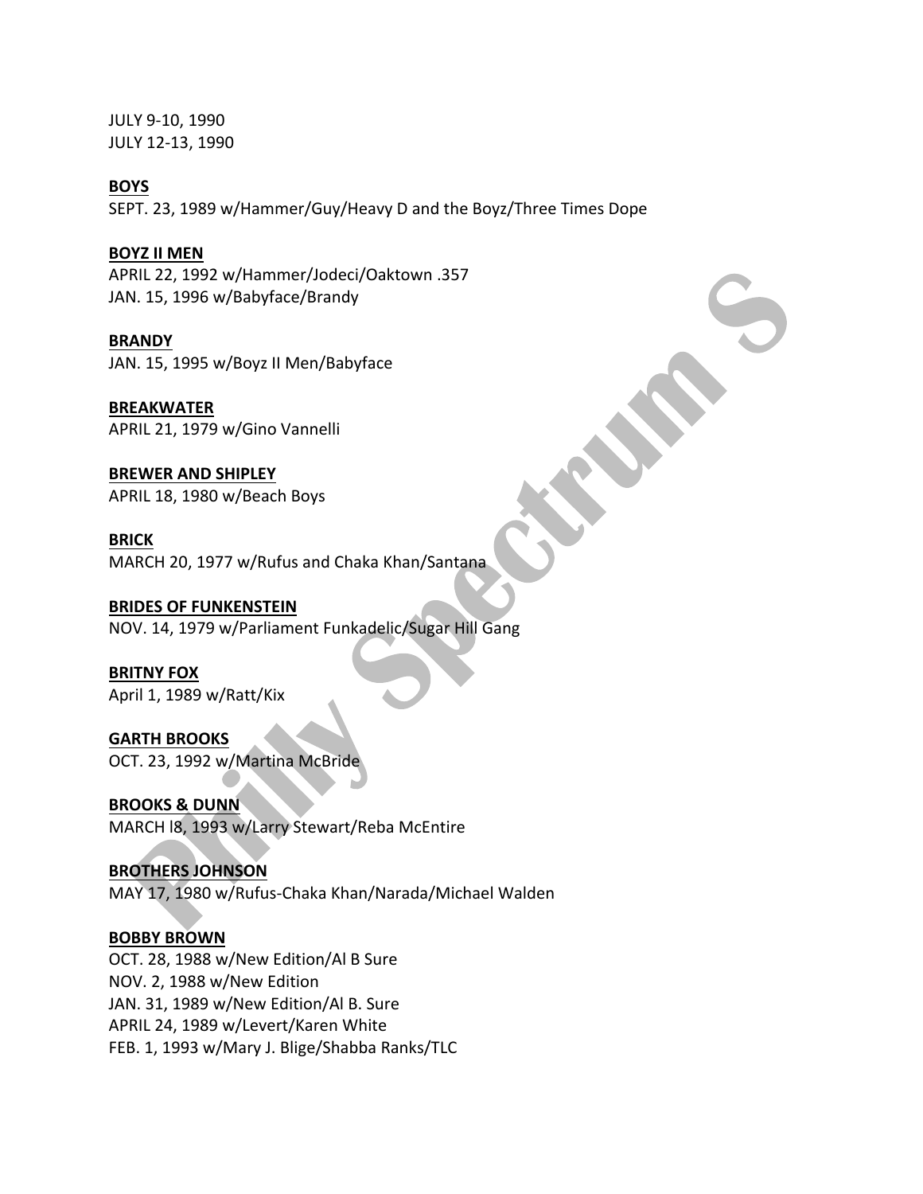JULY 9-10, 1990
JULY 12-13, 1990

**BOYS**
SEPT. 23, 1989 w/Hammer/Guy/Heavy D and the Boyz/Three Times Dope

**BOYZ II MEN**
APRIL 22, 1992 w/Hammer/Jodeci/Oaktown .357
JAN. 15, 1996 w/Babyface/Brandy

**BRANDY**
JAN. 15, 1995 w/Boyz II Men/Babyface

**BREAKWATER**
APRIL 21, 1979 w/Gino Vannelli

**BREWER AND SHIPLEY**
APRIL 18, 1980 w/Beach Boys

**BRICK**
MARCH 20, 1977 w/Rufus and Chaka Khan/Santana

**BRIDES OF FUNKENSTEIN**
NOV. 14, 1979 w/Parliament Funkadelic/Sugar Hill Gang

**BRITNY FOX**
April 1, 1989 w/Ratt/Kix

**GARTH BROOKS**
OCT. 23, 1992 w/Martina McBride

**BROOKS & DUNN**
MARCH l8, 1993 w/Larry Stewart/Reba McEntire

**BROTHERS JOHNSON**
MAY 17, 1980 w/Rufus-Chaka Khan/Narada/Michael Walden

**BOBBY BROWN**
OCT. 28, 1988 w/New Edition/Al B Sure
NOV. 2, 1988 w/New Edition
JAN. 31, 1989 w/New Edition/Al B. Sure
APRIL 24, 1989 w/Levert/Karen White
FEB. 1, 1993 w/Mary J. Blige/Shabba Ranks/TLC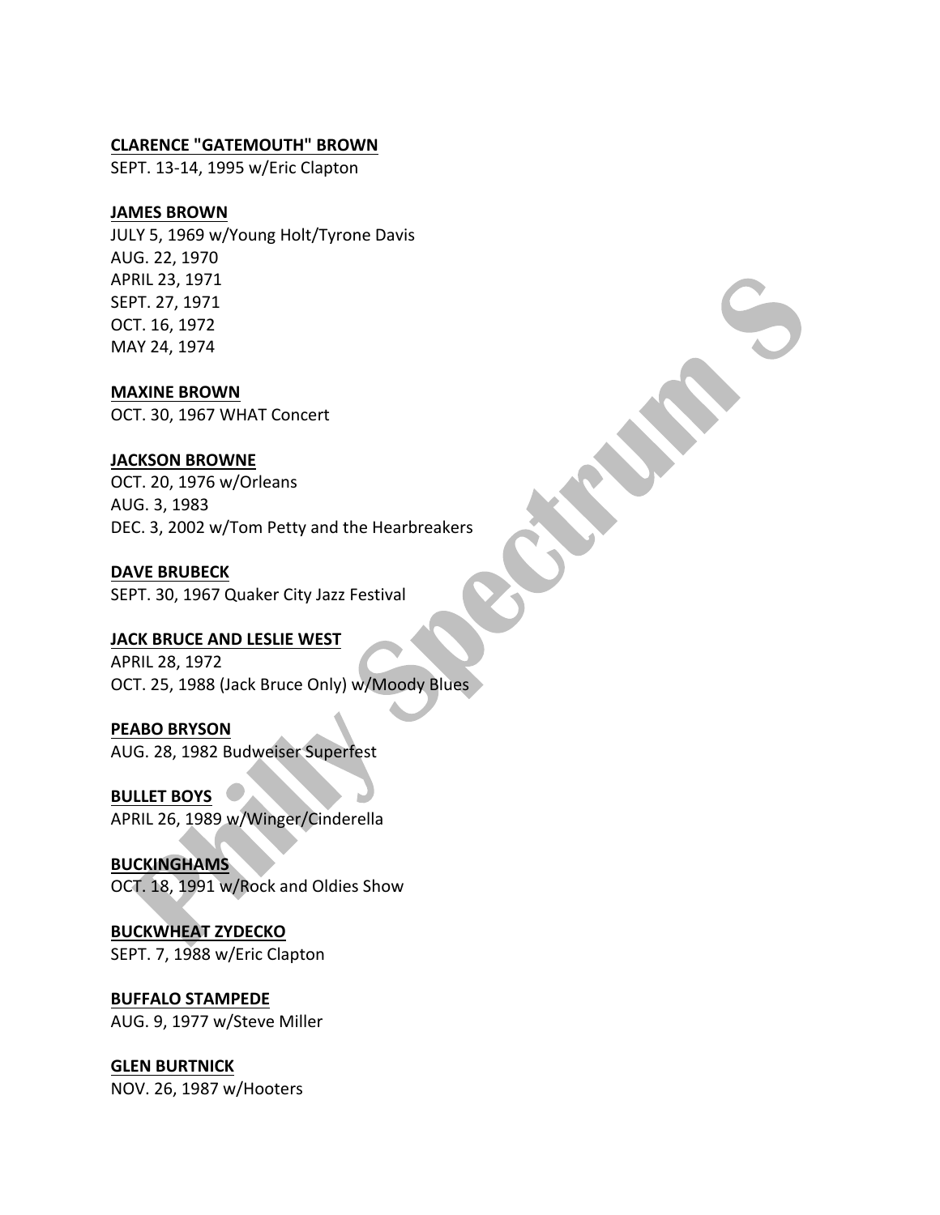**CLARENCE "GATEMOUTH" BROWN**
SEPT. 13-14, 1995 w/Eric Clapton

**JAMES BROWN**
JULY 5, 1969 w/Young Holt/Tyrone Davis
AUG. 22, 1970
APRIL 23, 1971
SEPT. 27, 1971
OCT. 16, 1972
MAY 24, 1974

**MAXINE BROWN**
OCT. 30, 1967 WHAT Concert

**JACKSON BROWNE**
OCT. 20, 1976 w/Orleans
AUG. 3, 1983
DEC. 3, 2002 w/Tom Petty and the Hearbreakers

**DAVE BRUBECK**
SEPT. 30, 1967 Quaker City Jazz Festival

**JACK BRUCE AND LESLIE WEST**
APRIL 28, 1972
OCT. 25, 1988 (Jack Bruce Only) w/Moody Blues

**PEABO BRYSON**
AUG. 28, 1982 Budweiser Superfest

**BULLET BOYS**
APRIL 26, 1989 w/Winger/Cinderella

**BUCKINGHAMS**
OCT. 18, 1991 w/Rock and Oldies Show

**BUCKWHEAT ZYDECKO**
SEPT. 7, 1988 w/Eric Clapton

**BUFFALO STAMPEDE**
AUG. 9, 1977 w/Steve Miller

**GLEN BURTNICK**
NOV. 26, 1987 w/Hooters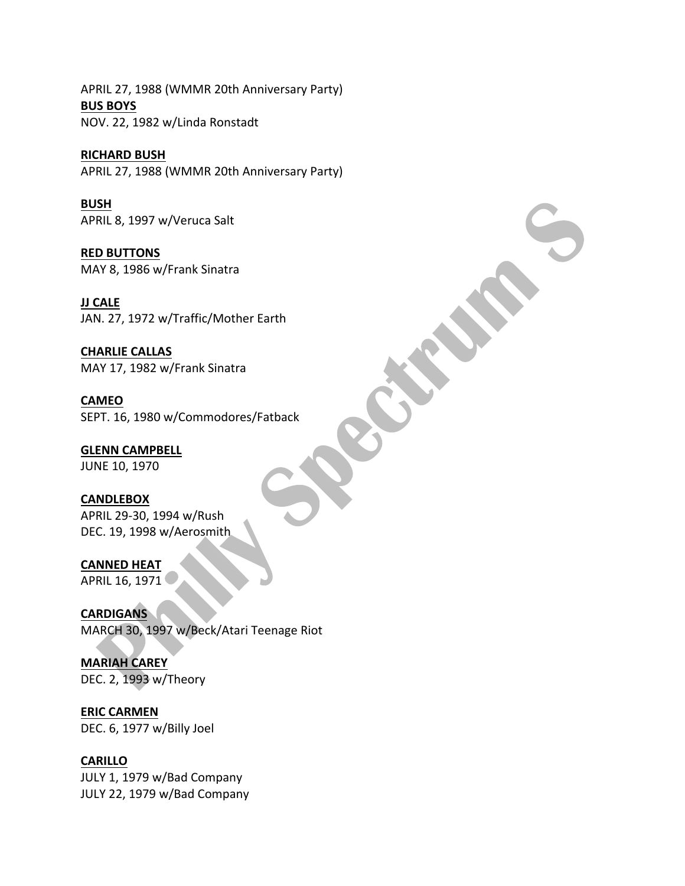APRIL 27, 1988 (WMMR 20th Anniversary Party)

**BUS BOYS**
NOV. 22, 1982 w/Linda Ronstadt

**RICHARD BUSH**
APRIL 27, 1988 (WMMR 20th Anniversary Party)

**BUSH**
APRIL 8, 1997 w/Veruca Salt

**RED BUTTONS**
MAY 8, 1986 w/Frank Sinatra

**JJ CALE**
JAN. 27, 1972 w/Traffic/Mother Earth

**CHARLIE CALLAS**
MAY 17, 1982 w/Frank Sinatra

**CAMEO**
SEPT. 16, 1980 w/Commodores/Fatback

**GLENN CAMPBELL**
JUNE 10, 1970

**CANDLEBOX**
APRIL 29-30, 1994 w/Rush
DEC. 19, 1998 w/Aerosmith

**CANNED HEAT**
APRIL 16, 1971

**CARDIGANS**
MARCH 30, 1997 w/Beck/Atari Teenage Riot

**MARIAH CAREY**
DEC. 2, 1993 w/Theory

**ERIC CARMEN**
DEC. 6, 1977 w/Billy Joel

**CARILLO**
JULY 1, 1979 w/Bad Company
JULY 22, 1979 w/Bad Company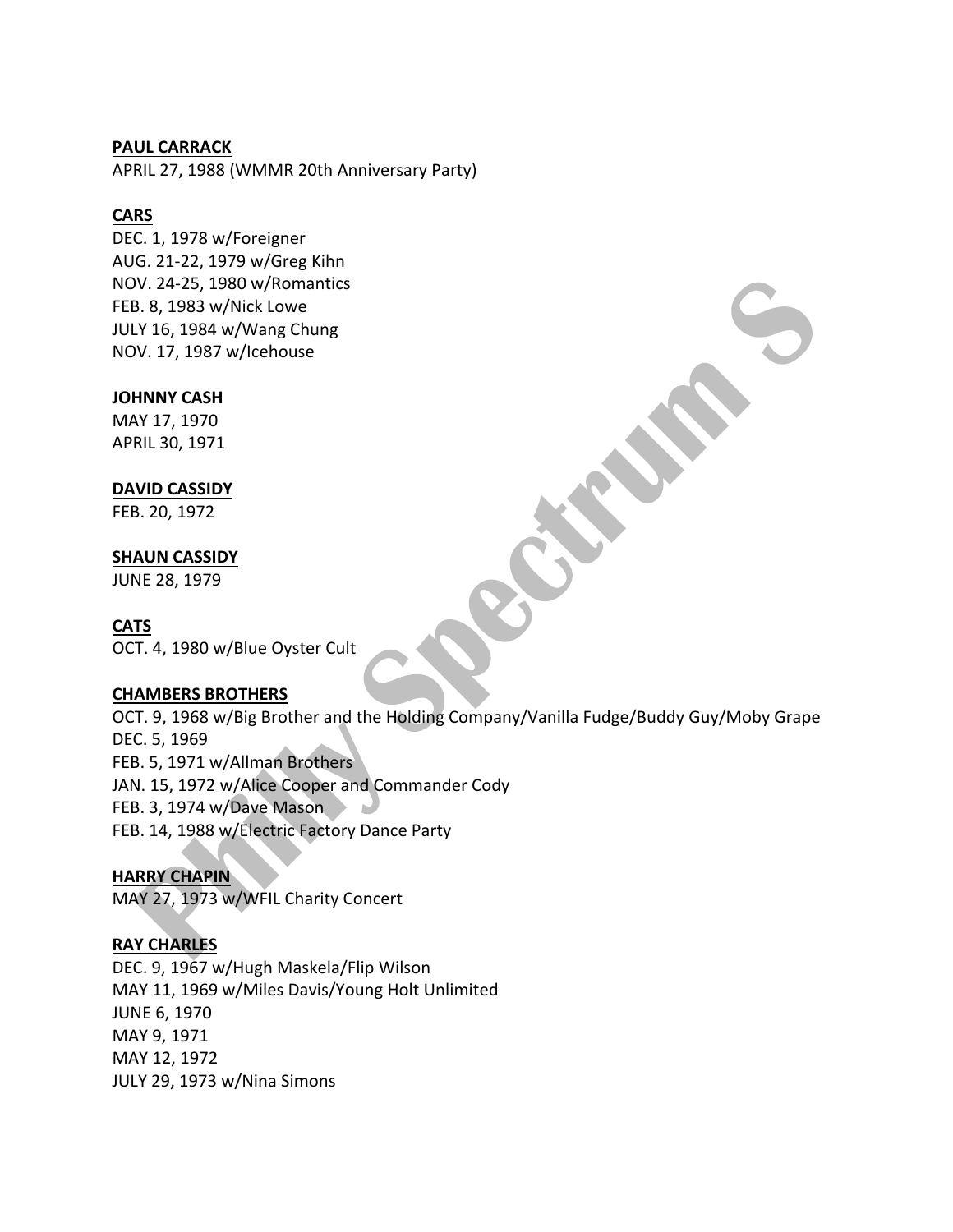**PAUL CARRACK**
APRIL 27, 1988 (WMMR 20th Anniversary Party)

**CARS**
DEC. 1, 1978 w/Foreigner
AUG. 21-22, 1979 w/Greg Kihn
NOV. 24-25, 1980 w/Romantics
FEB. 8, 1983 w/Nick Lowe
JULY 16, 1984 w/Wang Chung
NOV. 17, 1987 w/Icehouse

**JOHNNY CASH**
MAY 17, 1970
APRIL 30, 1971

**DAVID CASSIDY**
FEB. 20, 1972

**SHAUN CASSIDY**
JUNE 28, 1979

**CATS**
OCT. 4, 1980 w/Blue Oyster Cult

**CHAMBERS BROTHERS**
OCT. 9, 1968 w/Big Brother and the Holding Company/Vanilla Fudge/Buddy Guy/Moby Grape
DEC. 5, 1969
FEB. 5, 1971 w/Allman Brothers
JAN. 15, 1972 w/Alice Cooper and Commander Cody
FEB. 3, 1974 w/Dave Mason
FEB. 14, 1988 w/Electric Factory Dance Party

**HARRY CHAPIN**
MAY 27, 1973 w/WFIL Charity Concert

**RAY CHARLES**
DEC. 9, 1967 w/Hugh Maskela/Flip Wilson
MAY 11, 1969 w/Miles Davis/Young Holt Unlimited
JUNE 6, 1970
MAY 9, 1971
MAY 12, 1972
JULY 29, 1973 w/Nina Simons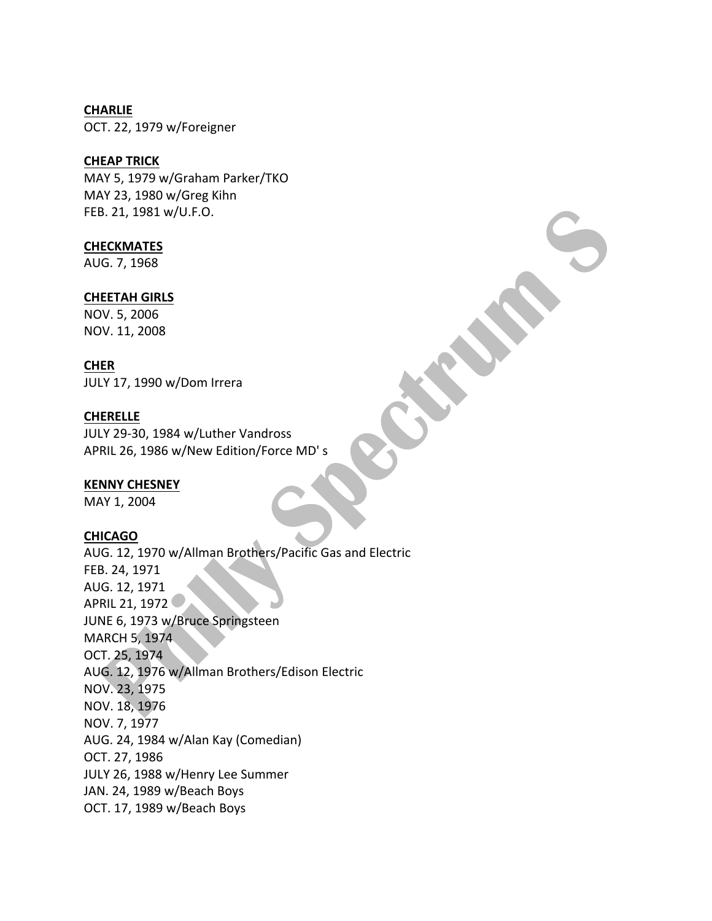**CHARLIE**
OCT. 22, 1979 w/Foreigner

**CHEAP TRICK**
MAY 5, 1979 w/Graham Parker/TKO
MAY 23, 1980 w/Greg Kihn
FEB. 21, 1981 w/U.F.O.

**CHECKMATES**
AUG. 7, 1968

**CHEETAH GIRLS**
NOV. 5, 2006
NOV. 11, 2008

**CHER**
JULY 17, 1990 w/Dom Irrera

**CHERELLE**
JULY 29-30, 1984 w/Luther Vandross
APRIL 26, 1986 w/New Edition/Force MD' s

**KENNY CHESNEY**
MAY 1, 2004

**CHICAGO**
AUG. 12, 1970 w/Allman Brothers/Pacific Gas and Electric
FEB. 24, 1971
AUG. 12, 1971
APRIL 21, 1972
JUNE 6, 1973 w/Bruce Springsteen
MARCH 5, 1974
OCT. 25, 1974
AUG. 12, 1976 w/Allman Brothers/Edison Electric
NOV. 23, 1975
NOV. 18, 1976
NOV. 7, 1977
AUG. 24, 1984 w/Alan Kay (Comedian)
OCT. 27, 1986
JULY 26, 1988 w/Henry Lee Summer
JAN. 24, 1989 w/Beach Boys
OCT. 17, 1989 w/Beach Boys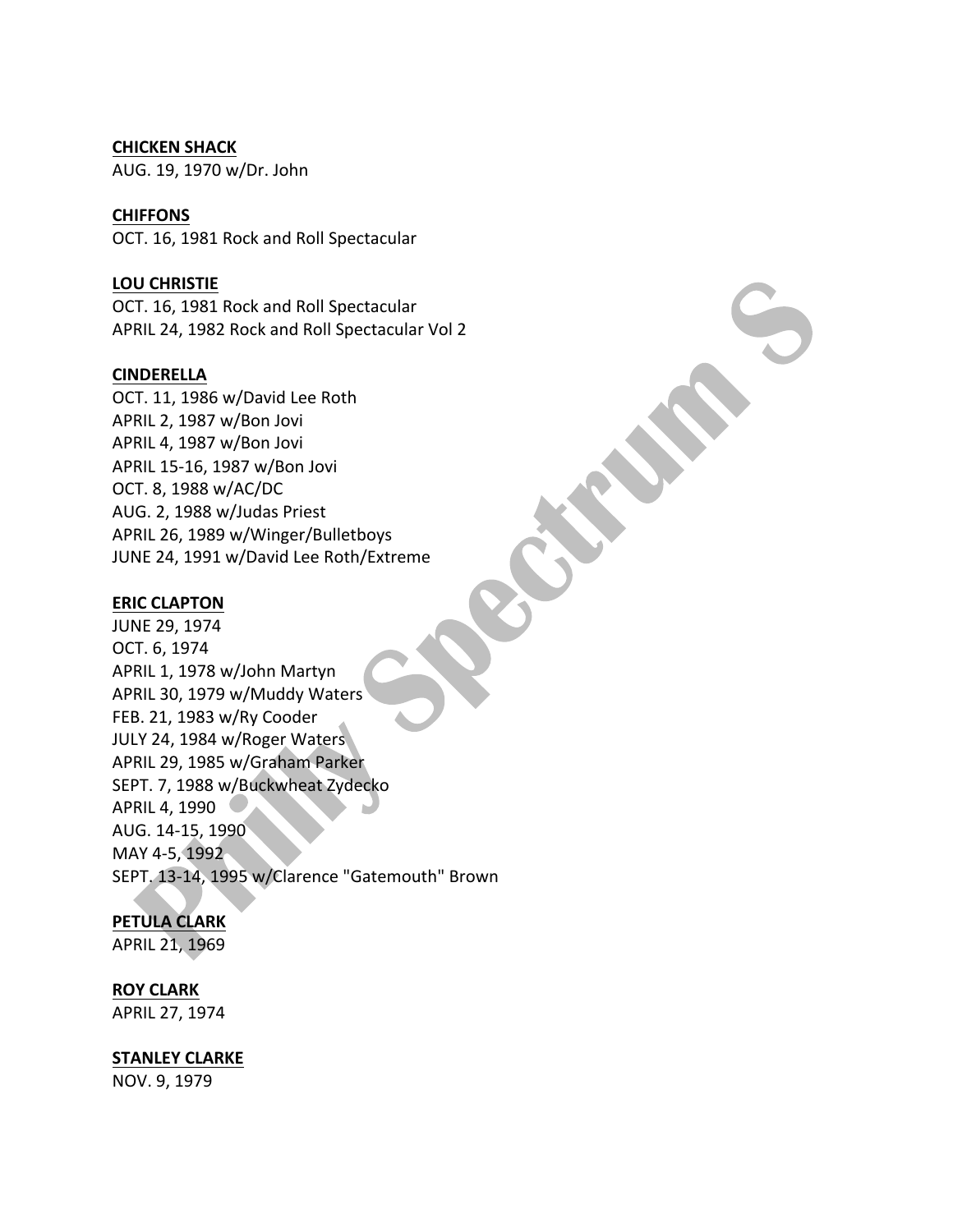**CHICKEN SHACK**
AUG. 19, 1970 w/Dr. John

**CHIFFONS**
OCT. 16, 1981 Rock and Roll Spectacular

**LOU CHRISTIE**
OCT. 16, 1981 Rock and Roll Spectacular
APRIL 24, 1982 Rock and Roll Spectacular Vol 2

**CINDERELLA**
OCT. 11, 1986 w/David Lee Roth
APRIL 2, 1987 w/Bon Jovi
APRIL 4, 1987 w/Bon Jovi
APRIL 15-16, 1987 w/Bon Jovi
OCT. 8, 1988 w/AC/DC
AUG. 2, 1988 w/Judas Priest
APRIL 26, 1989 w/Winger/Bulletboys
JUNE 24, 1991 w/David Lee Roth/Extreme

**ERIC CLAPTON**
JUNE 29, 1974
OCT. 6, 1974
APRIL 1, 1978 w/John Martyn
APRIL 30, 1979 w/Muddy Waters
FEB. 21, 1983 w/Ry Cooder
JULY 24, 1984 w/Roger Waters
APRIL 29, 1985 w/Graham Parker
SEPT. 7, 1988 w/Buckwheat Zydecko
APRIL 4, 1990
AUG. 14-15, 1990
MAY 4-5, 1992
SEPT. 13-14, 1995 w/Clarence "Gatemouth" Brown

**PETULA CLARK**
APRIL 21, 1969

**ROY CLARK**
APRIL 27, 1974

**STANLEY CLARKE**
NOV. 9, 1979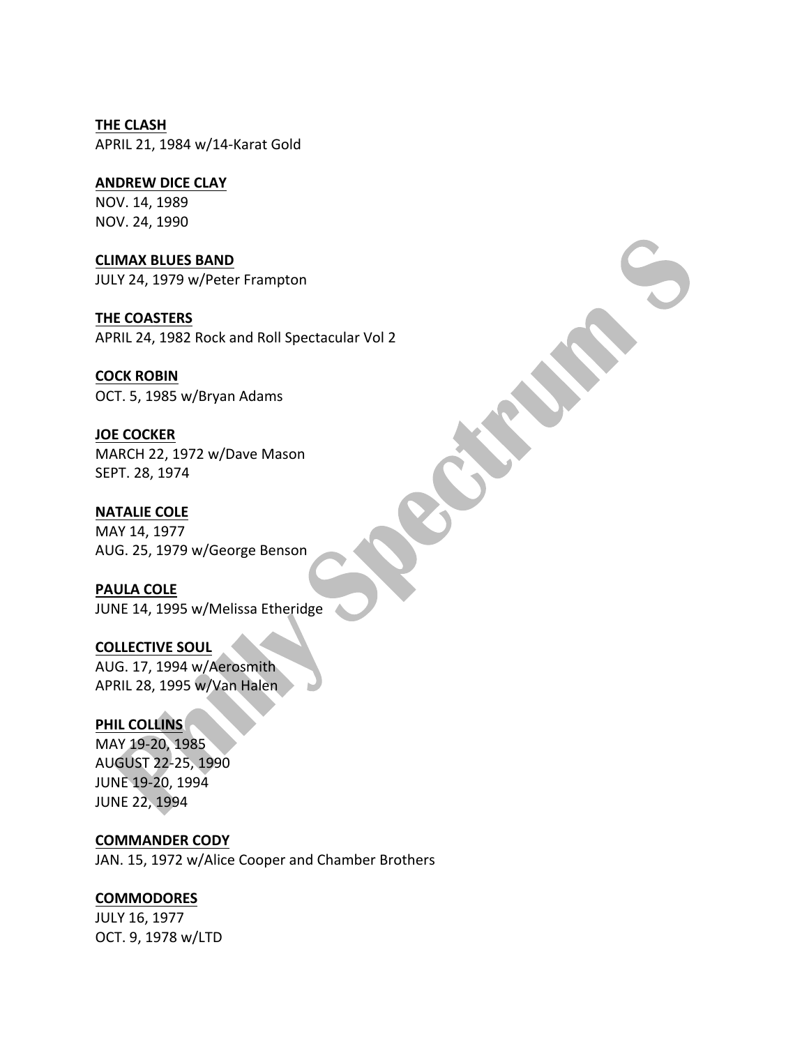**THE CLASH**
APRIL 21, 1984 w/14-Karat Gold

**ANDREW DICE CLAY**
NOV. 14, 1989
NOV. 24, 1990

**CLIMAX BLUES BAND**
JULY 24, 1979 w/Peter Frampton

**THE COASTERS**
APRIL 24, 1982 Rock and Roll Spectacular Vol 2

**COCK ROBIN**
OCT. 5, 1985 w/Bryan Adams

**JOE COCKER**
MARCH 22, 1972 w/Dave Mason
SEPT. 28, 1974

**NATALIE COLE**
MAY 14, 1977
AUG. 25, 1979 w/George Benson

**PAULA COLE**
JUNE 14, 1995 w/Melissa Etheridge

**COLLECTIVE SOUL**
AUG. 17, 1994 w/Aerosmith
APRIL 28, 1995 w/Van Halen

**PHIL COLLINS**
MAY 19-20, 1985
AUGUST 22-25, 1990
JUNE 19-20, 1994
JUNE 22, 1994

**COMMANDER CODY**
JAN. 15, 1972 w/Alice Cooper and Chamber Brothers

**COMMODORES**
JULY 16, 1977
OCT. 9, 1978 w/LTD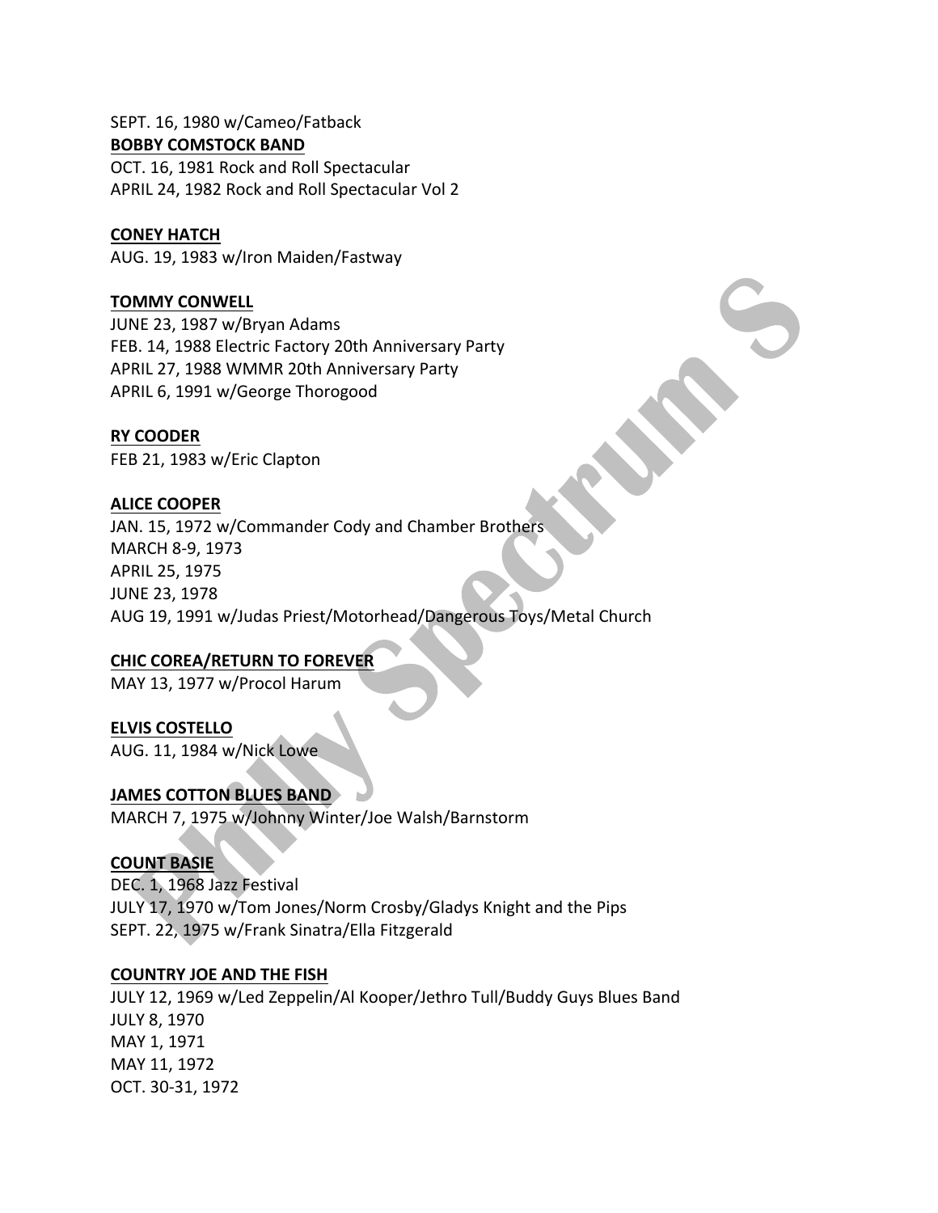SEPT. 16, 1980 w/Cameo/Fatback

**BOBBY COMSTOCK BAND**

OCT. 16, 1981 Rock and Roll Spectacular
APRIL 24, 1982 Rock and Roll Spectacular Vol 2

**CONEY HATCH**

AUG. 19, 1983 w/Iron Maiden/Fastway

**TOMMY CONWELL**

JUNE 23, 1987 w/Bryan Adams
FEB. 14, 1988 Electric Factory 20th Anniversary Party
APRIL 27, 1988 WMMR 20th Anniversary Party
APRIL 6, 1991 w/George Thorogood

**RY COODER**

FEB 21, 1983 w/Eric Clapton

**ALICE COOPER**

JAN. 15, 1972 w/Commander Cody and Chamber Brothers
MARCH 8-9, 1973
APRIL 25, 1975
JUNE 23, 1978
AUG 19, 1991 w/Judas Priest/Motorhead/Dangerous Toys/Metal Church

**CHIC COREA/RETURN TO FOREVER**

MAY 13, 1977 w/Procol Harum

**ELVIS COSTELLO**

AUG. 11, 1984 w/Nick Lowe

**JAMES COTTON BLUES BAND**

MARCH 7, 1975 w/Johnny Winter/Joe Walsh/Barnstorm

**COUNT BASIE**

DEC. 1, 1968 Jazz Festival
JULY 17, 1970 w/Tom Jones/Norm Crosby/Gladys Knight and the Pips
SEPT. 22, 1975 w/Frank Sinatra/Ella Fitzgerald

**COUNTRY JOE AND THE FISH**

JULY 12, 1969 w/Led Zeppelin/Al Kooper/Jethro Tull/Buddy Guys Blues Band
JULY 8, 1970
MAY 1, 1971
MAY 11, 1972
OCT. 30-31, 1972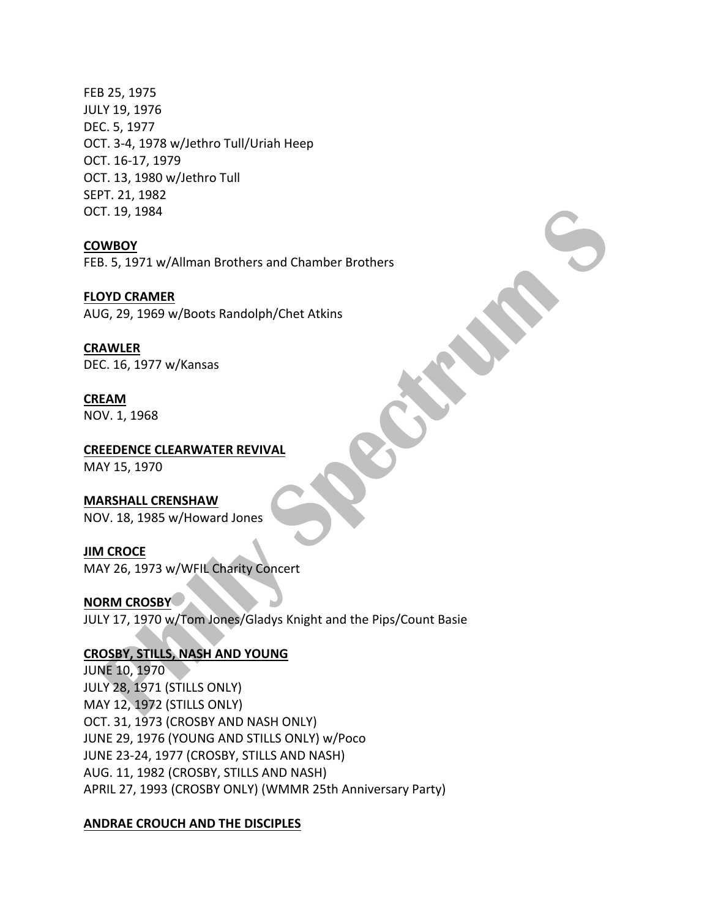FEB 25, 1975
JULY 19, 1976
DEC. 5, 1977
OCT. 3-4, 1978 w/Jethro Tull/Uriah Heep
OCT. 16-17, 1979
OCT. 13, 1980 w/Jethro Tull
SEPT. 21, 1982
OCT. 19, 1984

**COWBOY**
FEB. 5, 1971 w/Allman Brothers and Chamber Brothers

**FLOYD CRAMER**
AUG, 29, 1969 w/Boots Randolph/Chet Atkins

**CRAWLER**
DEC. 16, 1977 w/Kansas

**CREAM**
NOV. 1, 1968

**CREEDENCE CLEARWATER REVIVAL**
MAY 15, 1970

**MARSHALL CRENSHAW**
NOV. 18, 1985 w/Howard Jones

**JIM CROCE**
MAY 26, 1973 w/WFIL Charity Concert

**NORM CROSBY**
JULY 17, 1970 w/Tom Jones/Gladys Knight and the Pips/Count Basie

**CROSBY, STILLS, NASH AND YOUNG**
JUNE 10, 1970
JULY 28, 1971 (STILLS ONLY)
MAY 12, 1972 (STILLS ONLY)
OCT. 31, 1973 (CROSBY AND NASH ONLY)
JUNE 29, 1976 (YOUNG AND STILLS ONLY) w/Poco
JUNE 23-24, 1977 (CROSBY, STILLS AND NASH)
AUG. 11, 1982 (CROSBY, STILLS AND NASH)
APRIL 27, 1993 (CROSBY ONLY) (WMMR 25th Anniversary Party)

**ANDRAE CROUCH AND THE DISCIPLES**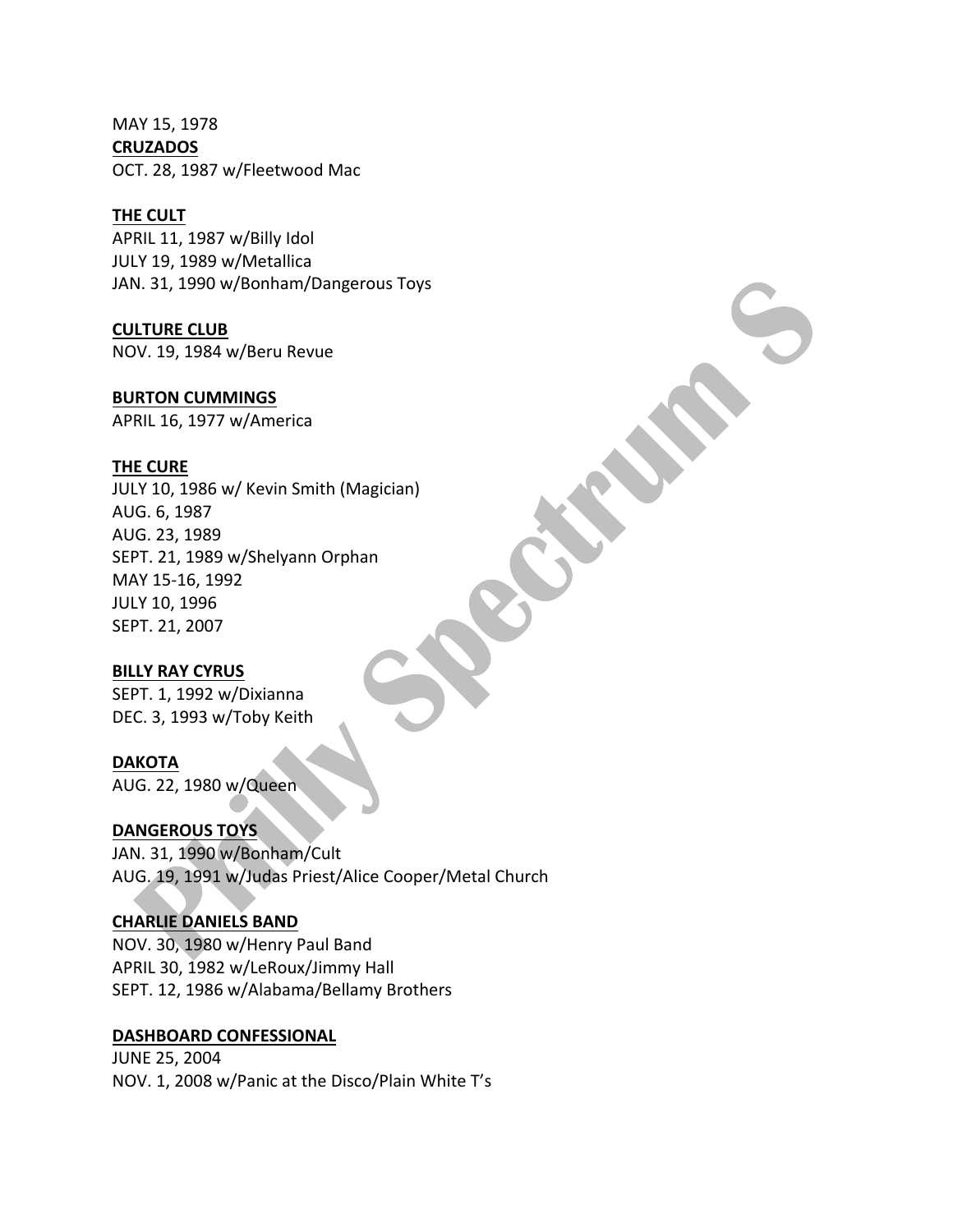MAY 15, 1978

**CRUZADOS**

OCT. 28, 1987 w/Fleetwood Mac

**THE CULT**

APRIL 11, 1987 w/Billy Idol
JULY 19, 1989 w/Metallica
JAN. 31, 1990 w/Bonham/Dangerous Toys

**CULTURE CLUB**

NOV. 19, 1984 w/Beru Revue

**BURTON CUMMINGS**

APRIL 16, 1977 w/America

**THE CURE**

JULY 10, 1986 w/ Kevin Smith (Magician)
AUG. 6, 1987
AUG. 23, 1989
SEPT. 21, 1989 w/Shelyann Orphan
MAY 15-16, 1992
JULY 10, 1996
SEPT. 21, 2007

**BILLY RAY CYRUS**

SEPT. 1, 1992 w/Dixianna
DEC. 3, 1993 w/Toby Keith

**DAKOTA**

AUG. 22, 1980 w/Queen

**DANGEROUS TOYS**

JAN. 31, 1990 w/Bonham/Cult
AUG. 19, 1991 w/Judas Priest/Alice Cooper/Metal Church

**CHARLIE DANIELS BAND**

NOV. 30, 1980 w/Henry Paul Band
APRIL 30, 1982 w/LeRoux/Jimmy Hall
SEPT. 12, 1986 w/Alabama/Bellamy Brothers

**DASHBOARD CONFESSIONAL**

JUNE 25, 2004
NOV. 1, 2008 w/Panic at the Disco/Plain White T's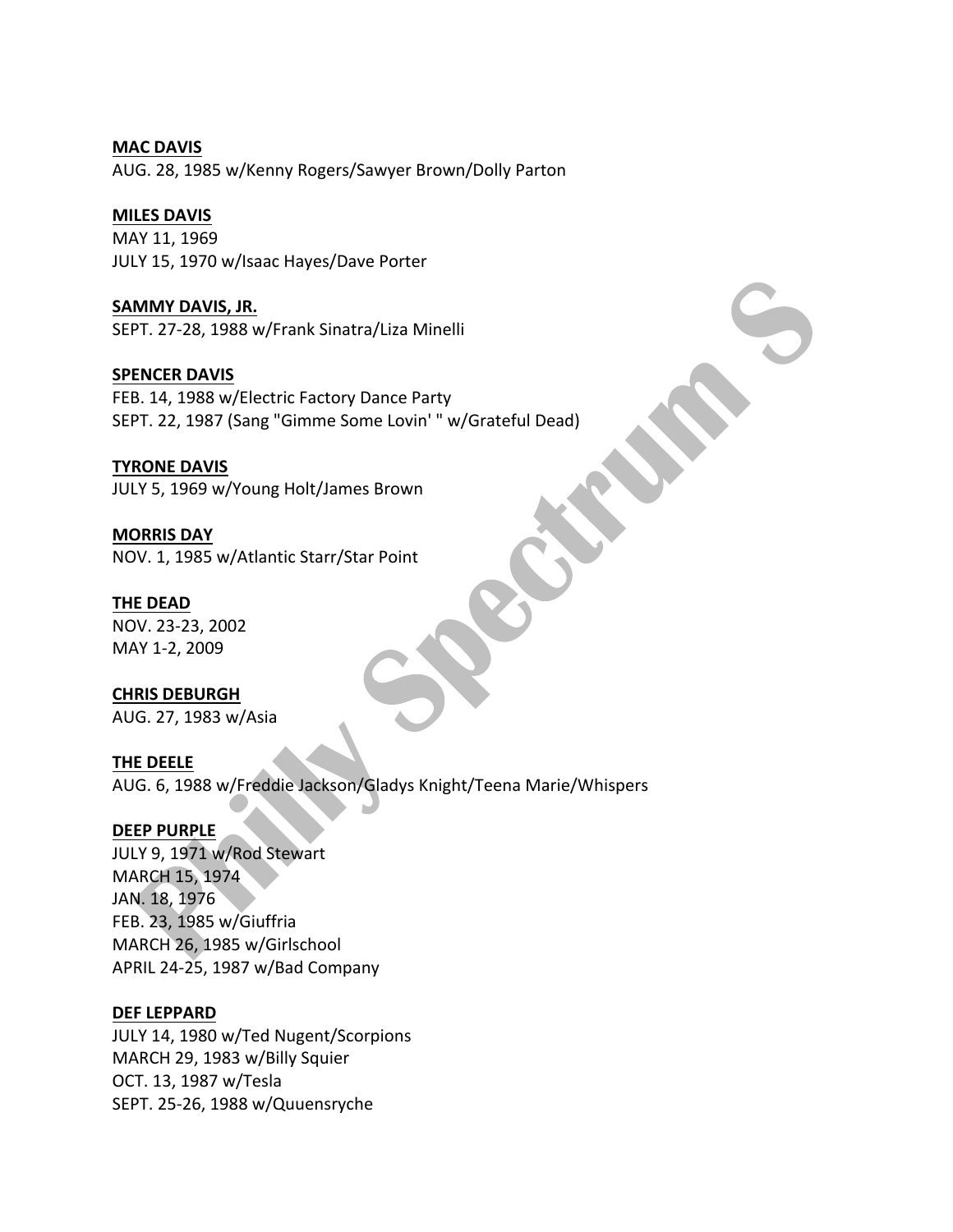**MAC DAVIS**
AUG. 28, 1985 w/Kenny Rogers/Sawyer Brown/Dolly Parton

**MILES DAVIS**
MAY 11, 1969
JULY 15, 1970 w/Isaac Hayes/Dave Porter

**SAMMY DAVIS, JR.**
SEPT. 27-28, 1988 w/Frank Sinatra/Liza Minelli

**SPENCER DAVIS**
FEB. 14, 1988 w/Electric Factory Dance Party
SEPT. 22, 1987 (Sang "Gimme Some Lovin' " w/Grateful Dead)

**TYRONE DAVIS**
JULY 5, 1969 w/Young Holt/James Brown

**MORRIS DAY**
NOV. 1, 1985 w/Atlantic Starr/Star Point

**THE DEAD**
NOV. 23-23, 2002
MAY 1-2, 2009

**CHRIS DEBURGH**
AUG. 27, 1983 w/Asia

**THE DEELE**
AUG. 6, 1988 w/Freddie Jackson/Gladys Knight/Teena Marie/Whispers

**DEEP PURPLE**
JULY 9, 1971 w/Rod Stewart
MARCH 15, 1974
JAN. 18, 1976
FEB. 23, 1985 w/Giuffria
MARCH 26, 1985 w/Girlschool
APRIL 24-25, 1987 w/Bad Company

**DEF LEPPARD**
JULY 14, 1980 w/Ted Nugent/Scorpions
MARCH 29, 1983 w/Billy Squier
OCT. 13, 1987 w/Tesla
SEPT. 25-26, 1988 w/Quuensryche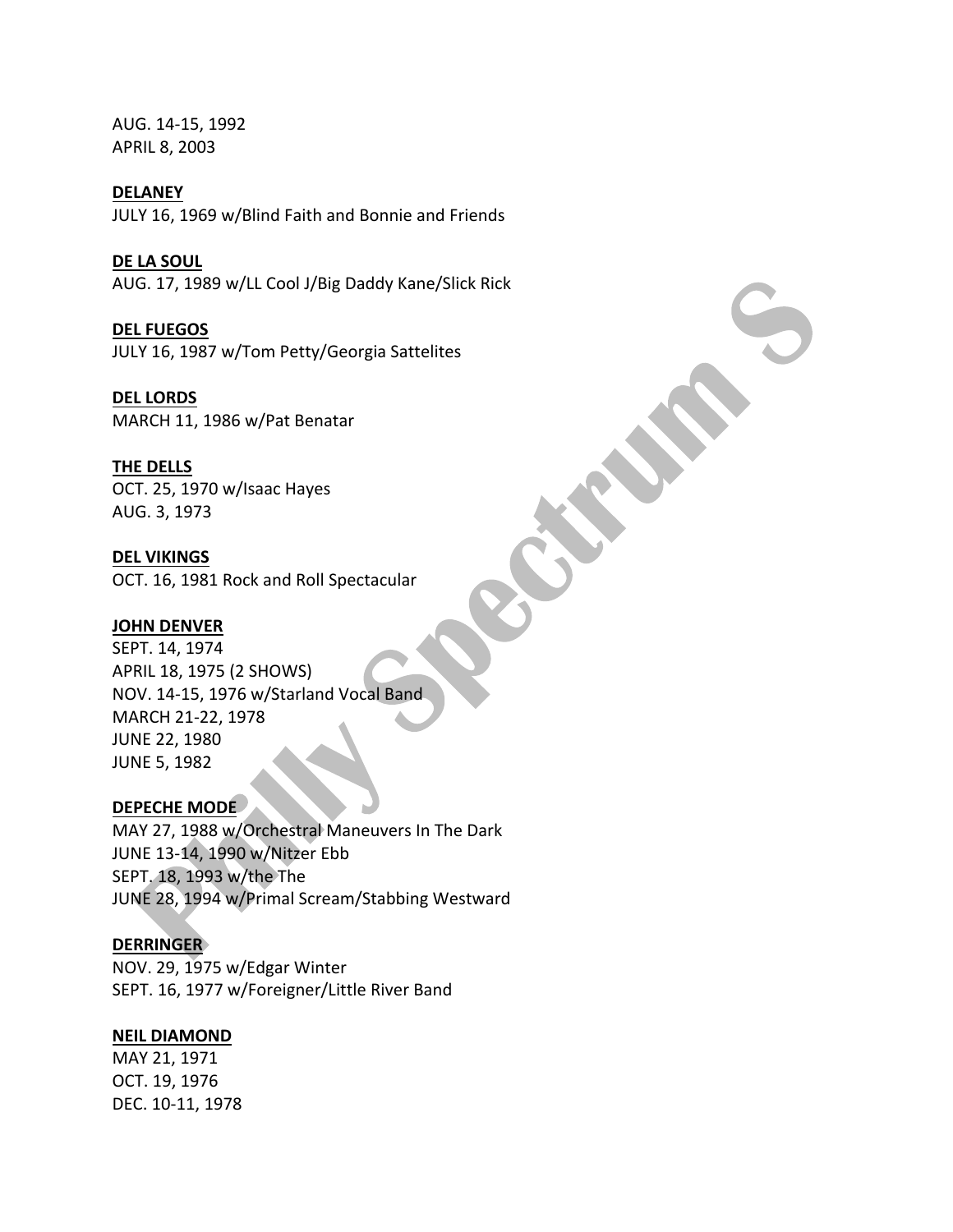AUG. 14-15, 1992
APRIL 8, 2003

**DELANEY**
JULY 16, 1969 w/Blind Faith and Bonnie and Friends

**DE LA SOUL**
AUG. 17, 1989 w/LL Cool J/Big Daddy Kane/Slick Rick

**DEL FUEGOS**
JULY 16, 1987 w/Tom Petty/Georgia Sattelites

**DEL LORDS**
MARCH 11, 1986 w/Pat Benatar

**THE DELLS**
OCT. 25, 1970 w/Isaac Hayes
AUG. 3, 1973

**DEL VIKINGS**
OCT. 16, 1981 Rock and Roll Spectacular

**JOHN DENVER**
SEPT. 14, 1974
APRIL 18, 1975 (2 SHOWS)
NOV. 14-15, 1976 w/Starland Vocal Band
MARCH 21-22, 1978
JUNE 22, 1980
JUNE 5, 1982

**DEPECHE MODE**
MAY 27, 1988 w/Orchestral Maneuvers In The Dark
JUNE 13-14, 1990 w/Nitzer Ebb
SEPT. 18, 1993 w/the The
JUNE 28, 1994 w/Primal Scream/Stabbing Westward

**DERRINGER**
NOV. 29, 1975 w/Edgar Winter
SEPT. 16, 1977 w/Foreigner/Little River Band

**NEIL DIAMOND**
MAY 21, 1971
OCT. 19, 1976
DEC. 10-11, 1978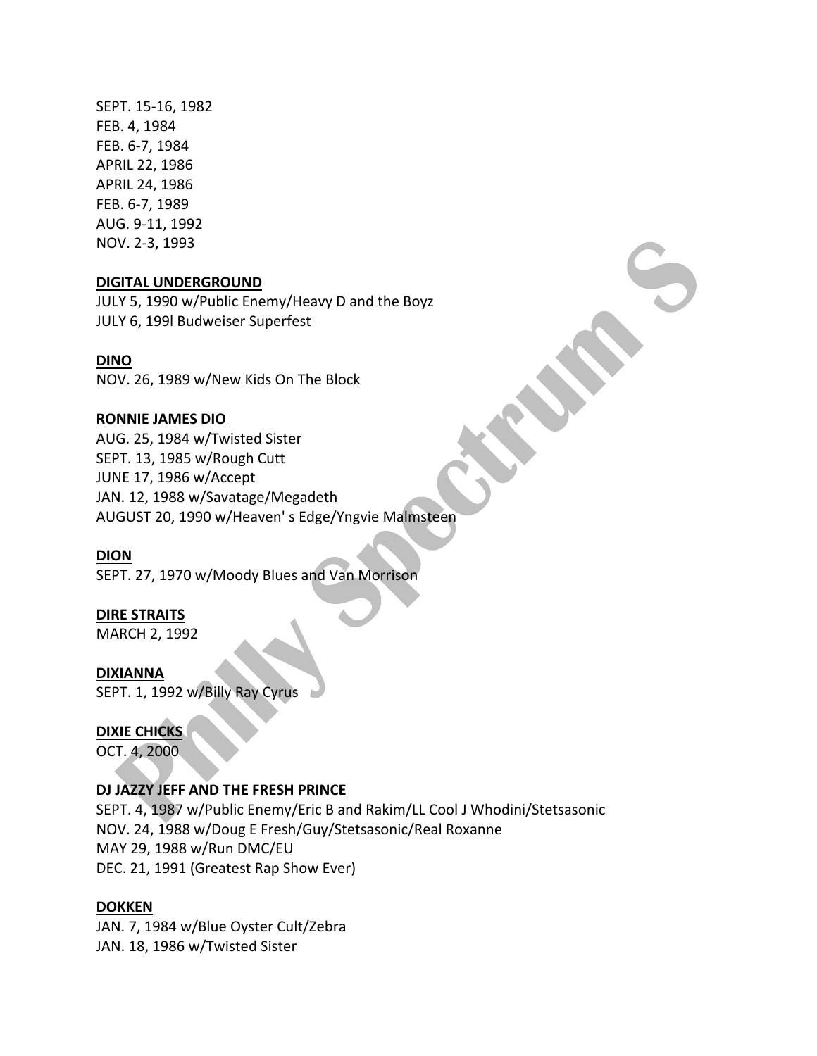SEPT. 15-16, 1982
FEB. 4, 1984
FEB. 6-7, 1984
APRIL 22, 1986
APRIL 24, 1986
FEB. 6-7, 1989
AUG. 9-11, 1992
NOV. 2-3, 1993

**DIGITAL UNDERGROUND**
JULY 5, 1990 w/Public Enemy/Heavy D and the Boyz
JULY 6, 199l Budweiser Superfest

**DINO**
NOV. 26, 1989 w/New Kids On The Block

**RONNIE JAMES DIO**
AUG. 25, 1984 w/Twisted Sister
SEPT. 13, 1985 w/Rough Cutt
JUNE 17, 1986 w/Accept
JAN. 12, 1988 w/Savatage/Megadeth
AUGUST 20, 1990 w/Heaven' s Edge/Yngvie Malmsteen

**DION**
SEPT. 27, 1970 w/Moody Blues and Van Morrison

**DIRE STRAITS**
MARCH 2, 1992

**DIXIANNA**
SEPT. 1, 1992 w/Billy Ray Cyrus

**DIXIE CHICKS**
OCT. 4, 2000

**DJ JAZZY JEFF AND THE FRESH PRINCE**
SEPT. 4, 1987 w/Public Enemy/Eric B and Rakim/LL Cool J Whodini/Stetsasonic
NOV. 24, 1988 w/Doug E Fresh/Guy/Stetsasonic/Real Roxanne
MAY 29, 1988 w/Run DMC/EU
DEC. 21, 1991 (Greatest Rap Show Ever)

**DOKKEN**
JAN. 7, 1984 w/Blue Oyster Cult/Zebra
JAN. 18, 1986 w/Twisted Sister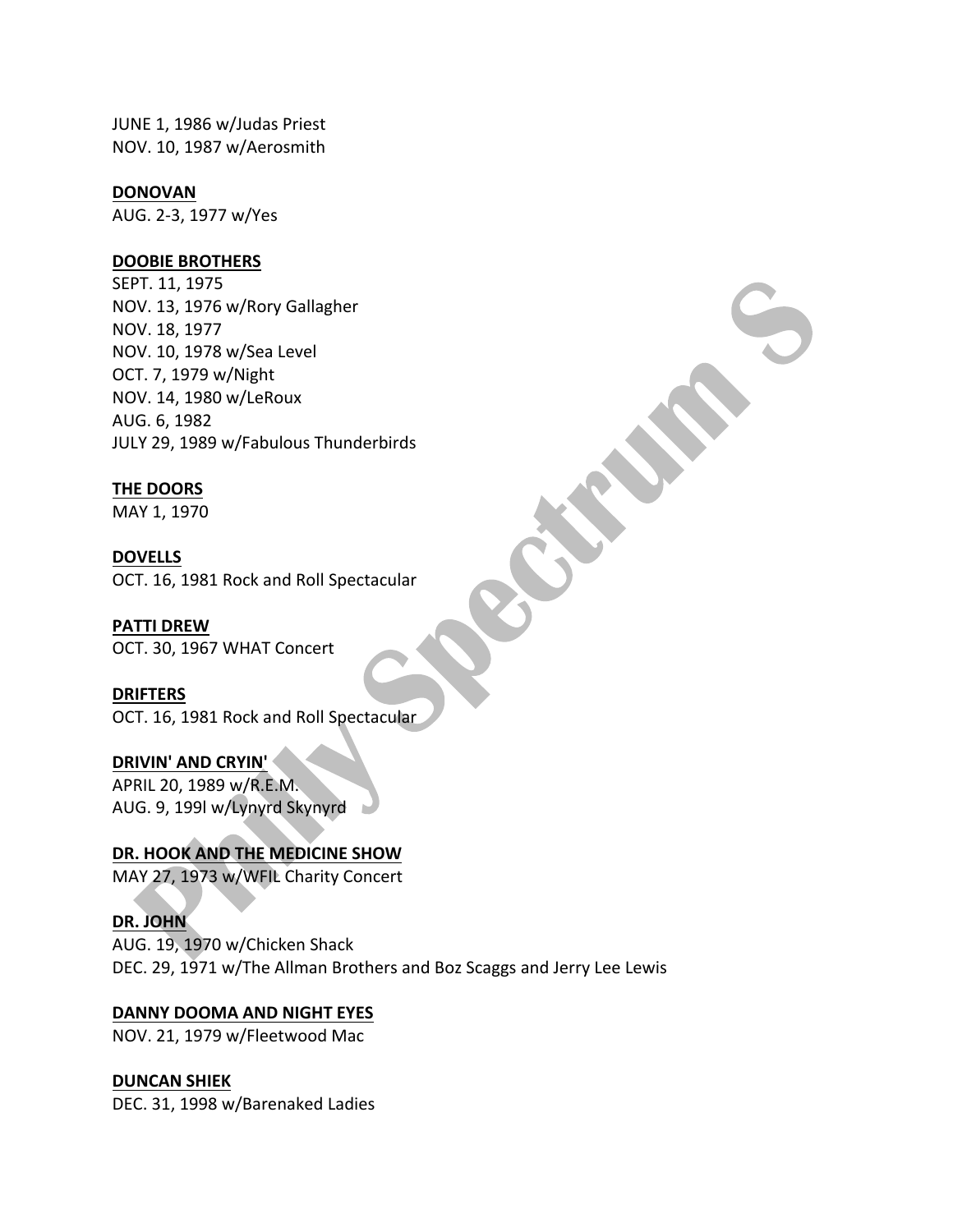JUNE 1, 1986 w/Judas Priest
NOV. 10, 1987 w/Aerosmith

**DONOVAN**
AUG. 2-3, 1977 w/Yes

**DOOBIE BROTHERS**
SEPT. 11, 1975
NOV. 13, 1976 w/Rory Gallagher
NOV. 18, 1977
NOV. 10, 1978 w/Sea Level
OCT. 7, 1979 w/Night
NOV. 14, 1980 w/LeRoux
AUG. 6, 1982
JULY 29, 1989 w/Fabulous Thunderbirds

**THE DOORS**
MAY 1, 1970

**DOVELLS**
OCT. 16, 1981 Rock and Roll Spectacular

**PATTI DREW**
OCT. 30, 1967 WHAT Concert

**DRIFTERS**
OCT. 16, 1981 Rock and Roll Spectacular

**DRIVIN' AND CRYIN'**
APRIL 20, 1989 w/R.E.M.
AUG. 9, 199l w/Lynyrd Skynyrd

**DR. HOOK AND THE MEDICINE SHOW**
MAY 27, 1973 w/WFIL Charity Concert

**DR. JOHN**
AUG. 19, 1970 w/Chicken Shack
DEC. 29, 1971 w/The Allman Brothers and Boz Scaggs and Jerry Lee Lewis

**DANNY DOOMA AND NIGHT EYES**
NOV. 21, 1979 w/Fleetwood Mac

**DUNCAN SHIEK**
DEC. 31, 1998 w/Barenaked Ladies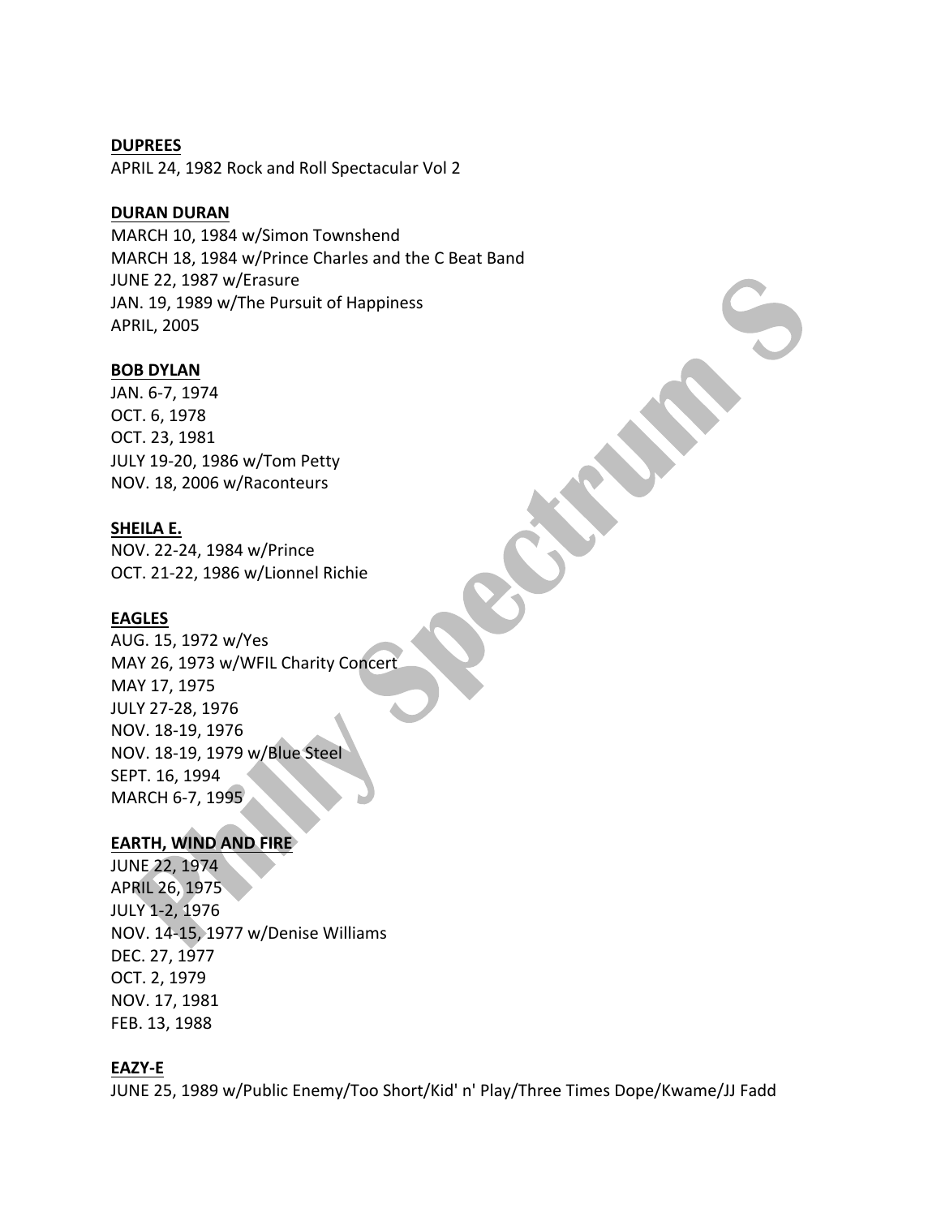**DUPREES**
APRIL 24, 1982 Rock and Roll Spectacular Vol 2

**DURAN DURAN**
MARCH 10, 1984 w/Simon Townshend
MARCH 18, 1984 w/Prince Charles and the C Beat Band
JUNE 22, 1987 w/Erasure
JAN. 19, 1989 w/The Pursuit of Happiness
APRIL, 2005

**BOB DYLAN**
JAN. 6-7, 1974
OCT. 6, 1978
OCT. 23, 1981
JULY 19-20, 1986 w/Tom Petty
NOV. 18, 2006 w/Raconteurs

**SHEILA E.**
NOV. 22-24, 1984 w/Prince
OCT. 21-22, 1986 w/Lionnel Richie

**EAGLES**
AUG. 15, 1972 w/Yes
MAY 26, 1973 w/WFIL Charity Concert
MAY 17, 1975
JULY 27-28, 1976
NOV. 18-19, 1976
NOV. 18-19, 1979 w/Blue Steel
SEPT. 16, 1994
MARCH 6-7, 1995

**EARTH, WIND AND FIRE**
JUNE 22, 1974
APRIL 26, 1975
JULY 1-2, 1976
NOV. 14-15, 1977 w/Denise Williams
DEC. 27, 1977
OCT. 2, 1979
NOV. 17, 1981
FEB. 13, 1988

**EAZY-E**
JUNE 25, 1989 w/Public Enemy/Too Short/Kid' n' Play/Three Times Dope/Kwame/JJ Fadd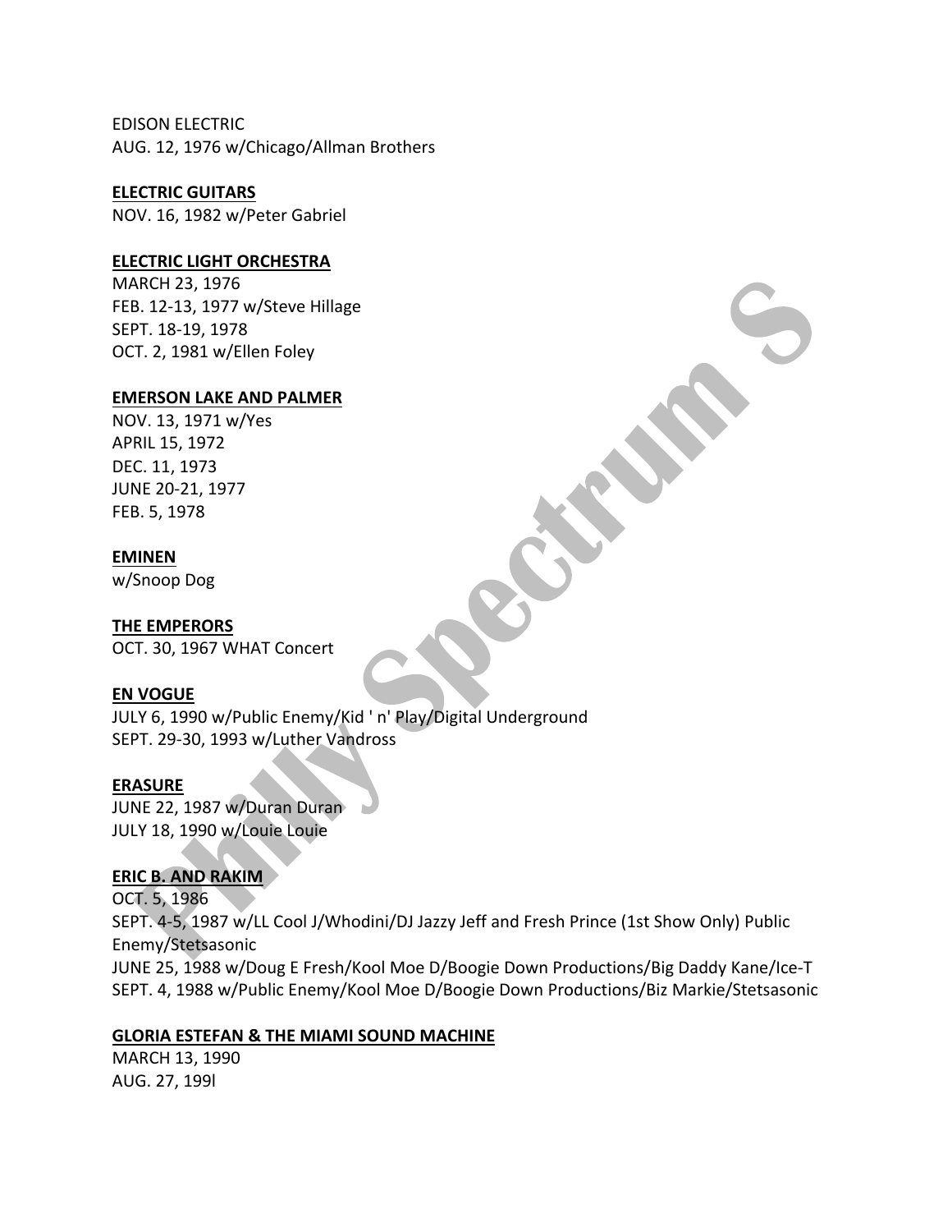EDISON ELECTRIC
AUG. 12, 1976 w/Chicago/Allman Brothers

**ELECTRIC GUITARS**
NOV. 16, 1982 w/Peter Gabriel

**ELECTRIC LIGHT ORCHESTRA**
MARCH 23, 1976
FEB. 12-13, 1977 w/Steve Hillage
SEPT. 18-19, 1978
OCT. 2, 1981 w/Ellen Foley

**EMERSON LAKE AND PALMER**
NOV. 13, 1971 w/Yes
APRIL 15, 1972
DEC. 11, 1973
JUNE 20-21, 1977
FEB. 5, 1978

**EMINEN**
w/Snoop Dog

**THE EMPERORS**
OCT. 30, 1967 WHAT Concert

**EN VOGUE**
JULY 6, 1990 w/Public Enemy/Kid ' n' Play/Digital Underground
SEPT. 29-30, 1993 w/Luther Vandross

**ERASURE**
JUNE 22, 1987 w/Duran Duran
JULY 18, 1990 w/Louie Louie

**ERIC B. AND RAKIM**
OCT. 5, 1986
SEPT. 4-5, 1987 w/LL Cool J/Whodini/DJ Jazzy Jeff and Fresh Prince (1st Show Only) Public Enemy/Stetsasonic
JUNE 25, 1988 w/Doug E Fresh/Kool Moe D/Boogie Down Productions/Big Daddy Kane/Ice-T
SEPT. 4, 1988 w/Public Enemy/Kool Moe D/Boogie Down Productions/Biz Markie/Stetsasonic

**GLORIA ESTEFAN & THE MIAMI SOUND MACHINE**
MARCH 13, 1990
AUG. 27, 199l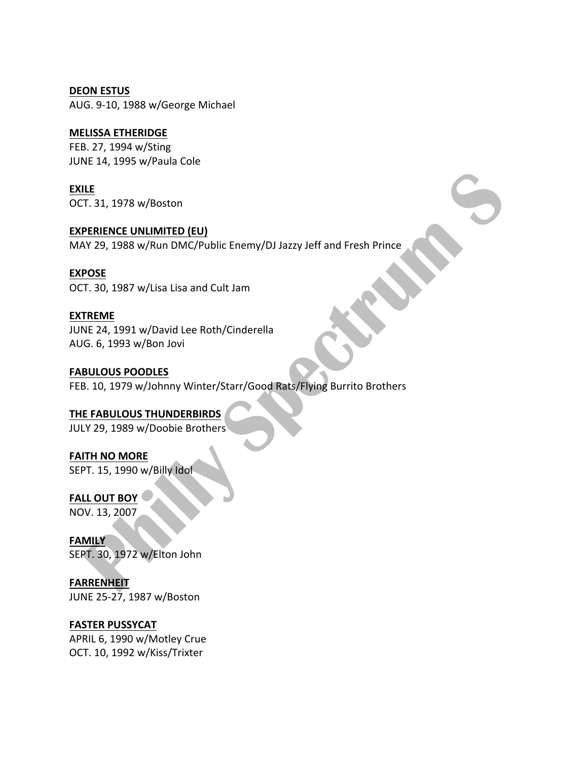**DEON ESTUS**
AUG. 9-10, 1988 w/George Michael

**MELISSA ETHERIDGE**
FEB. 27, 1994 w/Sting
JUNE 14, 1995 w/Paula Cole

**EXILE**
OCT. 31, 1978 w/Boston

**EXPERIENCE UNLIMITED (EU)**
MAY 29, 1988 w/Run DMC/Public Enemy/DJ Jazzy Jeff and Fresh Prince

**EXPOSE**
OCT. 30, 1987 w/Lisa Lisa and Cult Jam

**EXTREME**
JUNE 24, 1991 w/David Lee Roth/Cinderella
AUG. 6, 1993 w/Bon Jovi

**FABULOUS POODLES**
FEB. 10, 1979 w/Johnny Winter/Starr/Good Rats/Flying Burrito Brothers

**THE FABULOUS THUNDERBIRDS**
JULY 29, 1989 w/Doobie Brothers

**FAITH NO MORE**
SEPT. 15, 1990 w/Billy Idol

**FALL OUT BOY**
NOV. 13, 2007

**FAMILY**
SEPT. 30, 1972 w/Elton John

**FARRENHEIT**
JUNE 25-27, 1987 w/Boston

**FASTER PUSSYCAT**
APRIL 6, 1990 w/Motley Crue
OCT. 10, 1992 w/Kiss/Trixter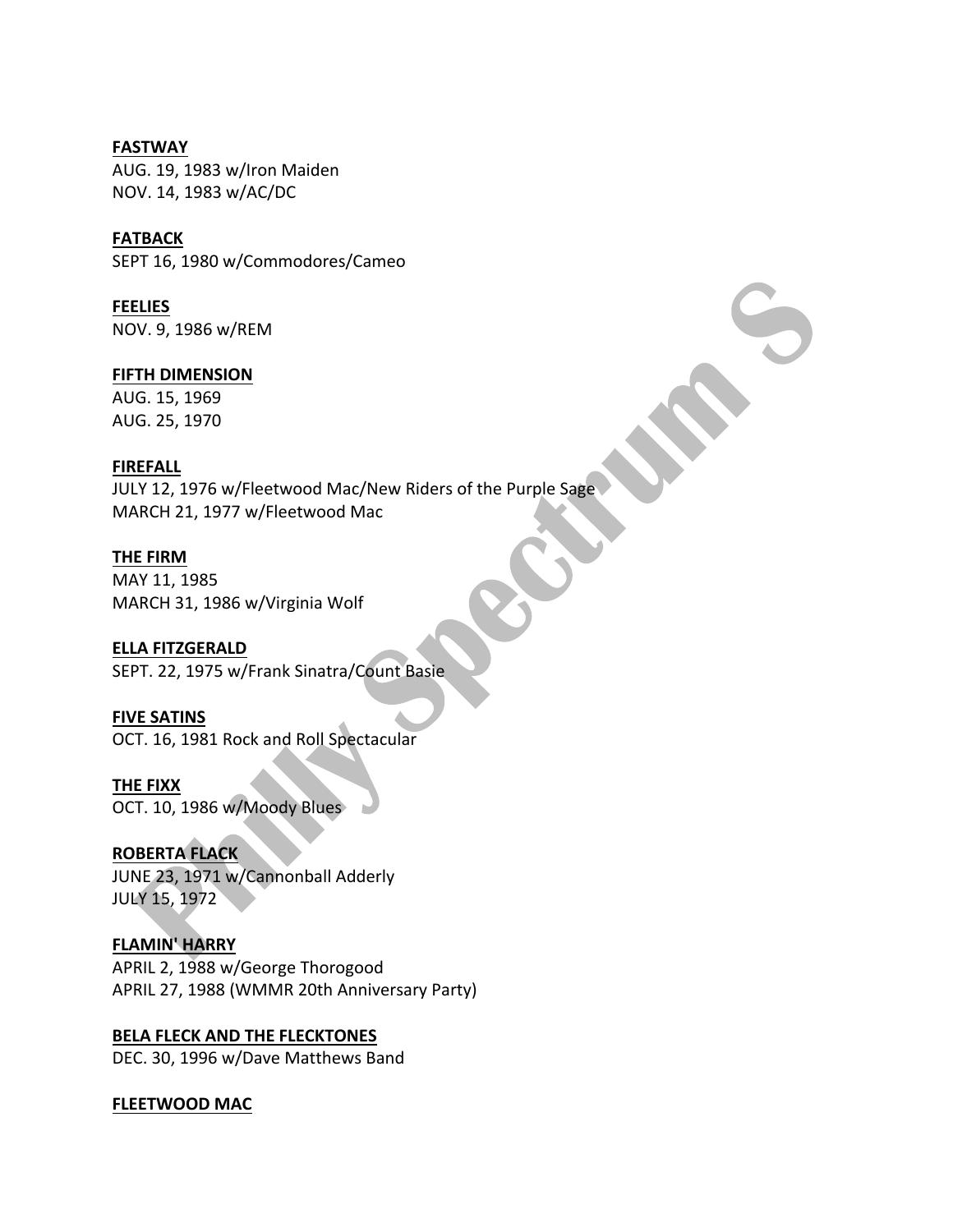**FASTWAY**
AUG. 19, 1983 w/Iron Maiden
NOV. 14, 1983 w/AC/DC

**FATBACK**
SEPT 16, 1980 w/Commodores/Cameo

**FEELIES**
NOV. 9, 1986 w/REM

**FIFTH DIMENSION**
AUG. 15, 1969
AUG. 25, 1970

**FIREFALL**
JULY 12, 1976 w/Fleetwood Mac/New Riders of the Purple Sage
MARCH 21, 1977 w/Fleetwood Mac

**THE FIRM**
MAY 11, 1985
MARCH 31, 1986 w/Virginia Wolf

**ELLA FITZGERALD**
SEPT. 22, 1975 w/Frank Sinatra/Count Basie

**FIVE SATINS**
OCT. 16, 1981 Rock and Roll Spectacular

**THE FIXX**
OCT. 10, 1986 w/Moody Blues

**ROBERTA FLACK**
JUNE 23, 1971 w/Cannonball Adderly
JULY 15, 1972

**FLAMIN' HARRY**
APRIL 2, 1988 w/George Thorogood
APRIL 27, 1988 (WMMR 20th Anniversary Party)

**BELA FLECK AND THE FLECKTONES**
DEC. 30, 1996 w/Dave Matthews Band

**FLEETWOOD MAC**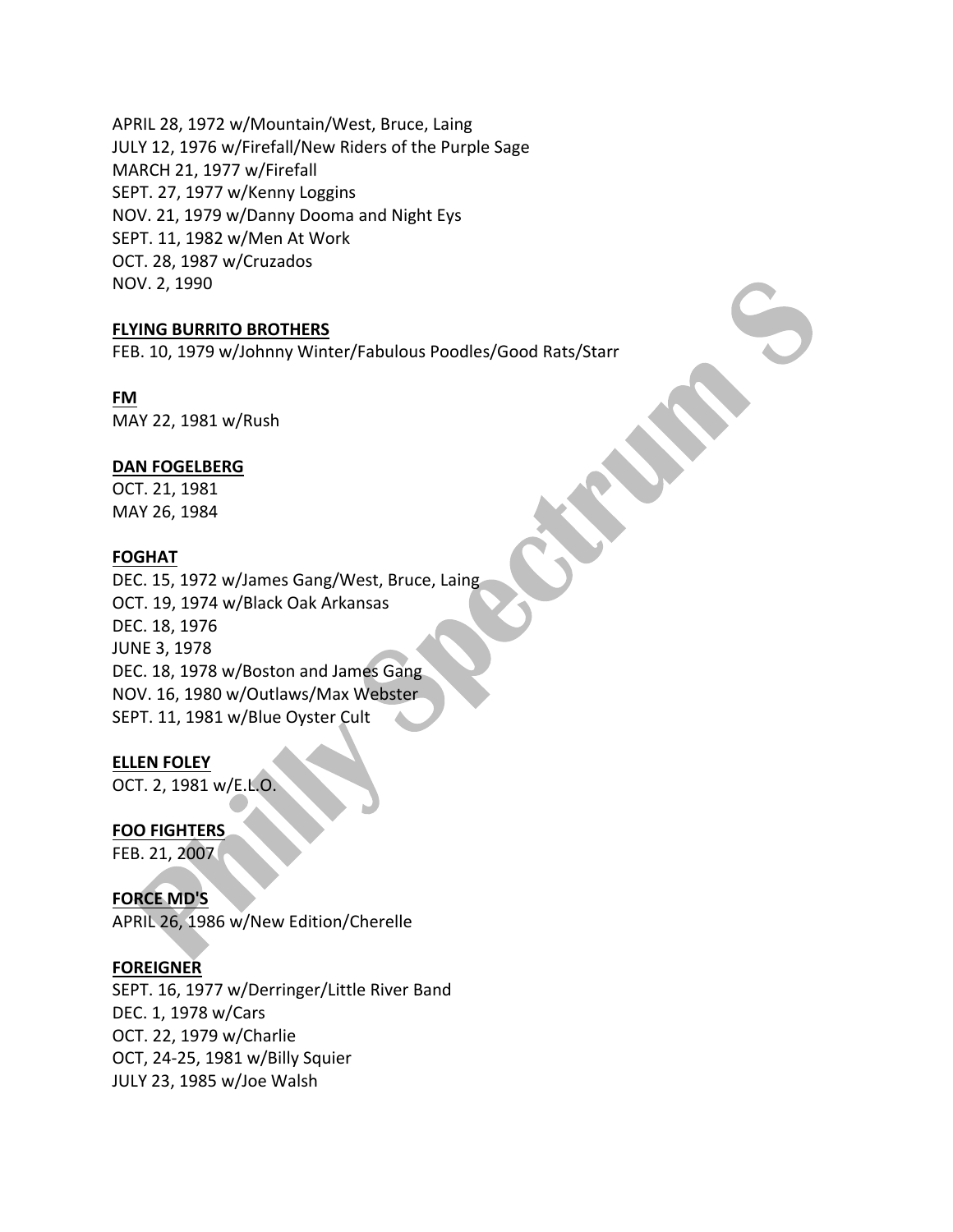APRIL 28, 1972 w/Mountain/West, Bruce, Laing
JULY 12, 1976 w/Firefall/New Riders of the Purple Sage
MARCH 21, 1977 w/Firefall
SEPT. 27, 1977 w/Kenny Loggins
NOV. 21, 1979 w/Danny Dooma and Night Eys
SEPT. 11, 1982 w/Men At Work
OCT. 28, 1987 w/Cruzados
NOV. 2, 1990

**FLYING BURRITO BROTHERS**
FEB. 10, 1979 w/Johnny Winter/Fabulous Poodles/Good Rats/Starr

**FM**
MAY 22, 1981 w/Rush

**DAN FOGELBERG**
OCT. 21, 1981
MAY 26, 1984

**FOGHAT**
DEC. 15, 1972 w/James Gang/West, Bruce, Laing
OCT. 19, 1974 w/Black Oak Arkansas
DEC. 18, 1976
JUNE 3, 1978
DEC. 18, 1978 w/Boston and James Gang
NOV. 16, 1980 w/Outlaws/Max Webster
SEPT. 11, 1981 w/Blue Oyster Cult

**ELLEN FOLEY**
OCT. 2, 1981 w/E.L.O.

**FOO FIGHTERS**
FEB. 21, 2007

**FORCE MD'S**
APRIL 26, 1986 w/New Edition/Cherelle

**FOREIGNER**
SEPT. 16, 1977 w/Derringer/Little River Band
DEC. 1, 1978 w/Cars
OCT. 22, 1979 w/Charlie
OCT, 24-25, 1981 w/Billy Squier
JULY 23, 1985 w/Joe Walsh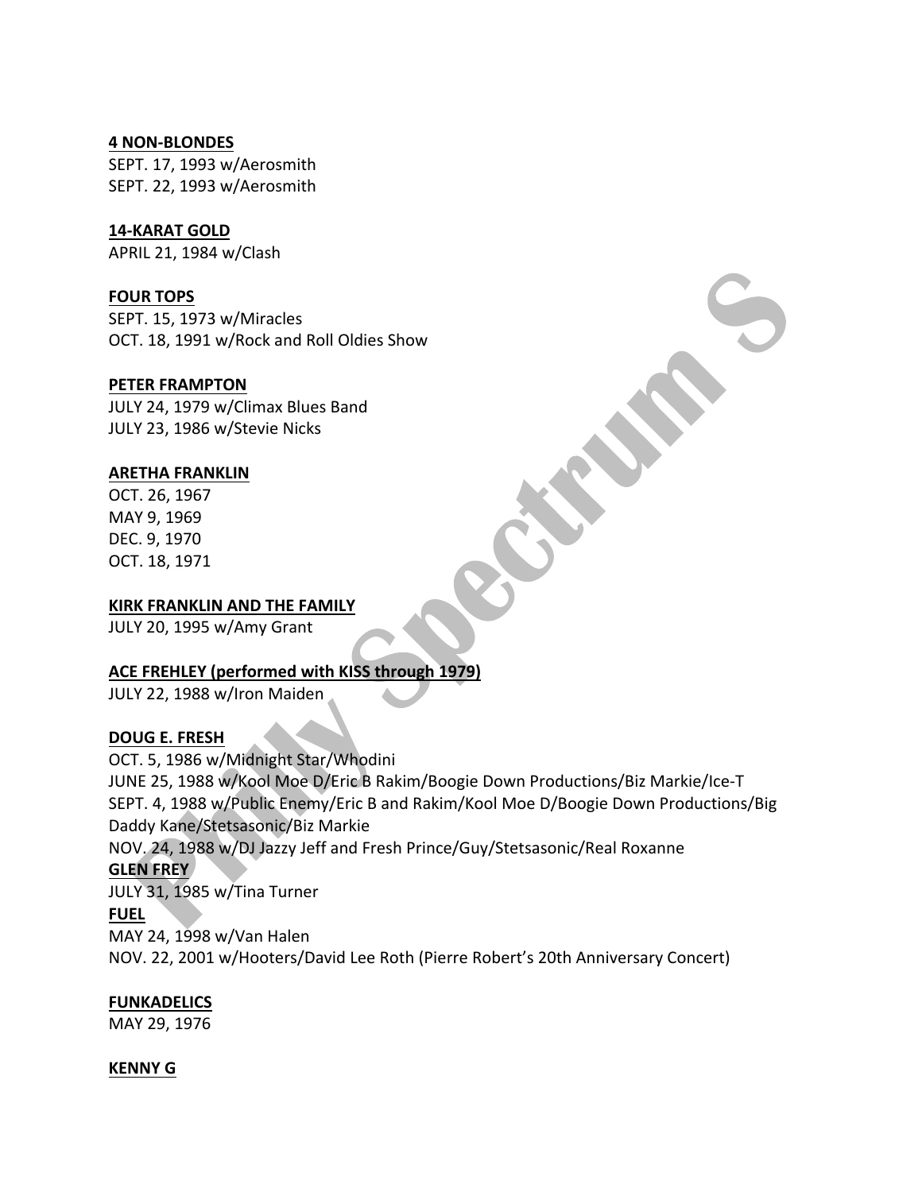**4 NON-BLONDES**
SEPT. 17, 1993 w/Aerosmith
SEPT. 22, 1993 w/Aerosmith

**14-KARAT GOLD**
APRIL 21, 1984 w/Clash

**FOUR TOPS**
SEPT. 15, 1973 w/Miracles
OCT. 18, 1991 w/Rock and Roll Oldies Show

**PETER FRAMPTON**
JULY 24, 1979 w/Climax Blues Band
JULY 23, 1986 w/Stevie Nicks

**ARETHA FRANKLIN**
OCT. 26, 1967
MAY 9, 1969
DEC. 9, 1970
OCT. 18, 1971

**KIRK FRANKLIN AND THE FAMILY**
JULY 20, 1995 w/Amy Grant

**ACE FREHLEY (performed with KISS through 1979)**
JULY 22, 1988 w/Iron Maiden

**DOUG E. FRESH**
OCT. 5, 1986 w/Midnight Star/Whodini
JUNE 25, 1988 w/Kool Moe D/Eric B Rakim/Boogie Down Productions/Biz Markie/Ice-T
SEPT. 4, 1988 w/Public Enemy/Eric B and Rakim/Kool Moe D/Boogie Down Productions/Big Daddy Kane/Stetsasonic/Biz Markie
NOV. 24, 1988 w/DJ Jazzy Jeff and Fresh Prince/Guy/Stetsasonic/Real Roxanne

**GLEN FREY**
JULY 31, 1985 w/Tina Turner

**FUEL**
MAY 24, 1998 w/Van Halen
NOV. 22, 2001 w/Hooters/David Lee Roth (Pierre Robert's 20th Anniversary Concert)

**FUNKADELICS**
MAY 29, 1976

**KENNY G**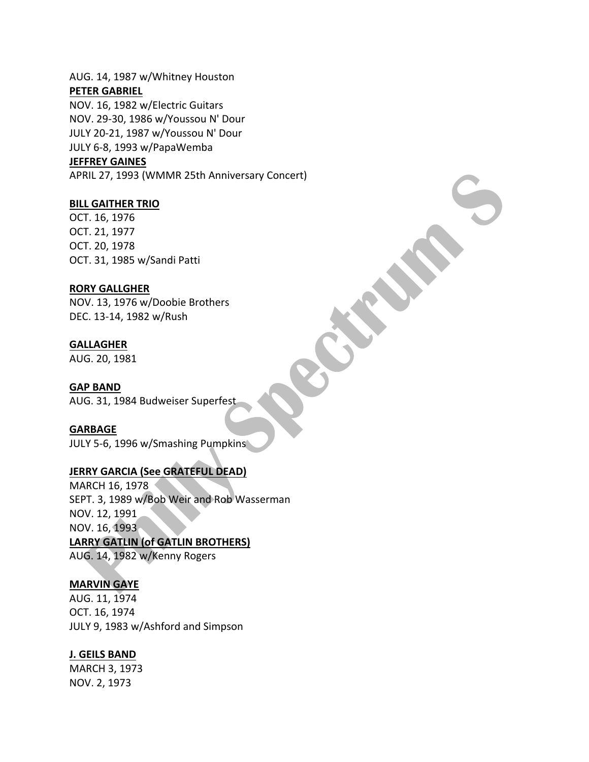AUG. 14, 1987 w/Whitney Houston

**PETER GABRIEL**

NOV. 16, 1982 w/Electric Guitars
NOV. 29-30, 1986 w/Youssou N' Dour
JULY 20-21, 1987 w/Youssou N' Dour
JULY 6-8, 1993 w/PapaWemba

**JEFFREY GAINES**

APRIL 27, 1993 (WMMR 25th Anniversary Concert)

**BILL GAITHER TRIO**

OCT. 16, 1976
OCT. 21, 1977
OCT. 20, 1978
OCT. 31, 1985 w/Sandi Patti

**RORY GALLGHER**

NOV. 13, 1976 w/Doobie Brothers
DEC. 13-14, 1982 w/Rush

**GALLAGHER**

AUG. 20, 1981

**GAP BAND**

AUG. 31, 1984 Budweiser Superfest

**GARBAGE**

JULY 5-6, 1996 w/Smashing Pumpkins

**JERRY GARCIA (See GRATEFUL DEAD)**

MARCH 16, 1978
SEPT. 3, 1989 w/Bob Weir and Rob Wasserman
NOV. 12, 1991
NOV. 16, 1993

**LARRY GATLIN (of GATLIN BROTHERS)**

AUG. 14, 1982 w/Kenny Rogers

**MARVIN GAYE**

AUG. 11, 1974
OCT. 16, 1974
JULY 9, 1983 w/Ashford and Simpson

**J. GEILS BAND**

MARCH 3, 1973
NOV. 2, 1973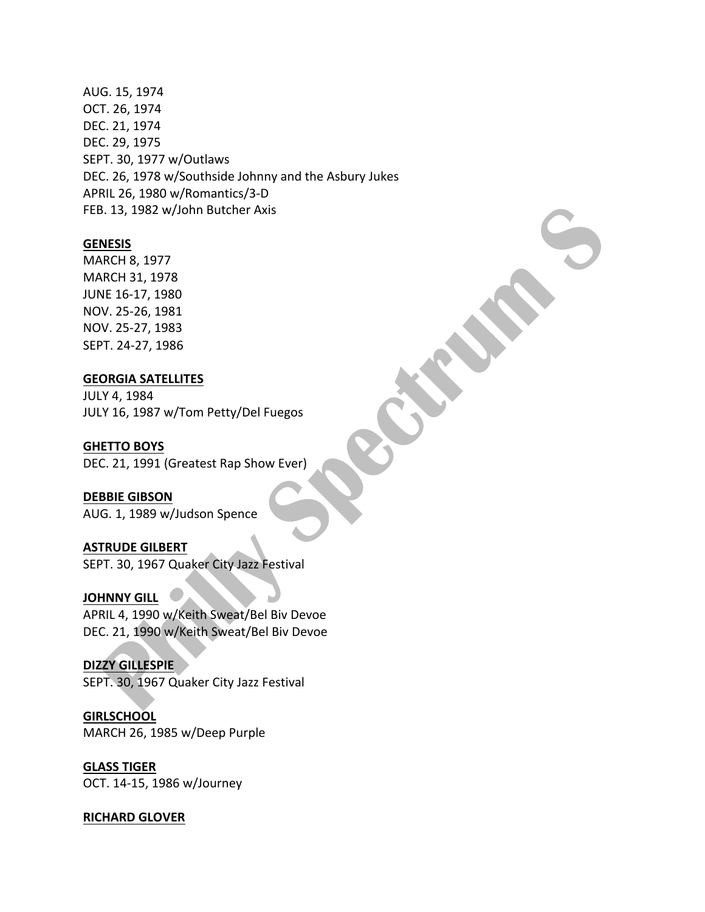AUG. 15, 1974
OCT. 26, 1974
DEC. 21, 1974
DEC. 29, 1975
SEPT. 30, 1977 w/Outlaws
DEC. 26, 1978 w/Southside Johnny and the Asbury Jukes
APRIL 26, 1980 w/Romantics/3-D
FEB. 13, 1982 w/John Butcher Axis

**GENESIS**
MARCH 8, 1977
MARCH 31, 1978
JUNE 16-17, 1980
NOV. 25-26, 1981
NOV. 25-27, 1983
SEPT. 24-27, 1986

**GEORGIA SATELLITES**
JULY 4, 1984
JULY 16, 1987 w/Tom Petty/Del Fuegos

**GHETTO BOYS**
DEC. 21, 1991 (Greatest Rap Show Ever)

**DEBBIE GIBSON**
AUG. 1, 1989 w/Judson Spence

**ASTRUDE GILBERT**
SEPT. 30, 1967 Quaker City Jazz Festival

**JOHNNY GILL**
APRIL 4, 1990 w/Keith Sweat/Bel Biv Devoe
DEC. 21, 1990 w/Keith Sweat/Bel Biv Devoe

**DIZZY GILLESPIE**
SEPT. 30, 1967 Quaker City Jazz Festival

**GIRLSCHOOL**
MARCH 26, 1985 w/Deep Purple

**GLASS TIGER**
OCT. 14-15, 1986 w/Journey

**RICHARD GLOVER**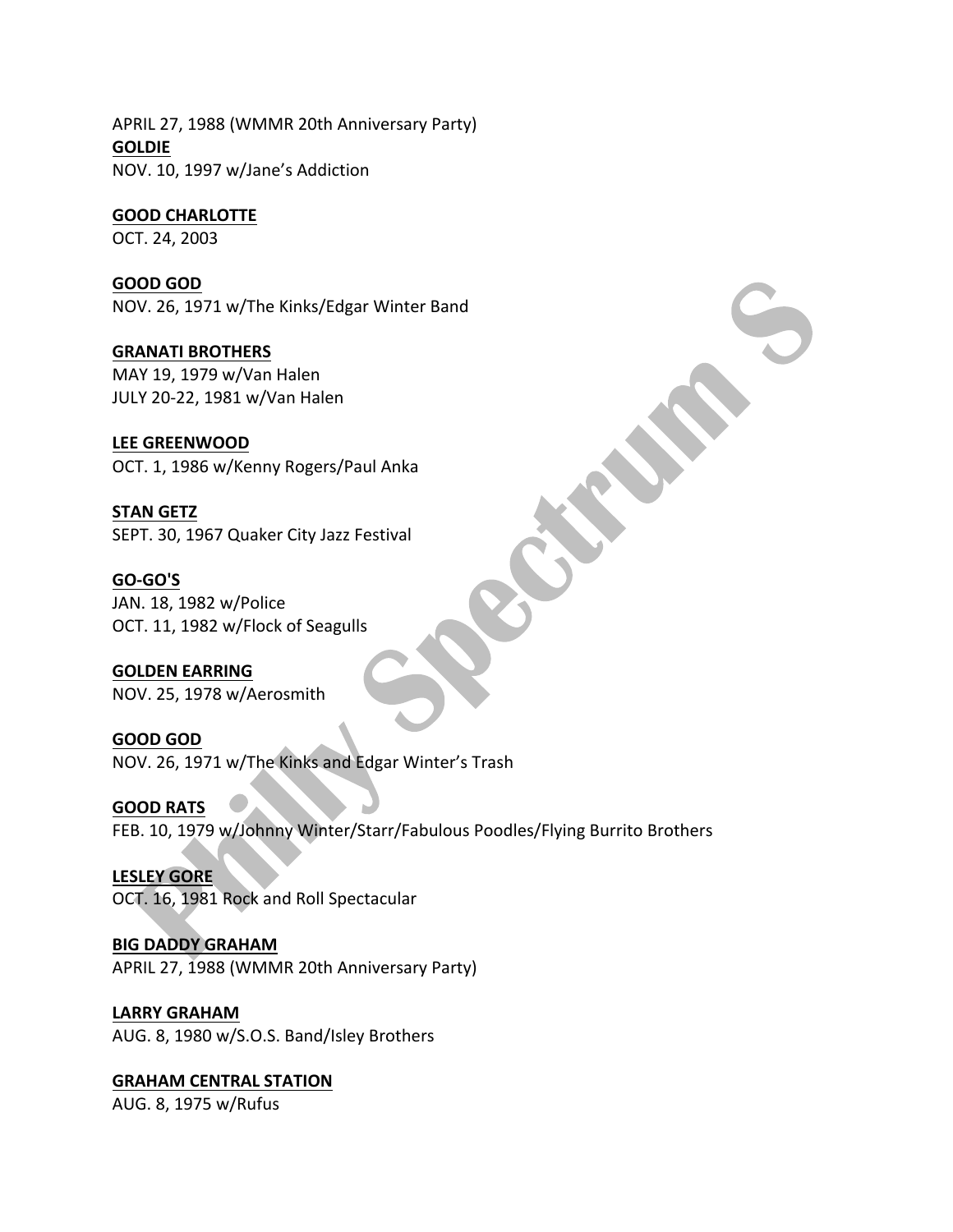APRIL 27, 1988 (WMMR 20th Anniversary Party)

**GOLDIE**
NOV. 10, 1997 w/Jane's Addiction

**GOOD CHARLOTTE**
OCT. 24, 2003

**GOOD GOD**
NOV. 26, 1971 w/The Kinks/Edgar Winter Band

**GRANATI BROTHERS**
MAY 19, 1979 w/Van Halen
JULY 20-22, 1981 w/Van Halen

**LEE GREENWOOD**
OCT. 1, 1986 w/Kenny Rogers/Paul Anka

**STAN GETZ**
SEPT. 30, 1967 Quaker City Jazz Festival

**GO-GO'S**
JAN. 18, 1982 w/Police
OCT. 11, 1982 w/Flock of Seagulls

**GOLDEN EARRING**
NOV. 25, 1978 w/Aerosmith

**GOOD GOD**
NOV. 26, 1971 w/The Kinks and Edgar Winter's Trash

**GOOD RATS**
FEB. 10, 1979 w/Johnny Winter/Starr/Fabulous Poodles/Flying Burrito Brothers

**LESLEY GORE**
OCT. 16, 1981 Rock and Roll Spectacular

**BIG DADDY GRAHAM**
APRIL 27, 1988 (WMMR 20th Anniversary Party)

**LARRY GRAHAM**
AUG. 8, 1980 w/S.O.S. Band/Isley Brothers

**GRAHAM CENTRAL STATION**
AUG. 8, 1975 w/Rufus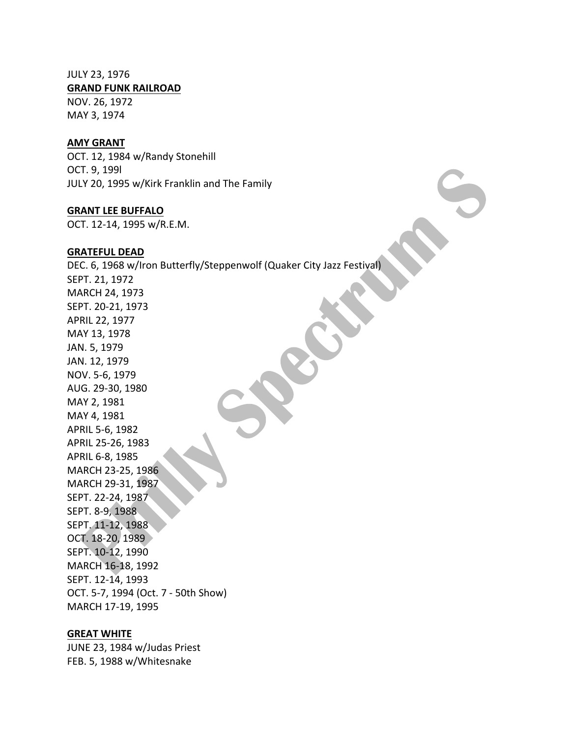JULY 23, 1976

**GRAND FUNK RAILROAD**

NOV. 26, 1972
MAY 3, 1974

**AMY GRANT**

OCT. 12, 1984 w/Randy Stonehill
OCT. 9, 199l
JULY 20, 1995 w/Kirk Franklin and The Family

**GRANT LEE BUFFALO**

OCT. 12-14, 1995 w/R.E.M.

**GRATEFUL DEAD**

DEC. 6, 1968 w/Iron Butterfly/Steppenwolf (Quaker City Jazz Festival)
SEPT. 21, 1972
MARCH 24, 1973
SEPT. 20-21, 1973
APRIL 22, 1977
MAY 13, 1978
JAN. 5, 1979
JAN. 12, 1979
NOV. 5-6, 1979
AUG. 29-30, 1980
MAY 2, 1981
MAY 4, 1981
APRIL 5-6, 1982
APRIL 25-26, 1983
APRIL 6-8, 1985
MARCH 23-25, 1986
MARCH 29-31, 1987
SEPT. 22-24, 1987
SEPT. 8-9, 1988
SEPT. 11-12, 1988
OCT. 18-20, 1989
SEPT. 10-12, 1990
MARCH 16-18, 1992
SEPT. 12-14, 1993
OCT. 5-7, 1994 (Oct. 7 - 50th Show)
MARCH 17-19, 1995

**GREAT WHITE**

JUNE 23, 1984 w/Judas Priest
FEB. 5, 1988 w/Whitesnake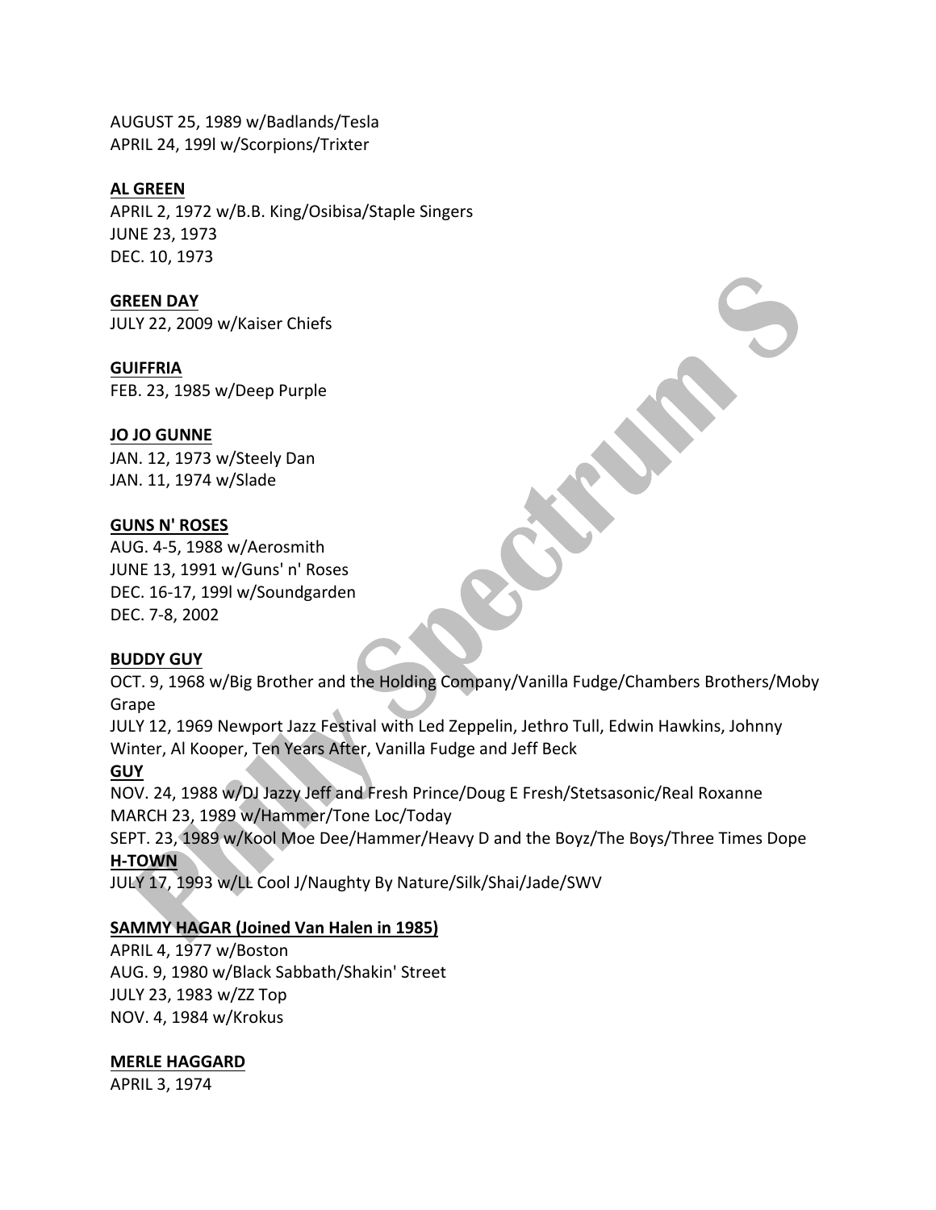AUGUST 25, 1989 w/Badlands/Tesla
APRIL 24, 199l w/Scorpions/Trixter

**AL GREEN**
APRIL 2, 1972 w/B.B. King/Osibisa/Staple Singers
JUNE 23, 1973
DEC. 10, 1973

**GREEN DAY**
JULY 22, 2009 w/Kaiser Chiefs

**GUIFFRIA**
FEB. 23, 1985 w/Deep Purple

**JO JO GUNNE**
JAN. 12, 1973 w/Steely Dan
JAN. 11, 1974 w/Slade

**GUNS N' ROSES**
AUG. 4-5, 1988 w/Aerosmith
JUNE 13, 1991 w/Guns' n' Roses
DEC. 16-17, 199l w/Soundgarden
DEC. 7-8, 2002

**BUDDY GUY**
OCT. 9, 1968 w/Big Brother and the Holding Company/Vanilla Fudge/Chambers Brothers/Moby Grape
JULY 12, 1969 Newport Jazz Festival with Led Zeppelin, Jethro Tull, Edwin Hawkins, Johnny Winter, Al Kooper, Ten Years After, Vanilla Fudge and Jeff Beck

**GUY**
NOV. 24, 1988 w/DJ Jazzy Jeff and Fresh Prince/Doug E Fresh/Stetsasonic/Real Roxanne
MARCH 23, 1989 w/Hammer/Tone Loc/Today
SEPT. 23, 1989 w/Kool Moe Dee/Hammer/Heavy D and the Boyz/The Boys/Three Times Dope

**H-TOWN**
JULY 17, 1993 w/LL Cool J/Naughty By Nature/Silk/Shai/Jade/SWV

**SAMMY HAGAR (Joined Van Halen in 1985)**
APRIL 4, 1977 w/Boston
AUG. 9, 1980 w/Black Sabbath/Shakin' Street
JULY 23, 1983 w/ZZ Top
NOV. 4, 1984 w/Krokus

**MERLE HAGGARD**
APRIL 3, 1974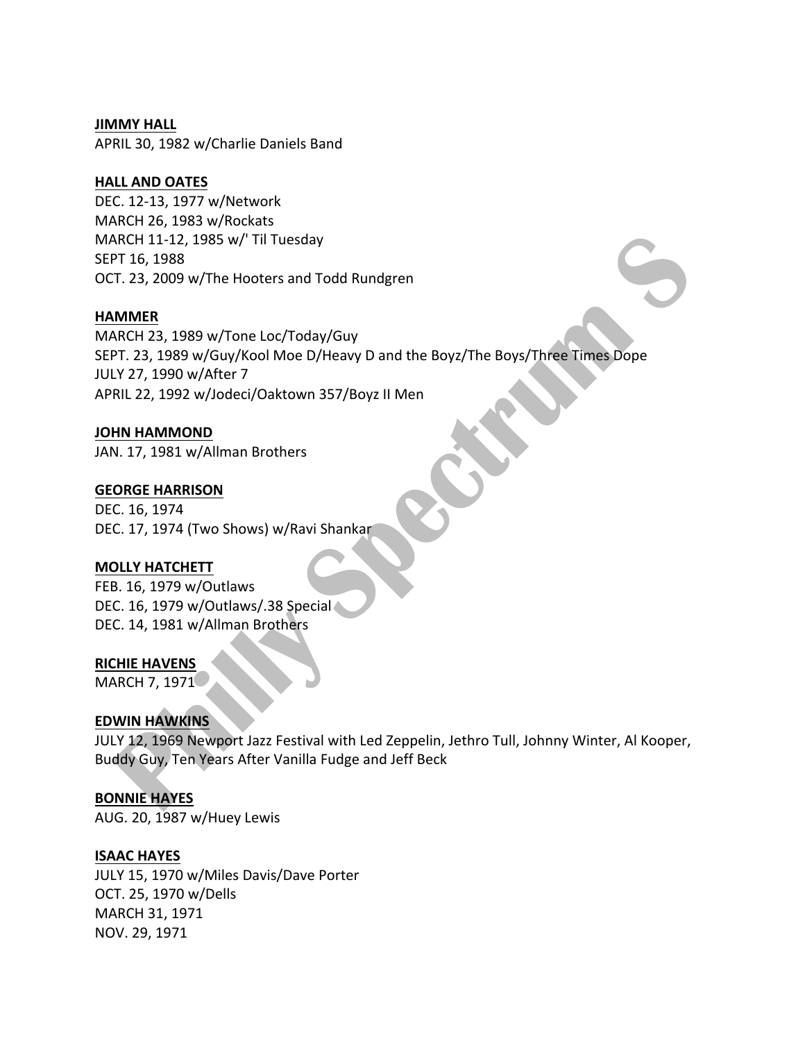**JIMMY HALL**
APRIL 30, 1982 w/Charlie Daniels Band

**HALL AND OATES**
DEC. 12-13, 1977 w/Network
MARCH 26, 1983 w/Rockats
MARCH 11-12, 1985 w/' Til Tuesday
SEPT 16, 1988
OCT. 23, 2009 w/The Hooters and Todd Rundgren

**HAMMER**
MARCH 23, 1989 w/Tone Loc/Today/Guy
SEPT. 23, 1989 w/Guy/Kool Moe D/Heavy D and the Boyz/The Boys/Three Times Dope
JULY 27, 1990 w/After 7
APRIL 22, 1992 w/Jodeci/Oaktown 357/Boyz II Men

**JOHN HAMMOND**
JAN. 17, 1981 w/Allman Brothers

**GEORGE HARRISON**
DEC. 16, 1974
DEC. 17, 1974 (Two Shows) w/Ravi Shankar

**MOLLY HATCHETT**
FEB. 16, 1979 w/Outlaws
DEC. 16, 1979 w/Outlaws/.38 Special
DEC. 14, 1981 w/Allman Brothers

**RICHIE HAVENS**
MARCH 7, 1971

**EDWIN HAWKINS**
JULY 12, 1969 Newport Jazz Festival with Led Zeppelin, Jethro Tull, Johnny Winter, Al Kooper, Buddy Guy, Ten Years After Vanilla Fudge and Jeff Beck

**BONNIE HAYES**
AUG. 20, 1987 w/Huey Lewis

**ISAAC HAYES**
JULY 15, 1970 w/Miles Davis/Dave Porter
OCT. 25, 1970 w/Dells
MARCH 31, 1971
NOV. 29, 1971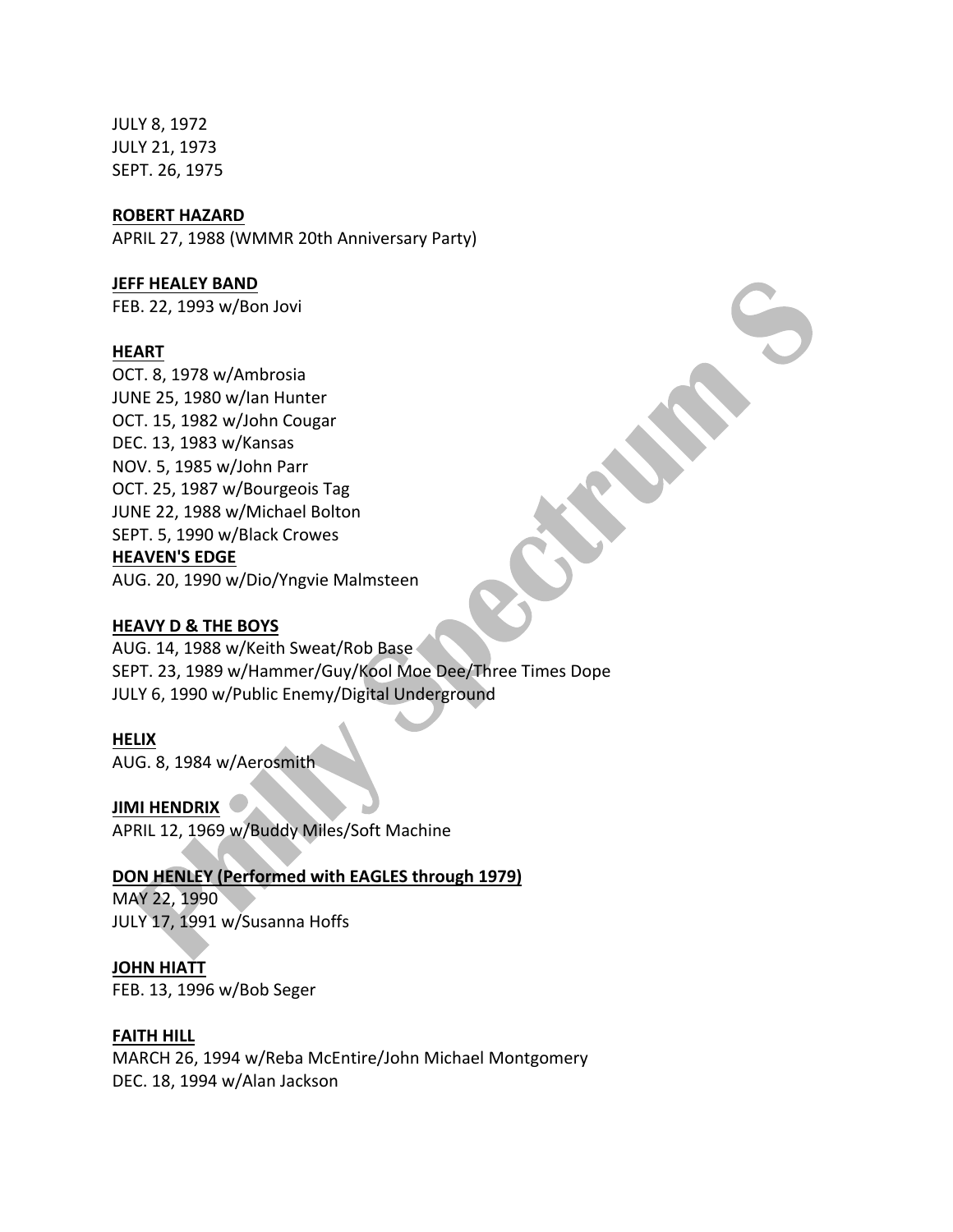JULY 8, 1972
JULY 21, 1973
SEPT. 26, 1975

**ROBERT HAZARD**
APRIL 27, 1988 (WMMR 20th Anniversary Party)

**JEFF HEALEY BAND**
FEB. 22, 1993 w/Bon Jovi

**HEART**
OCT. 8, 1978 w/Ambrosia
JUNE 25, 1980 w/Ian Hunter
OCT. 15, 1982 w/John Cougar
DEC. 13, 1983 w/Kansas
NOV. 5, 1985 w/John Parr
OCT. 25, 1987 w/Bourgeois Tag
JUNE 22, 1988 w/Michael Bolton
SEPT. 5, 1990 w/Black Crowes

**HEAVEN'S EDGE**
AUG. 20, 1990 w/Dio/Yngvie Malmsteen

**HEAVY D & THE BOYS**
AUG. 14, 1988 w/Keith Sweat/Rob Base
SEPT. 23, 1989 w/Hammer/Guy/Kool Moe Dee/Three Times Dope
JULY 6, 1990 w/Public Enemy/Digital Underground

**HELIX**
AUG. 8, 1984 w/Aerosmith

**JIMI HENDRIX**
APRIL 12, 1969 w/Buddy Miles/Soft Machine

**DON HENLEY (Performed with EAGLES through 1979)**
MAY 22, 1990
JULY 17, 1991 w/Susanna Hoffs

**JOHN HIATT**
FEB. 13, 1996 w/Bob Seger

**FAITH HILL**
MARCH 26, 1994 w/Reba McEntire/John Michael Montgomery
DEC. 18, 1994 w/Alan Jackson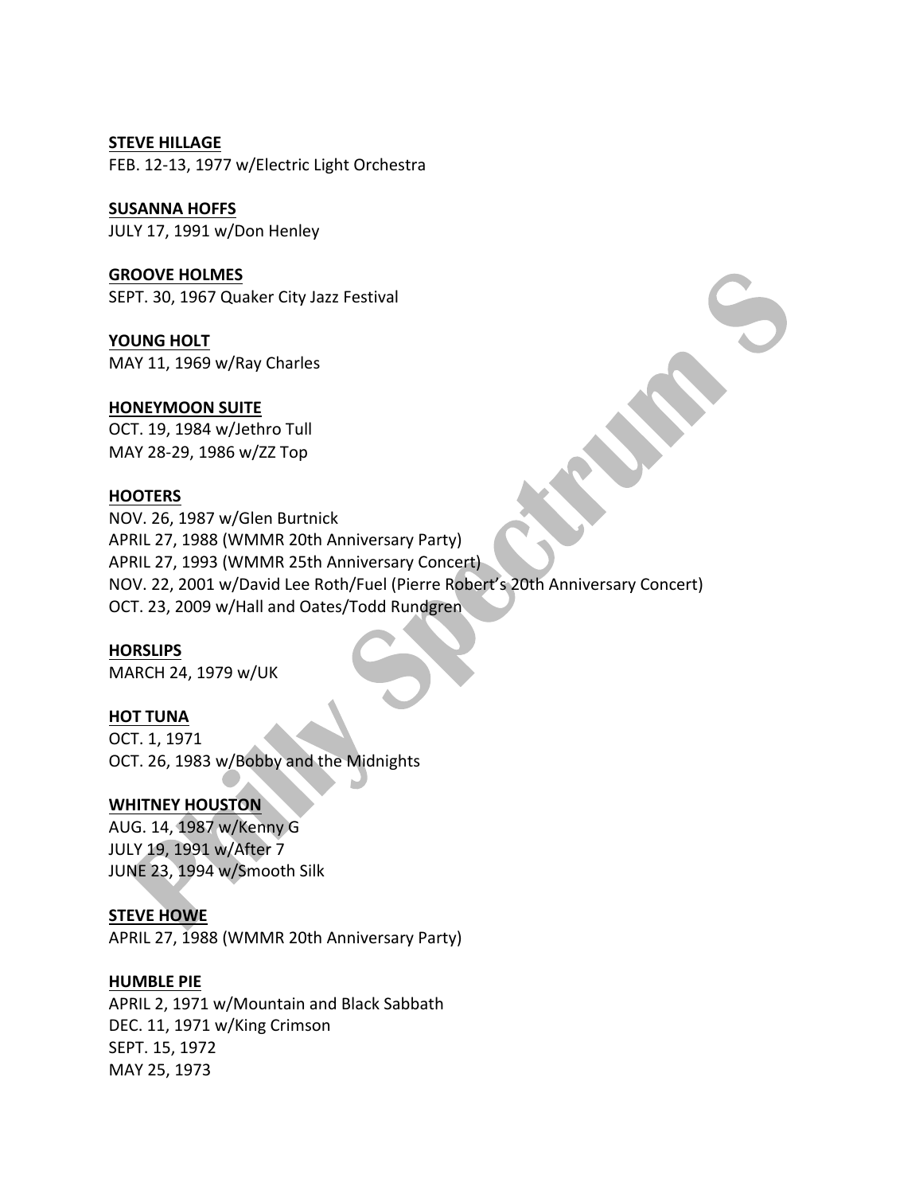**STEVE HILLAGE**
FEB. 12-13, 1977 w/Electric Light Orchestra

**SUSANNA HOFFS**
JULY 17, 1991 w/Don Henley

**GROOVE HOLMES**
SEPT. 30, 1967 Quaker City Jazz Festival

**YOUNG HOLT**
MAY 11, 1969 w/Ray Charles

**HONEYMOON SUITE**
OCT. 19, 1984 w/Jethro Tull
MAY 28-29, 1986 w/ZZ Top

**HOOTERS**
NOV. 26, 1987 w/Glen Burtnick
APRIL 27, 1988 (WMMR 20th Anniversary Party)
APRIL 27, 1993 (WMMR 25th Anniversary Concert)
NOV. 22, 2001 w/David Lee Roth/Fuel (Pierre Robert's 20th Anniversary Concert)
OCT. 23, 2009 w/Hall and Oates/Todd Rundgren

**HORSLIPS**
MARCH 24, 1979 w/UK

**HOT TUNA**
OCT. 1, 1971
OCT. 26, 1983 w/Bobby and the Midnights

**WHITNEY HOUSTON**
AUG. 14, 1987 w/Kenny G
JULY 19, 1991 w/After 7
JUNE 23, 1994 w/Smooth Silk

**STEVE HOWE**
APRIL 27, 1988 (WMMR 20th Anniversary Party)

**HUMBLE PIE**
APRIL 2, 1971 w/Mountain and Black Sabbath
DEC. 11, 1971 w/King Crimson
SEPT. 15, 1972
MAY 25, 1973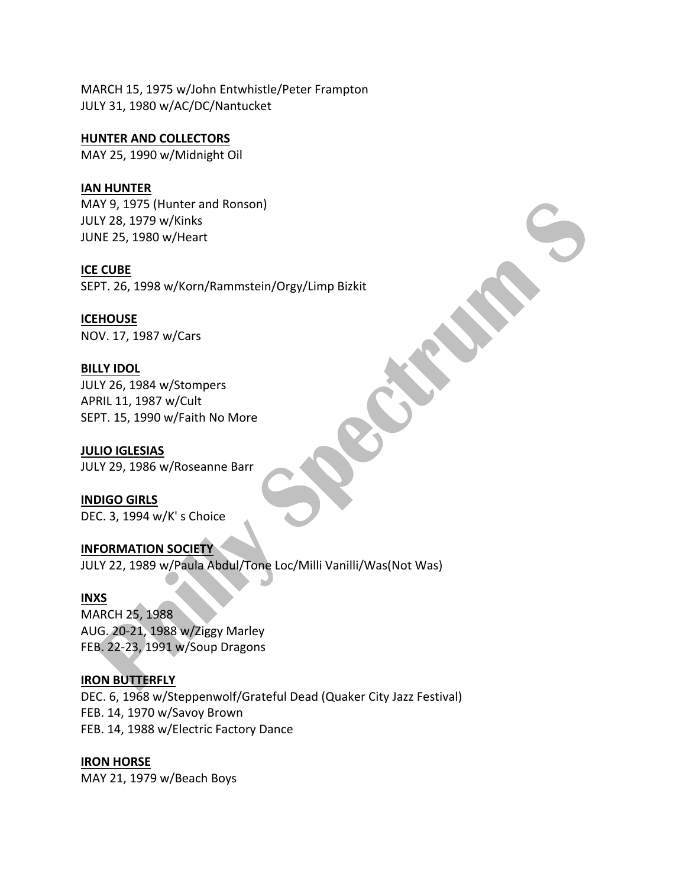MARCH 15, 1975 w/John Entwhistle/Peter Frampton
JULY 31, 1980 w/AC/DC/Nantucket

**HUNTER AND COLLECTORS**
MAY 25, 1990 w/Midnight Oil

**IAN HUNTER**
MAY 9, 1975 (Hunter and Ronson)
JULY 28, 1979 w/Kinks
JUNE 25, 1980 w/Heart

**ICE CUBE**
SEPT. 26, 1998 w/Korn/Rammstein/Orgy/Limp Bizkit

**ICEHOUSE**
NOV. 17, 1987 w/Cars

**BILLY IDOL**
JULY 26, 1984 w/Stompers
APRIL 11, 1987 w/Cult
SEPT. 15, 1990 w/Faith No More

**JULIO IGLESIAS**
JULY 29, 1986 w/Roseanne Barr

**INDIGO GIRLS**
DEC. 3, 1994 w/K' s Choice

**INFORMATION SOCIETY**
JULY 22, 1989 w/Paula Abdul/Tone Loc/Milli Vanilli/Was(Not Was)

**INXS**
MARCH 25, 1988
AUG. 20-21, 1988 w/Ziggy Marley
FEB. 22-23, 1991 w/Soup Dragons

**IRON BUTTERFLY**
DEC. 6, 1968 w/Steppenwolf/Grateful Dead (Quaker City Jazz Festival)
FEB. 14, 1970 w/Savoy Brown
FEB. 14, 1988 w/Electric Factory Dance

**IRON HORSE**
MAY 21, 1979 w/Beach Boys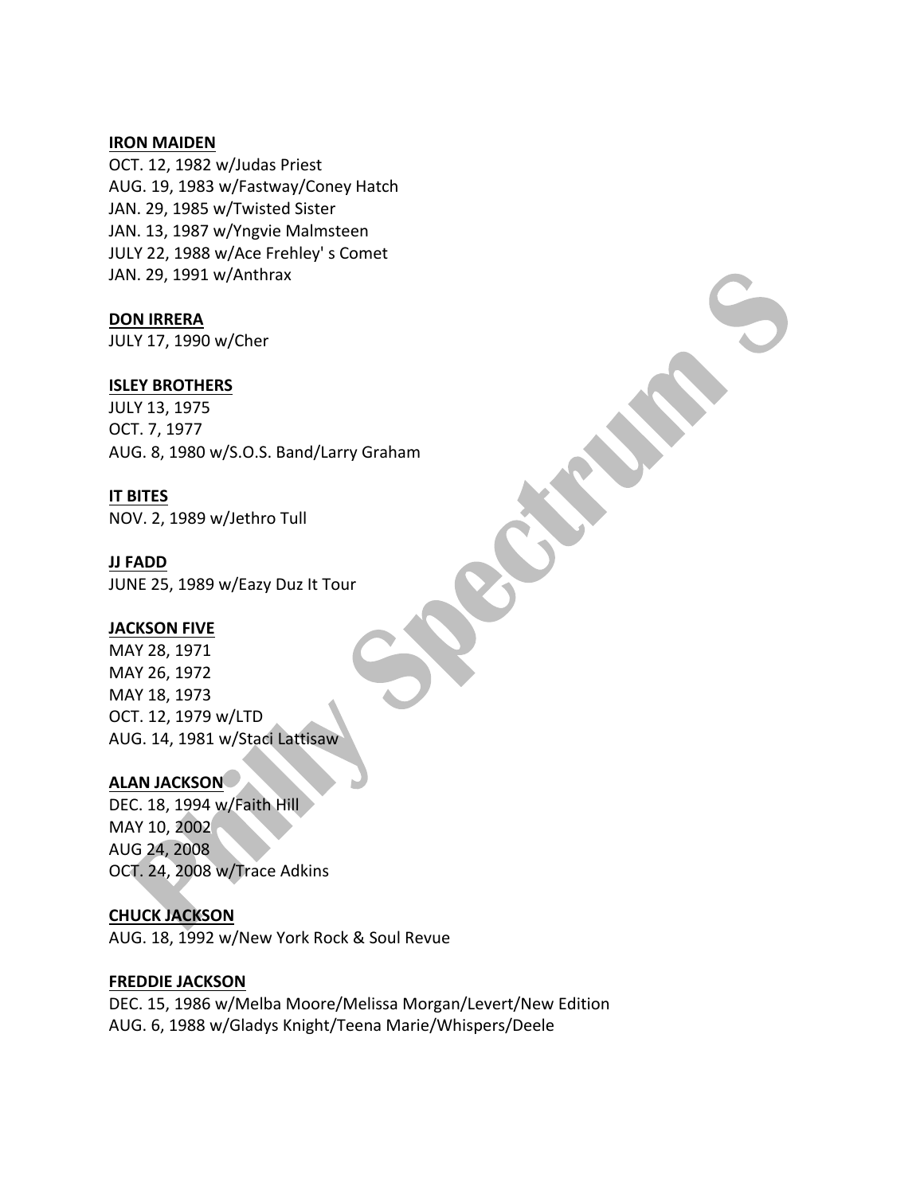**IRON MAIDEN**
OCT. 12, 1982 w/Judas Priest
AUG. 19, 1983 w/Fastway/Coney Hatch
JAN. 29, 1985 w/Twisted Sister
JAN. 13, 1987 w/Yngvie Malmsteen
JULY 22, 1988 w/Ace Frehley' s Comet
JAN. 29, 1991 w/Anthrax

**DON IRRERA**
JULY 17, 1990 w/Cher

**ISLEY BROTHERS**
JULY 13, 1975
OCT. 7, 1977
AUG. 8, 1980 w/S.O.S. Band/Larry Graham

**IT BITES**
NOV. 2, 1989 w/Jethro Tull

**JJ FADD**
JUNE 25, 1989 w/Eazy Duz It Tour

**JACKSON FIVE**
MAY 28, 1971
MAY 26, 1972
MAY 18, 1973
OCT. 12, 1979 w/LTD
AUG. 14, 1981 w/Staci Lattisaw

**ALAN JACKSON**
DEC. 18, 1994 w/Faith Hill
MAY 10, 2002
AUG 24, 2008
OCT. 24, 2008 w/Trace Adkins

**CHUCK JACKSON**
AUG. 18, 1992 w/New York Rock & Soul Revue

**FREDDIE JACKSON**
DEC. 15, 1986 w/Melba Moore/Melissa Morgan/Levert/New Edition
AUG. 6, 1988 w/Gladys Knight/Teena Marie/Whispers/Deele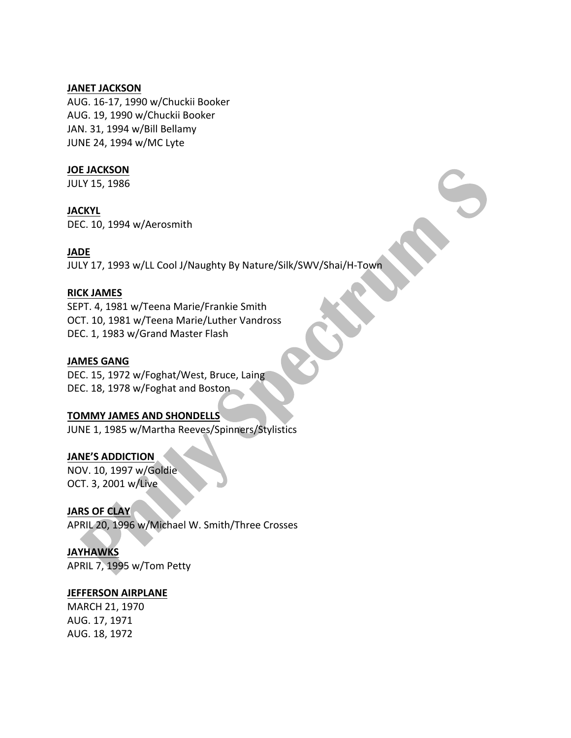**JANET JACKSON**
AUG. 16-17, 1990 w/Chuckii Booker
AUG. 19, 1990 w/Chuckii Booker
JAN. 31, 1994 w/Bill Bellamy
JUNE 24, 1994 w/MC Lyte

**JOE JACKSON**
JULY 15, 1986

**JACKYL**
DEC. 10, 1994 w/Aerosmith

**JADE**
JULY 17, 1993 w/LL Cool J/Naughty By Nature/Silk/SWV/Shai/H-Town

**RICK JAMES**
SEPT. 4, 1981 w/Teena Marie/Frankie Smith
OCT. 10, 1981 w/Teena Marie/Luther Vandross
DEC. 1, 1983 w/Grand Master Flash

**JAMES GANG**
DEC. 15, 1972 w/Foghat/West, Bruce, Laing
DEC. 18, 1978 w/Foghat and Boston

**TOMMY JAMES AND SHONDELLS**
JUNE 1, 1985 w/Martha Reeves/Spinners/Stylistics

**JANE'S ADDICTION**
NOV. 10, 1997 w/Goldie
OCT. 3, 2001 w/Live

**JARS OF CLAY**
APRIL 20, 1996 w/Michael W. Smith/Three Crosses

**JAYHAWKS**
APRIL 7, 1995 w/Tom Petty

**JEFFERSON AIRPLANE**
MARCH 21, 1970
AUG. 17, 1971
AUG. 18, 1972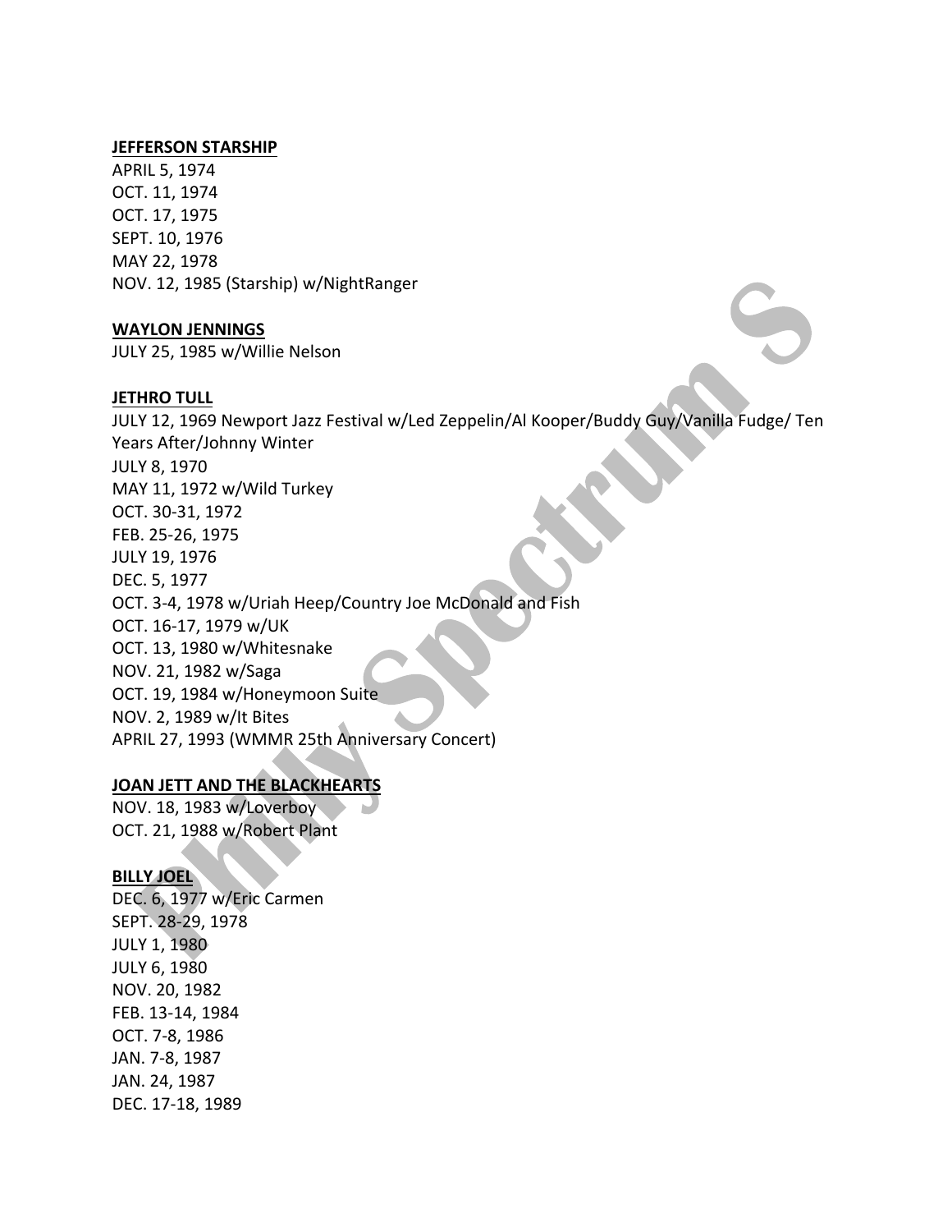**JEFFERSON STARSHIP**

APRIL 5, 1974
OCT. 11, 1974
OCT. 17, 1975
SEPT. 10, 1976
MAY 22, 1978
NOV. 12, 1985 (Starship) w/NightRanger

**WAYLON JENNINGS**

JULY 25, 1985 w/Willie Nelson

**JETHRO TULL**

JULY 12, 1969 Newport Jazz Festival w/Led Zeppelin/Al Kooper/Buddy Guy/Vanilla Fudge/ Ten Years After/Johnny Winter
JULY 8, 1970
MAY 11, 1972 w/Wild Turkey
OCT. 30-31, 1972
FEB. 25-26, 1975
JULY 19, 1976
DEC. 5, 1977
OCT. 3-4, 1978 w/Uriah Heep/Country Joe McDonald and Fish
OCT. 16-17, 1979 w/UK
OCT. 13, 1980 w/Whitesnake
NOV. 21, 1982 w/Saga
OCT. 19, 1984 w/Honeymoon Suite
NOV. 2, 1989 w/It Bites
APRIL 27, 1993 (WMMR 25th Anniversary Concert)

**JOAN JETT AND THE BLACKHEARTS**

NOV. 18, 1983 w/Loverboy
OCT. 21, 1988 w/Robert Plant

**BILLY JOEL**

DEC. 6, 1977 w/Eric Carmen
SEPT. 28-29, 1978
JULY 1, 1980
JULY 6, 1980
NOV. 20, 1982
FEB. 13-14, 1984
OCT. 7-8, 1986
JAN. 7-8, 1987
JAN. 24, 1987
DEC. 17-18, 1989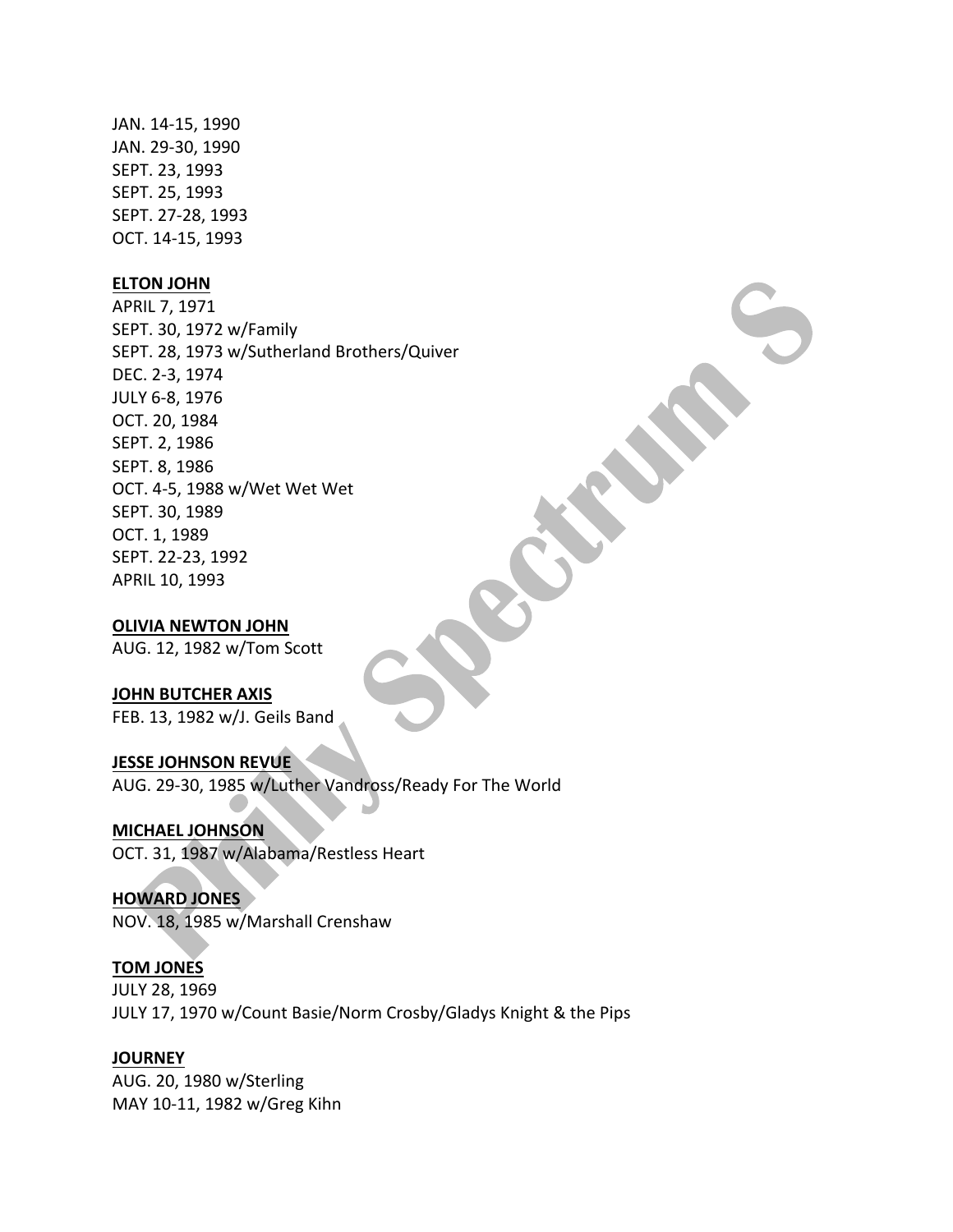JAN. 14-15, 1990
JAN. 29-30, 1990
SEPT. 23, 1993
SEPT. 25, 1993
SEPT. 27-28, 1993
OCT. 14-15, 1993

**ELTON JOHN**
APRIL 7, 1971
SEPT. 30, 1972 w/Family
SEPT. 28, 1973 w/Sutherland Brothers/Quiver
DEC. 2-3, 1974
JULY 6-8, 1976
OCT. 20, 1984
SEPT. 2, 1986
SEPT. 8, 1986
OCT. 4-5, 1988 w/Wet Wet Wet
SEPT. 30, 1989
OCT. 1, 1989
SEPT. 22-23, 1992
APRIL 10, 1993

**OLIVIA NEWTON JOHN**
AUG. 12, 1982 w/Tom Scott

**JOHN BUTCHER AXIS**
FEB. 13, 1982 w/J. Geils Band

**JESSE JOHNSON REVUE**
AUG. 29-30, 1985 w/Luther Vandross/Ready For The World

**MICHAEL JOHNSON**
OCT. 31, 1987 w/Alabama/Restless Heart

**HOWARD JONES**
NOV. 18, 1985 w/Marshall Crenshaw

**TOM JONES**
JULY 28, 1969
JULY 17, 1970 w/Count Basie/Norm Crosby/Gladys Knight & the Pips

**JOURNEY**
AUG. 20, 1980 w/Sterling
MAY 10-11, 1982 w/Greg Kihn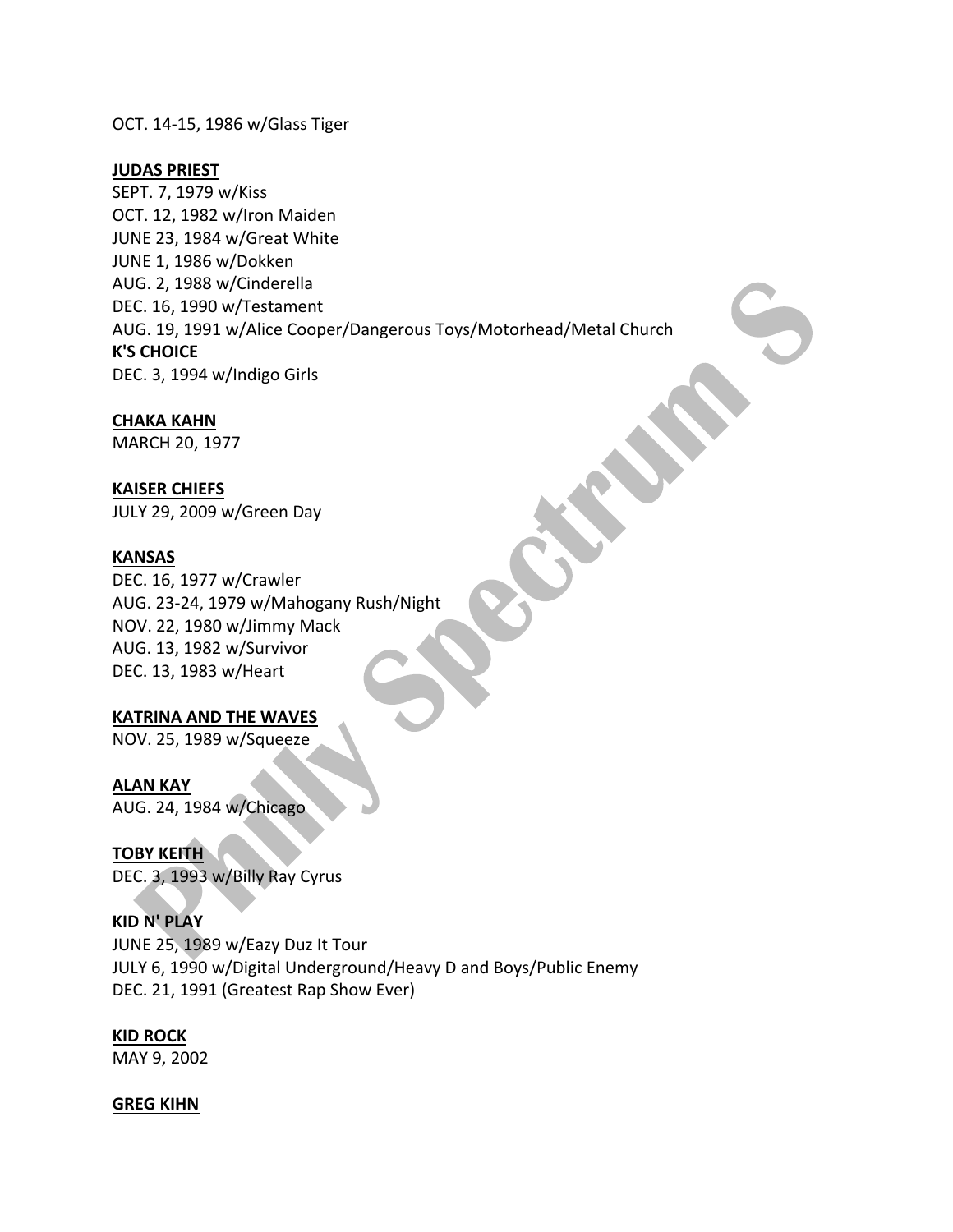OCT. 14-15, 1986 w/Glass Tiger

**JUDAS PRIEST**
SEPT. 7, 1979 w/Kiss
OCT. 12, 1982 w/Iron Maiden
JUNE 23, 1984 w/Great White
JUNE 1, 1986 w/Dokken
AUG. 2, 1988 w/Cinderella
DEC. 16, 1990 w/Testament
AUG. 19, 1991 w/Alice Cooper/Dangerous Toys/Motorhead/Metal Church

**K'S CHOICE**
DEC. 3, 1994 w/Indigo Girls

**CHAKA KAHN**
MARCH 20, 1977

**KAISER CHIEFS**
JULY 29, 2009 w/Green Day

**KANSAS**
DEC. 16, 1977 w/Crawler
AUG. 23-24, 1979 w/Mahogany Rush/Night
NOV. 22, 1980 w/Jimmy Mack
AUG. 13, 1982 w/Survivor
DEC. 13, 1983 w/Heart

**KATRINA AND THE WAVES**
NOV. 25, 1989 w/Squeeze

**ALAN KAY**
AUG. 24, 1984 w/Chicago

**TOBY KEITH**
DEC. 3, 1993 w/Billy Ray Cyrus

**KID N' PLAY**
JUNE 25, 1989 w/Eazy Duz It Tour
JULY 6, 1990 w/Digital Underground/Heavy D and Boys/Public Enemy
DEC. 21, 1991 (Greatest Rap Show Ever)

**KID ROCK**
MAY 9, 2002

**GREG KIHN**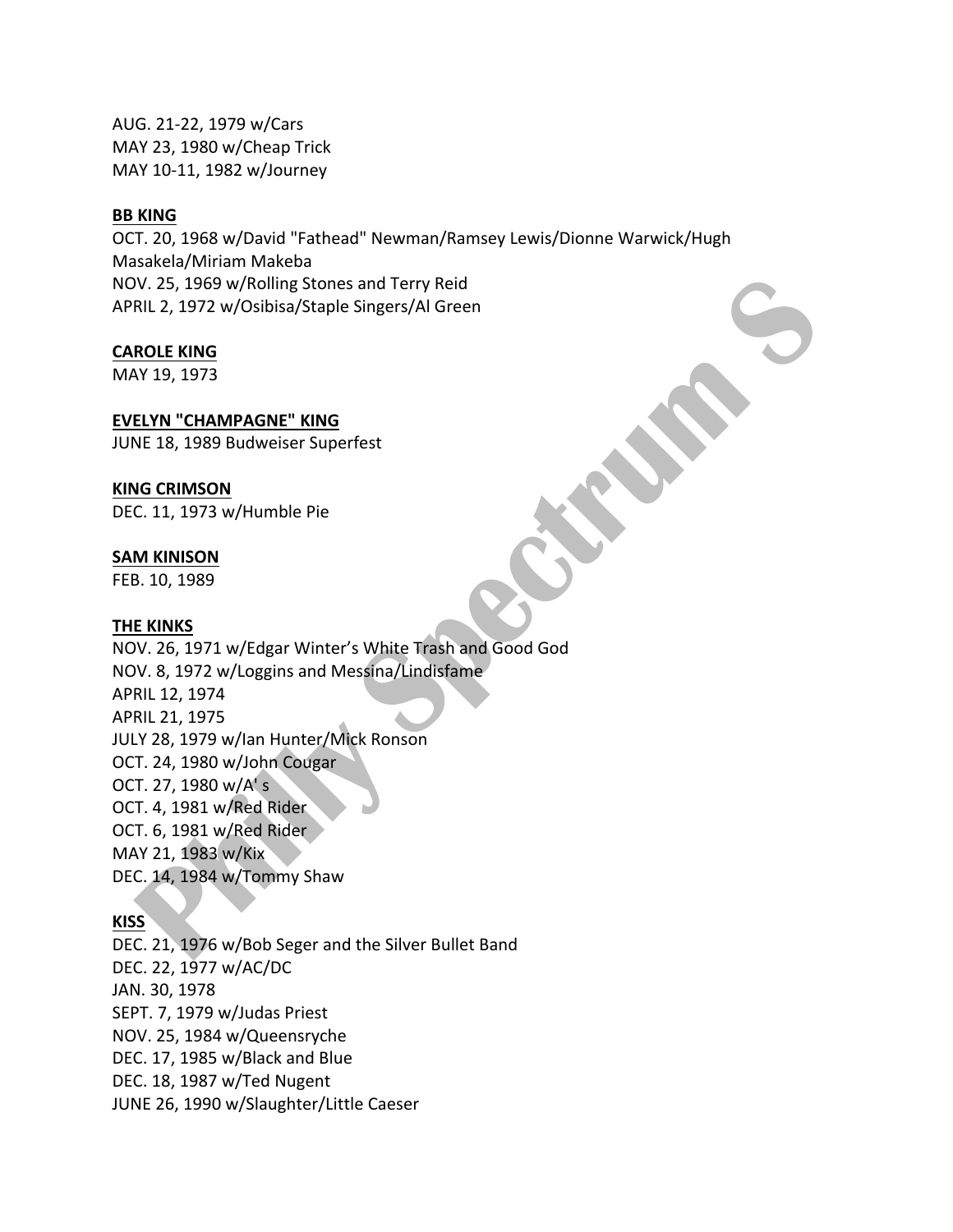AUG. 21-22, 1979 w/Cars
MAY 23, 1980 w/Cheap Trick
MAY 10-11, 1982 w/Journey

**BB KING**

OCT. 20, 1968 w/David "Fathead" Newman/Ramsey Lewis/Dionne Warwick/Hugh Masakela/Miriam Makeba
NOV. 25, 1969 w/Rolling Stones and Terry Reid
APRIL 2, 1972 w/Osibisa/Staple Singers/Al Green

**CAROLE KING**

MAY 19, 1973

**EVELYN "CHAMPAGNE" KING**

JUNE 18, 1989 Budweiser Superfest

**KING CRIMSON**

DEC. 11, 1973 w/Humble Pie

**SAM KINISON**

FEB. 10, 1989

**THE KINKS**

NOV. 26, 1971 w/Edgar Winter's White Trash and Good God
NOV. 8, 1972 w/Loggins and Messina/Lindisfame
APRIL 12, 1974
APRIL 21, 1975
JULY 28, 1979 w/Ian Hunter/Mick Ronson
OCT. 24, 1980 w/John Cougar
OCT. 27, 1980 w/A' s
OCT. 4, 1981 w/Red Rider
OCT. 6, 1981 w/Red Rider
MAY 21, 1983 w/Kix
DEC. 14, 1984 w/Tommy Shaw

**KISS**

DEC. 21, 1976 w/Bob Seger and the Silver Bullet Band
DEC. 22, 1977 w/AC/DC
JAN. 30, 1978
SEPT. 7, 1979 w/Judas Priest
NOV. 25, 1984 w/Queensryche
DEC. 17, 1985 w/Black and Blue
DEC. 18, 1987 w/Ted Nugent
JUNE 26, 1990 w/Slaughter/Little Caeser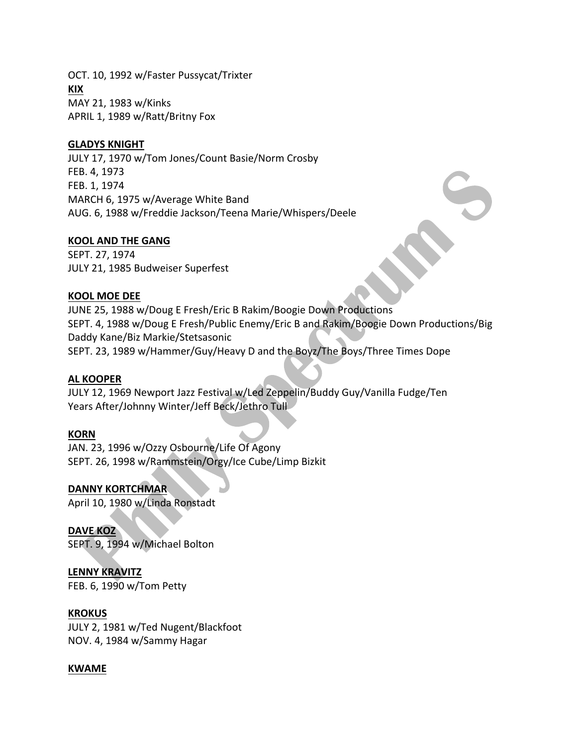OCT. 10, 1992 w/Faster Pussycat/Trixter

**KIX**

MAY 21, 1983 w/Kinks
APRIL 1, 1989 w/Ratt/Britny Fox

**GLADYS KNIGHT**

JULY 17, 1970 w/Tom Jones/Count Basie/Norm Crosby
FEB. 4, 1973
FEB. 1, 1974
MARCH 6, 1975 w/Average White Band
AUG. 6, 1988 w/Freddie Jackson/Teena Marie/Whispers/Deele

**KOOL AND THE GANG**

SEPT. 27, 1974
JULY 21, 1985 Budweiser Superfest

**KOOL MOE DEE**

JUNE 25, 1988 w/Doug E Fresh/Eric B Rakim/Boogie Down Productions
SEPT. 4, 1988 w/Doug E Fresh/Public Enemy/Eric B and Rakim/Boogie Down Productions/Big Daddy Kane/Biz Markie/Stetsasonic
SEPT. 23, 1989 w/Hammer/Guy/Heavy D and the Boyz/The Boys/Three Times Dope

**AL KOOPER**

JULY 12, 1969 Newport Jazz Festival w/Led Zeppelin/Buddy Guy/Vanilla Fudge/Ten Years After/Johnny Winter/Jeff Beck/Jethro Tull

**KORN**

JAN. 23, 1996 w/Ozzy Osbourne/Life Of Agony
SEPT. 26, 1998 w/Rammstein/Orgy/Ice Cube/Limp Bizkit

**DANNY KORTCHMAR**

April 10, 1980 w/Linda Ronstadt

**DAVE KOZ**

SEPT. 9, 1994 w/Michael Bolton

**LENNY KRAVITZ**

FEB. 6, 1990 w/Tom Petty

**KROKUS**

JULY 2, 1981 w/Ted Nugent/Blackfoot
NOV. 4, 1984 w/Sammy Hagar

**KWAME**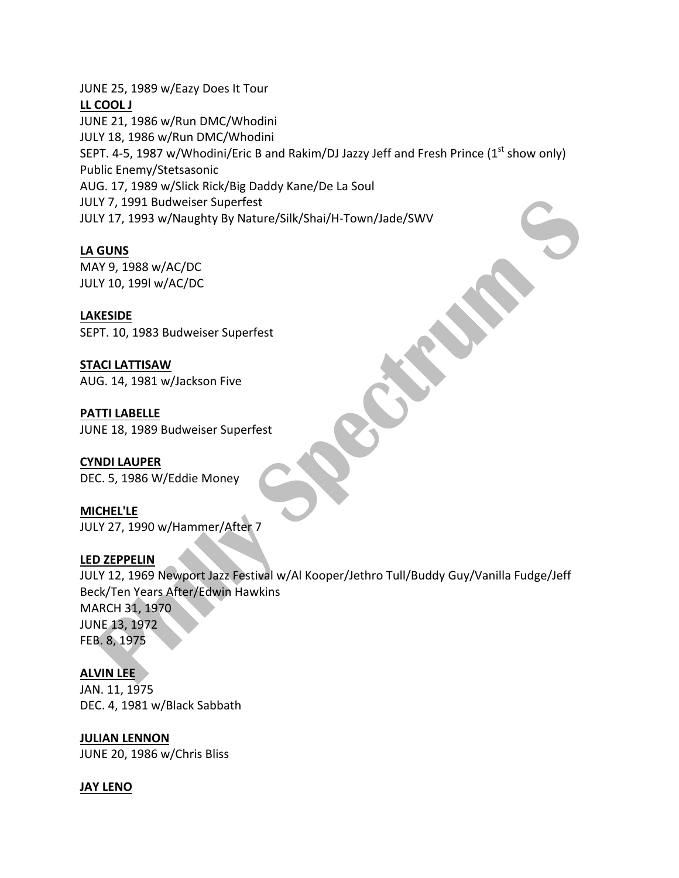JUNE 25, 1989 w/Eazy Does It Tour

**LL COOL J**

JUNE 21, 1986 w/Run DMC/Whodini
JULY 18, 1986 w/Run DMC/Whodini
SEPT. 4-5, 1987 w/Whodini/Eric B and Rakim/DJ Jazzy Jeff and Fresh Prince (1st show only)
Public Enemy/Stetsasonic
AUG. 17, 1989 w/Slick Rick/Big Daddy Kane/De La Soul
JULY 7, 1991 Budweiser Superfest
JULY 17, 1993 w/Naughty By Nature/Silk/Shai/H-Town/Jade/SWV

**LA GUNS**

MAY 9, 1988 w/AC/DC
JULY 10, 199l w/AC/DC

**LAKESIDE**

SEPT. 10, 1983 Budweiser Superfest

**STACI LATTISAW**

AUG. 14, 1981 w/Jackson Five

**PATTI LABELLE**

JUNE 18, 1989 Budweiser Superfest

**CYNDI LAUPER**

DEC. 5, 1986 W/Eddie Money

**MICHEL'LE**

JULY 27, 1990 w/Hammer/After 7

**LED ZEPPELIN**

JULY 12, 1969 Newport Jazz Festival w/Al Kooper/Jethro Tull/Buddy Guy/Vanilla Fudge/Jeff Beck/Ten Years After/Edwin Hawkins
MARCH 31, 1970
JUNE 13, 1972
FEB. 8, 1975

**ALVIN LEE**

JAN. 11, 1975
DEC. 4, 1981 w/Black Sabbath

**JULIAN LENNON**

JUNE 20, 1986 w/Chris Bliss

**JAY LENO**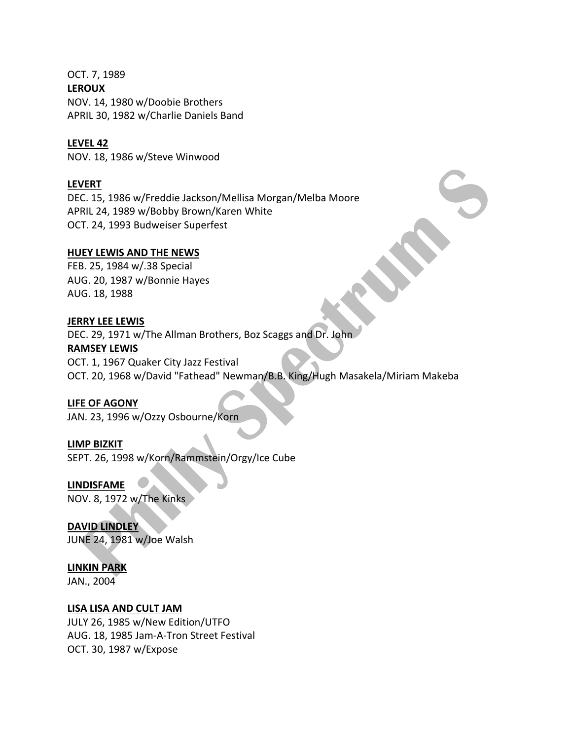OCT. 7, 1989

**LEROUX**

NOV. 14, 1980 w/Doobie Brothers
APRIL 30, 1982 w/Charlie Daniels Band

**LEVEL 42**

NOV. 18, 1986 w/Steve Winwood

**LEVERT**

DEC. 15, 1986 w/Freddie Jackson/Mellisa Morgan/Melba Moore
APRIL 24, 1989 w/Bobby Brown/Karen White
OCT. 24, 1993 Budweiser Superfest

**HUEY LEWIS AND THE NEWS**

FEB. 25, 1984 w/.38 Special
AUG. 20, 1987 w/Bonnie Hayes
AUG. 18, 1988

**JERRY LEE LEWIS**

DEC. 29, 1971 w/The Allman Brothers, Boz Scaggs and Dr. John

**RAMSEY LEWIS**

OCT. 1, 1967 Quaker City Jazz Festival
OCT. 20, 1968 w/David "Fathead" Newman/B.B. King/Hugh Masakela/Miriam Makeba

**LIFE OF AGONY**

JAN. 23, 1996 w/Ozzy Osbourne/Korn

**LIMP BIZKIT**

SEPT. 26, 1998 w/Korn/Rammstein/Orgy/Ice Cube

**LINDISFAME**

NOV. 8, 1972 w/The Kinks

**DAVID LINDLEY**

JUNE 24, 1981 w/Joe Walsh

**LINKIN PARK**

JAN., 2004

**LISA LISA AND CULT JAM**

JULY 26, 1985 w/New Edition/UTFO
AUG. 18, 1985 Jam-A-Tron Street Festival
OCT. 30, 1987 w/Expose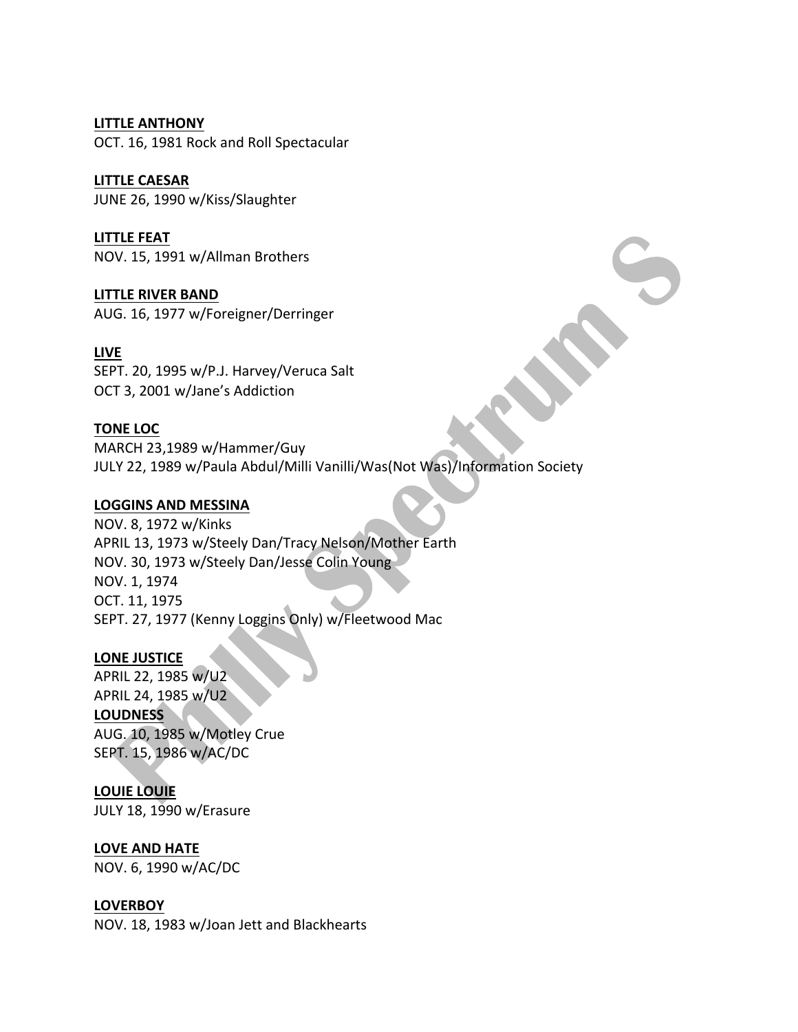**LITTLE ANTHONY**
OCT. 16, 1981 Rock and Roll Spectacular

**LITTLE CAESAR**
JUNE 26, 1990 w/Kiss/Slaughter

**LITTLE FEAT**
NOV. 15, 1991 w/Allman Brothers

**LITTLE RIVER BAND**
AUG. 16, 1977 w/Foreigner/Derringer

**LIVE**
SEPT. 20, 1995 w/P.J. Harvey/Veruca Salt
OCT 3, 2001 w/Jane's Addiction

**TONE LOC**
MARCH 23,1989 w/Hammer/Guy
JULY 22, 1989 w/Paula Abdul/Milli Vanilli/Was(Not Was)/Information Society

**LOGGINS AND MESSINA**
NOV. 8, 1972 w/Kinks
APRIL 13, 1973 w/Steely Dan/Tracy Nelson/Mother Earth
NOV. 30, 1973 w/Steely Dan/Jesse Colin Young
NOV. 1, 1974
OCT. 11, 1975
SEPT. 27, 1977 (Kenny Loggins Only) w/Fleetwood Mac

**LONE JUSTICE**
APRIL 22, 1985 w/U2
APRIL 24, 1985 w/U2

**LOUDNESS**
AUG. 10, 1985 w/Motley Crue
SEPT. 15, 1986 w/AC/DC

**LOUIE LOUIE**
JULY 18, 1990 w/Erasure

**LOVE AND HATE**
NOV. 6, 1990 w/AC/DC

**LOVERBOY**
NOV. 18, 1983 w/Joan Jett and Blackhearts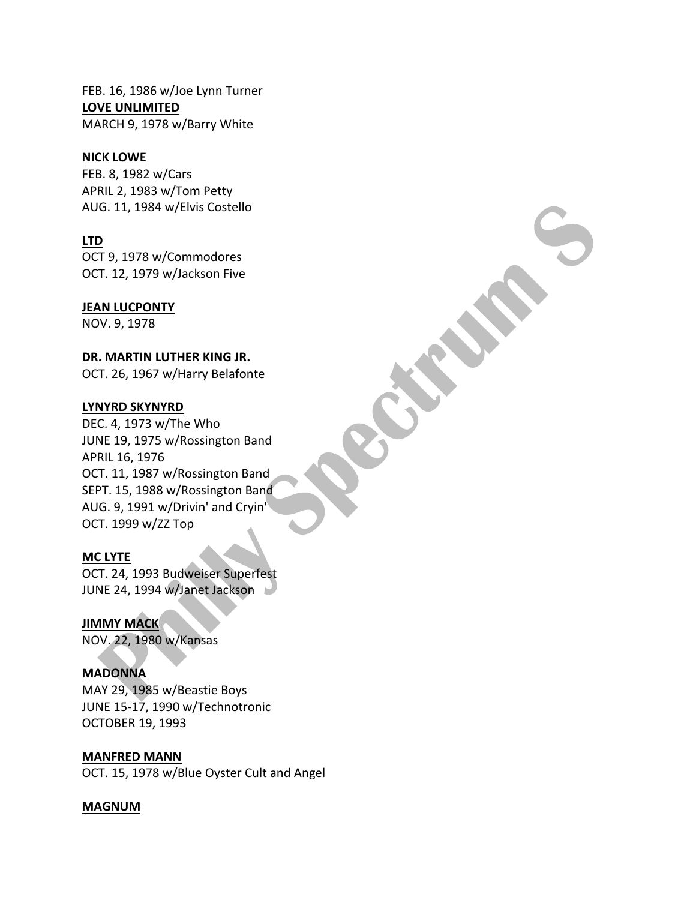FEB. 16, 1986 w/Joe Lynn Turner

**LOVE UNLIMITED**

MARCH 9, 1978 w/Barry White

**NICK LOWE**

FEB. 8, 1982 w/Cars
APRIL 2, 1983 w/Tom Petty
AUG. 11, 1984 w/Elvis Costello

**LTD**

OCT 9, 1978 w/Commodores
OCT. 12, 1979 w/Jackson Five

**JEAN LUCPONTY**

NOV. 9, 1978

**DR. MARTIN LUTHER KING JR.**

OCT. 26, 1967 w/Harry Belafonte

**LYNYRD SKYNYRD**

DEC. 4, 1973 w/The Who
JUNE 19, 1975 w/Rossington Band
APRIL 16, 1976
OCT. 11, 1987 w/Rossington Band
SEPT. 15, 1988 w/Rossington Band
AUG. 9, 1991 w/Drivin' and Cryin'
OCT. 1999 w/ZZ Top

**MC LYTE**

OCT. 24, 1993 Budweiser Superfest
JUNE 24, 1994 w/Janet Jackson

**JIMMY MACK**

NOV. 22, 1980 w/Kansas

**MADONNA**

MAY 29, 1985 w/Beastie Boys
JUNE 15-17, 1990 w/Technotronic
OCTOBER 19, 1993

**MANFRED MANN**

OCT. 15, 1978 w/Blue Oyster Cult and Angel

**MAGNUM**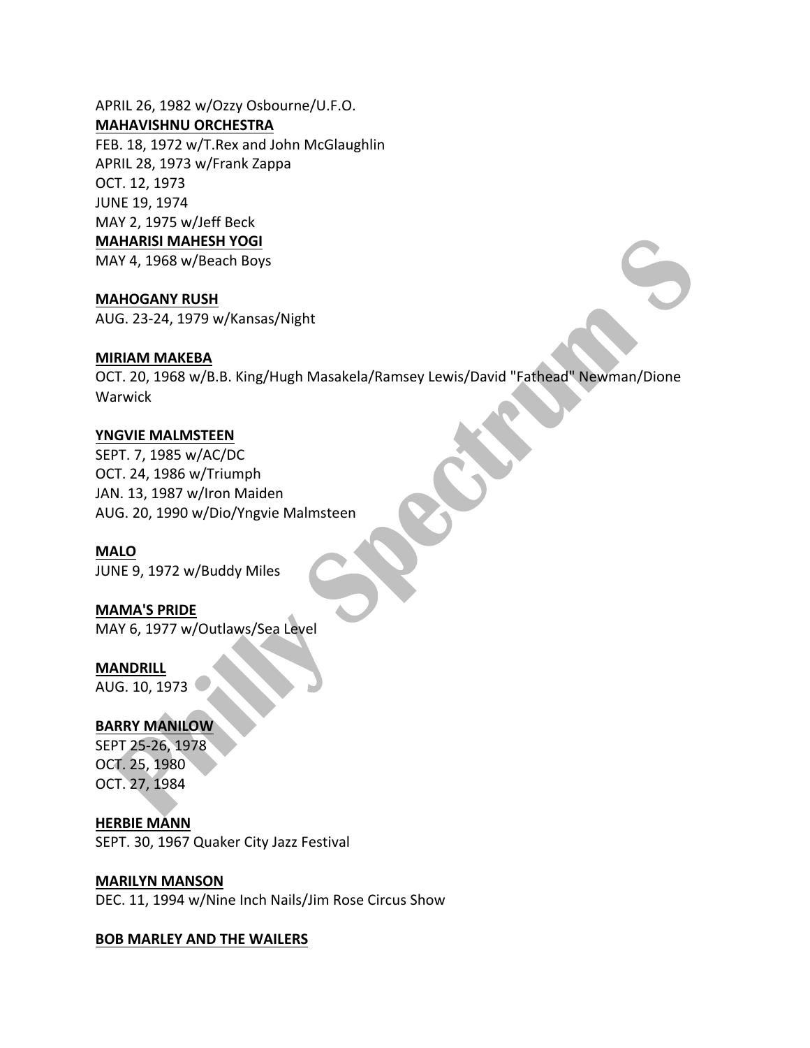APRIL 26, 1982 w/Ozzy Osbourne/U.F.O.

**MAHAVISHNU ORCHESTRA**

FEB. 18, 1972 w/T.Rex and John McGlaughlin
APRIL 28, 1973 w/Frank Zappa
OCT. 12, 1973
JUNE 19, 1974
MAY 2, 1975 w/Jeff Beck

**MAHARISI MAHESH YOGI**

MAY 4, 1968 w/Beach Boys

**MAHOGANY RUSH**

AUG. 23-24, 1979 w/Kansas/Night

**MIRIAM MAKEBA**

OCT. 20, 1968 w/B.B. King/Hugh Masakela/Ramsey Lewis/David "Fathead" Newman/Dione Warwick

**YNGVIE MALMSTEEN**

SEPT. 7, 1985 w/AC/DC
OCT. 24, 1986 w/Triumph
JAN. 13, 1987 w/Iron Maiden
AUG. 20, 1990 w/Dio/Yngvie Malmsteen

**MALO**

JUNE 9, 1972 w/Buddy Miles

**MAMA'S PRIDE**

MAY 6, 1977 w/Outlaws/Sea Level

**MANDRILL**

AUG. 10, 1973

**BARRY MANILOW**

SEPT 25-26, 1978
OCT. 25, 1980
OCT. 27, 1984

**HERBIE MANN**

SEPT. 30, 1967 Quaker City Jazz Festival

**MARILYN MANSON**

DEC. 11, 1994 w/Nine Inch Nails/Jim Rose Circus Show

**BOB MARLEY AND THE WAILERS**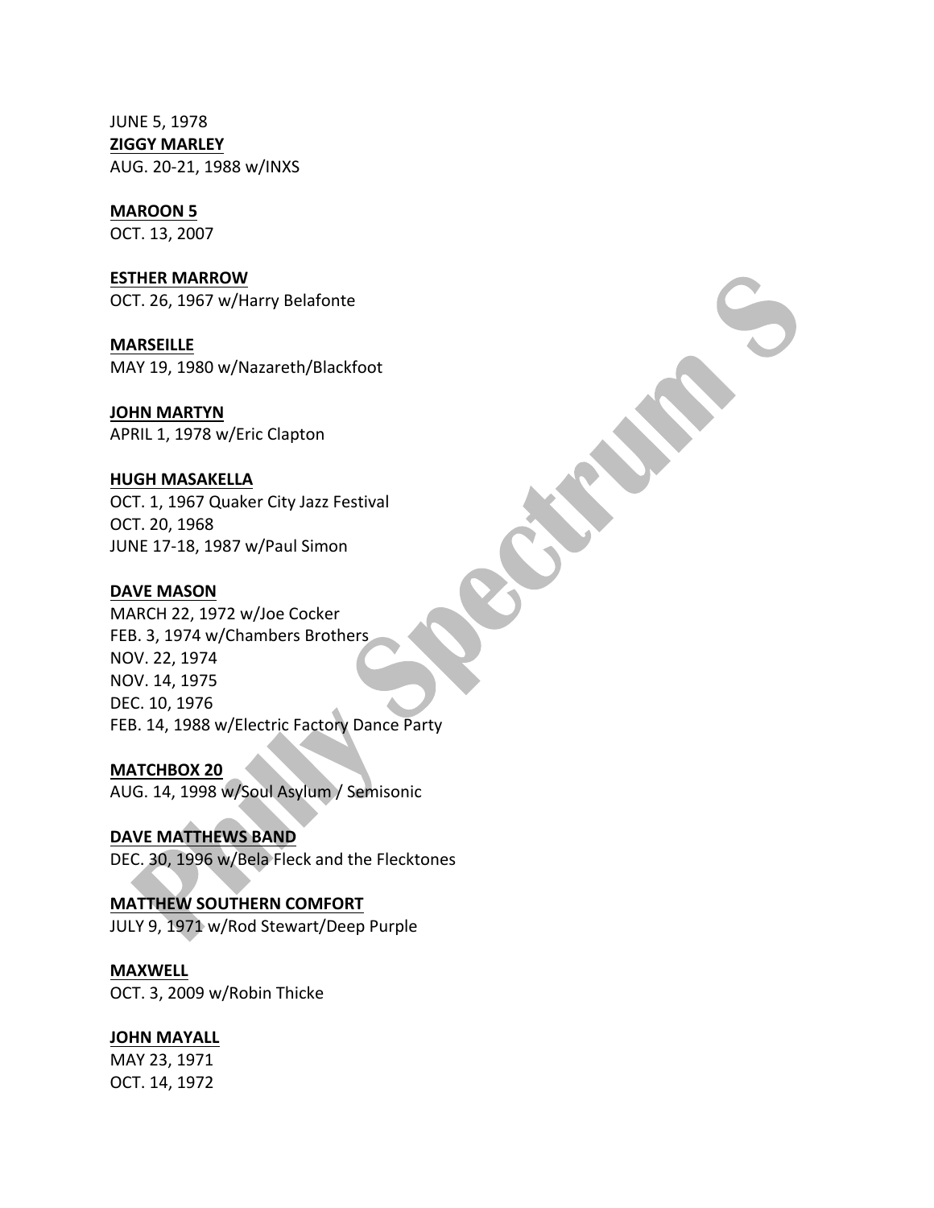JUNE 5, 1978

**ZIGGY MARLEY**
AUG. 20-21, 1988 w/INXS

**MAROON 5**
OCT. 13, 2007

**ESTHER MARROW**
OCT. 26, 1967 w/Harry Belafonte

**MARSEILLE**
MAY 19, 1980 w/Nazareth/Blackfoot

**JOHN MARTYN**
APRIL 1, 1978 w/Eric Clapton

**HUGH MASAKELLA**
OCT. 1, 1967 Quaker City Jazz Festival
OCT. 20, 1968
JUNE 17-18, 1987 w/Paul Simon

**DAVE MASON**
MARCH 22, 1972 w/Joe Cocker
FEB. 3, 1974 w/Chambers Brothers
NOV. 22, 1974
NOV. 14, 1975
DEC. 10, 1976
FEB. 14, 1988 w/Electric Factory Dance Party

**MATCHBOX 20**
AUG. 14, 1998 w/Soul Asylum / Semisonic

**DAVE MATTHEWS BAND**
DEC. 30, 1996 w/Bela Fleck and the Flecktones

**MATTHEW SOUTHERN COMFORT**
JULY 9, 1971 w/Rod Stewart/Deep Purple

**MAXWELL**
OCT. 3, 2009 w/Robin Thicke

**JOHN MAYALL**
MAY 23, 1971
OCT. 14, 1972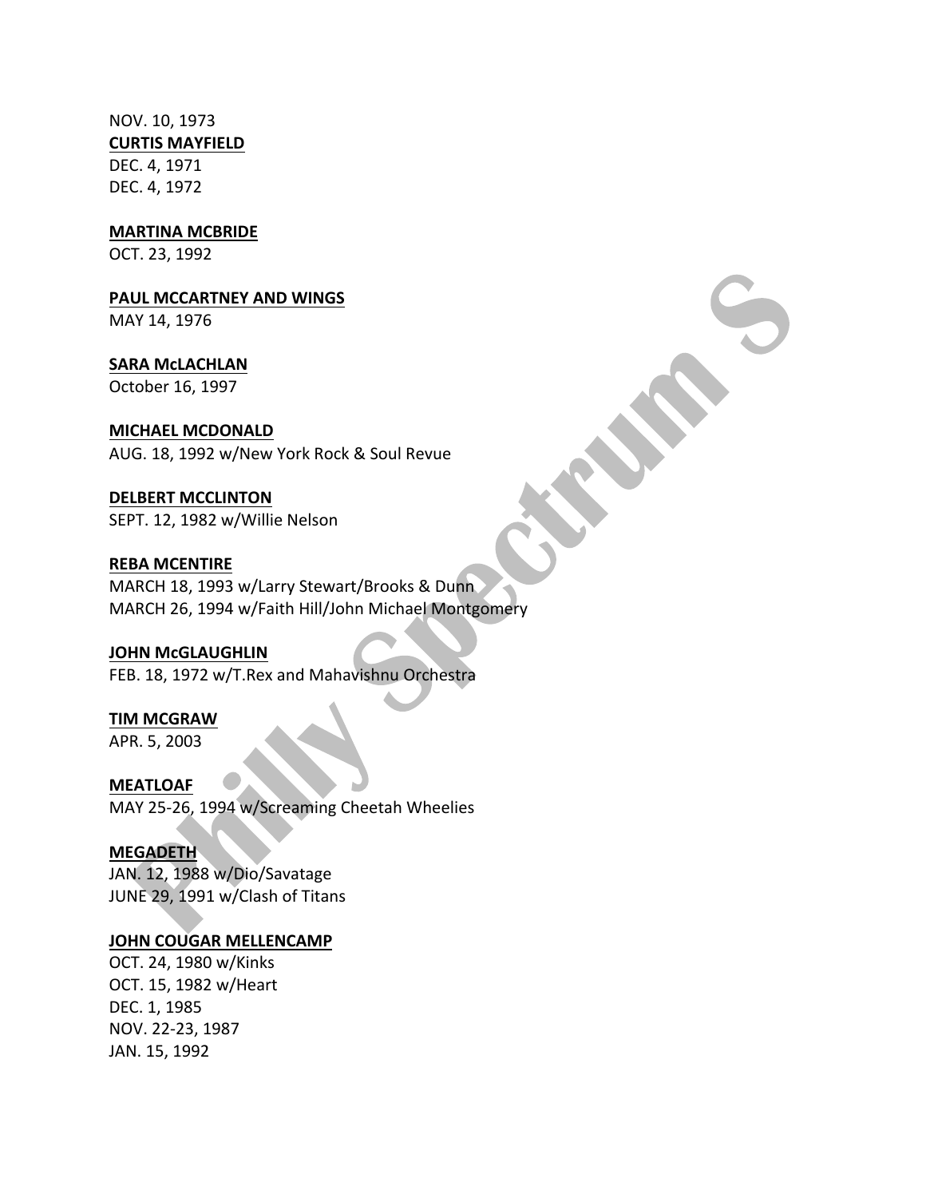NOV. 10, 1973

**CURTIS MAYFIELD**

DEC. 4, 1971
DEC. 4, 1972

**MARTINA MCBRIDE**

OCT. 23, 1992

**PAUL MCCARTNEY AND WINGS**

MAY 14, 1976

**SARA McLACHLAN**

October 16, 1997

**MICHAEL MCDONALD**

AUG. 18, 1992 w/New York Rock & Soul Revue

**DELBERT MCCLINTON**

SEPT. 12, 1982 w/Willie Nelson

**REBA MCENTIRE**

MARCH 18, 1993 w/Larry Stewart/Brooks & Dunn
MARCH 26, 1994 w/Faith Hill/John Michael Montgomery

**JOHN McGLAUGHLIN**

FEB. 18, 1972 w/T.Rex and Mahavishnu Orchestra

**TIM MCGRAW**

APR. 5, 2003

**MEATLOAF**

MAY 25-26, 1994 w/Screaming Cheetah Wheelies

**MEGADETH**

JAN. 12, 1988 w/Dio/Savatage
JUNE 29, 1991 w/Clash of Titans

**JOHN COUGAR MELLENCAMP**

OCT. 24, 1980 w/Kinks
OCT. 15, 1982 w/Heart
DEC. 1, 1985
NOV. 22-23, 1987
JAN. 15, 1992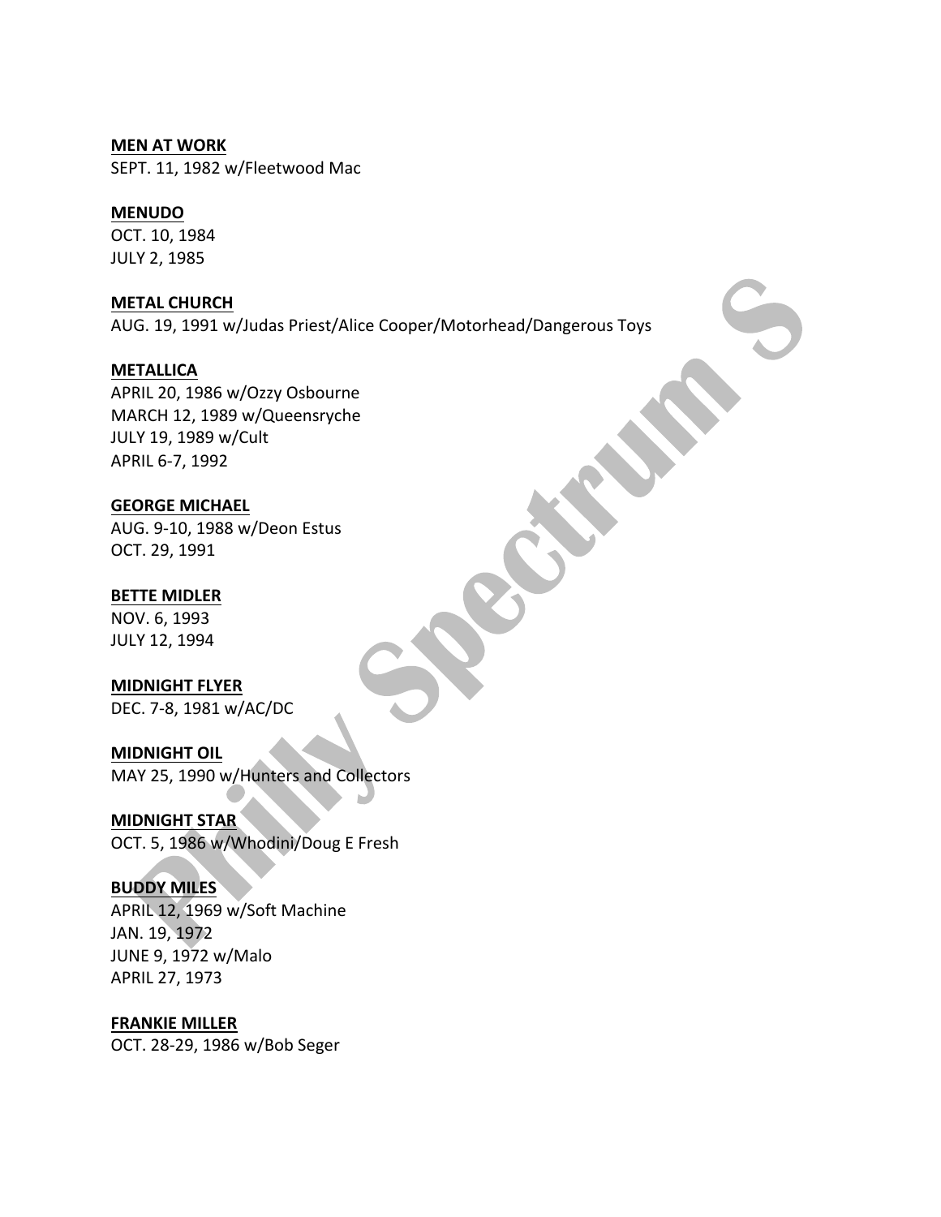**MEN AT WORK**
SEPT. 11, 1982 w/Fleetwood Mac

**MENUDO**
OCT. 10, 1984
JULY 2, 1985

**METAL CHURCH**
AUG. 19, 1991 w/Judas Priest/Alice Cooper/Motorhead/Dangerous Toys

**METALLICA**
APRIL 20, 1986 w/Ozzy Osbourne
MARCH 12, 1989 w/Queensryche
JULY 19, 1989 w/Cult
APRIL 6-7, 1992

**GEORGE MICHAEL**
AUG. 9-10, 1988 w/Deon Estus
OCT. 29, 1991

**BETTE MIDLER**
NOV. 6, 1993
JULY 12, 1994

**MIDNIGHT FLYER**
DEC. 7-8, 1981 w/AC/DC

**MIDNIGHT OIL**
MAY 25, 1990 w/Hunters and Collectors

**MIDNIGHT STAR**
OCT. 5, 1986 w/Whodini/Doug E Fresh

**BUDDY MILES**
APRIL 12, 1969 w/Soft Machine
JAN. 19, 1972
JUNE 9, 1972 w/Malo
APRIL 27, 1973

**FRANKIE MILLER**
OCT. 28-29, 1986 w/Bob Seger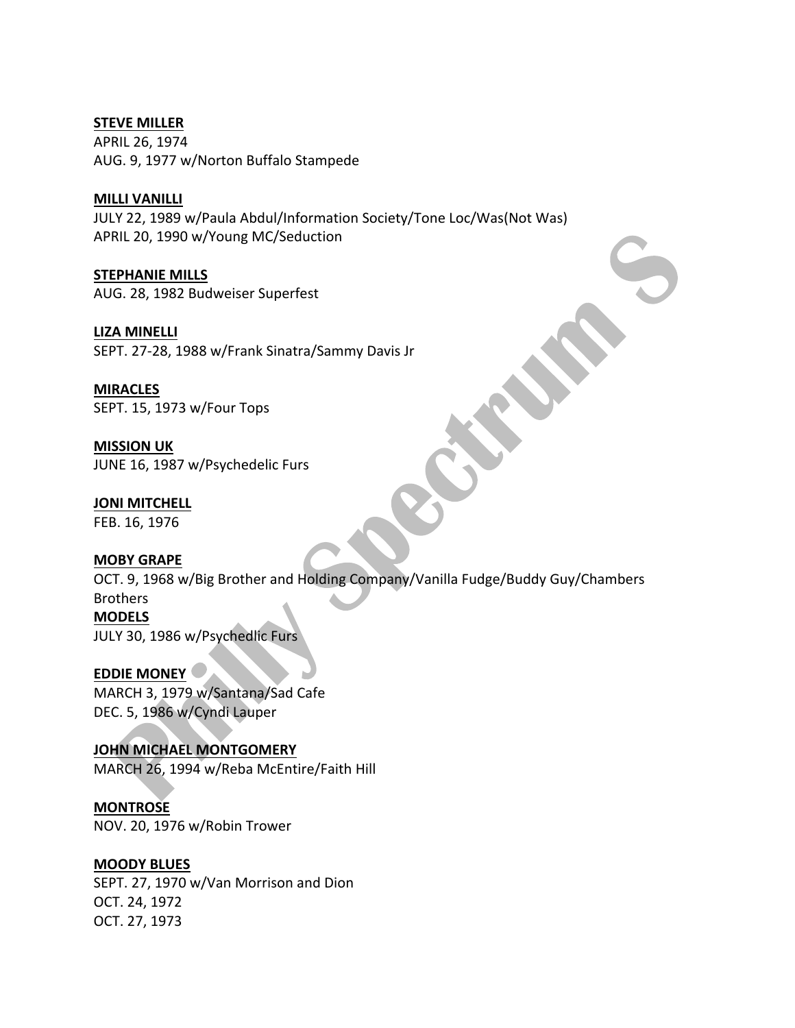**STEVE MILLER**
APRIL 26, 1974
AUG. 9, 1977 w/Norton Buffalo Stampede

**MILLI VANILLI**
JULY 22, 1989 w/Paula Abdul/Information Society/Tone Loc/Was(Not Was)
APRIL 20, 1990 w/Young MC/Seduction

**STEPHANIE MILLS**
AUG. 28, 1982 Budweiser Superfest

**LIZA MINELLI**
SEPT. 27-28, 1988 w/Frank Sinatra/Sammy Davis Jr

**MIRACLES**
SEPT. 15, 1973 w/Four Tops

**MISSION UK**
JUNE 16, 1987 w/Psychedelic Furs

**JONI MITCHELL**
FEB. 16, 1976

**MOBY GRAPE**
OCT. 9, 1968 w/Big Brother and Holding Company/Vanilla Fudge/Buddy Guy/Chambers Brothers

**MODELS**
JULY 30, 1986 w/Psychedlic Furs

**EDDIE MONEY**
MARCH 3, 1979 w/Santana/Sad Cafe
DEC. 5, 1986 w/Cyndi Lauper

**JOHN MICHAEL MONTGOMERY**
MARCH 26, 1994 w/Reba McEntire/Faith Hill

**MONTROSE**
NOV. 20, 1976 w/Robin Trower

**MOODY BLUES**
SEPT. 27, 1970 w/Van Morrison and Dion
OCT. 24, 1972
OCT. 27, 1973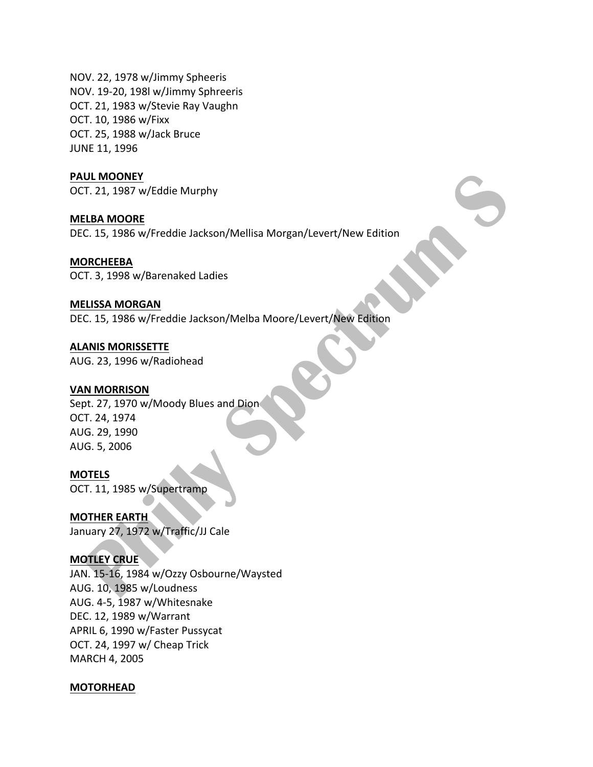NOV. 22, 1978 w/Jimmy Spheeris
NOV. 19-20, 198l w/Jimmy Sphreeris
OCT. 21, 1983 w/Stevie Ray Vaughn
OCT. 10, 1986 w/Fixx
OCT. 25, 1988 w/Jack Bruce
JUNE 11, 1996

**PAUL MOONEY**
OCT. 21, 1987 w/Eddie Murphy

**MELBA MOORE**
DEC. 15, 1986 w/Freddie Jackson/Mellisa Morgan/Levert/New Edition

**MORCHEEBA**
OCT. 3, 1998 w/Barenaked Ladies

**MELISSA MORGAN**
DEC. 15, 1986 w/Freddie Jackson/Melba Moore/Levert/New Edition

**ALANIS MORISSETTE**
AUG. 23, 1996 w/Radiohead

**VAN MORRISON**
Sept. 27, 1970 w/Moody Blues and Dion
OCT. 24, 1974
AUG. 29, 1990
AUG. 5, 2006

**MOTELS**
OCT. 11, 1985 w/Supertramp

**MOTHER EARTH**
January 27, 1972 w/Traffic/JJ Cale

**MOTLEY CRUE**
JAN. 15-16, 1984 w/Ozzy Osbourne/Waysted
AUG. 10, 1985 w/Loudness
AUG. 4-5, 1987 w/Whitesnake
DEC. 12, 1989 w/Warrant
APRIL 6, 1990 w/Faster Pussycat
OCT. 24, 1997 w/ Cheap Trick
MARCH 4, 2005

**MOTORHEAD**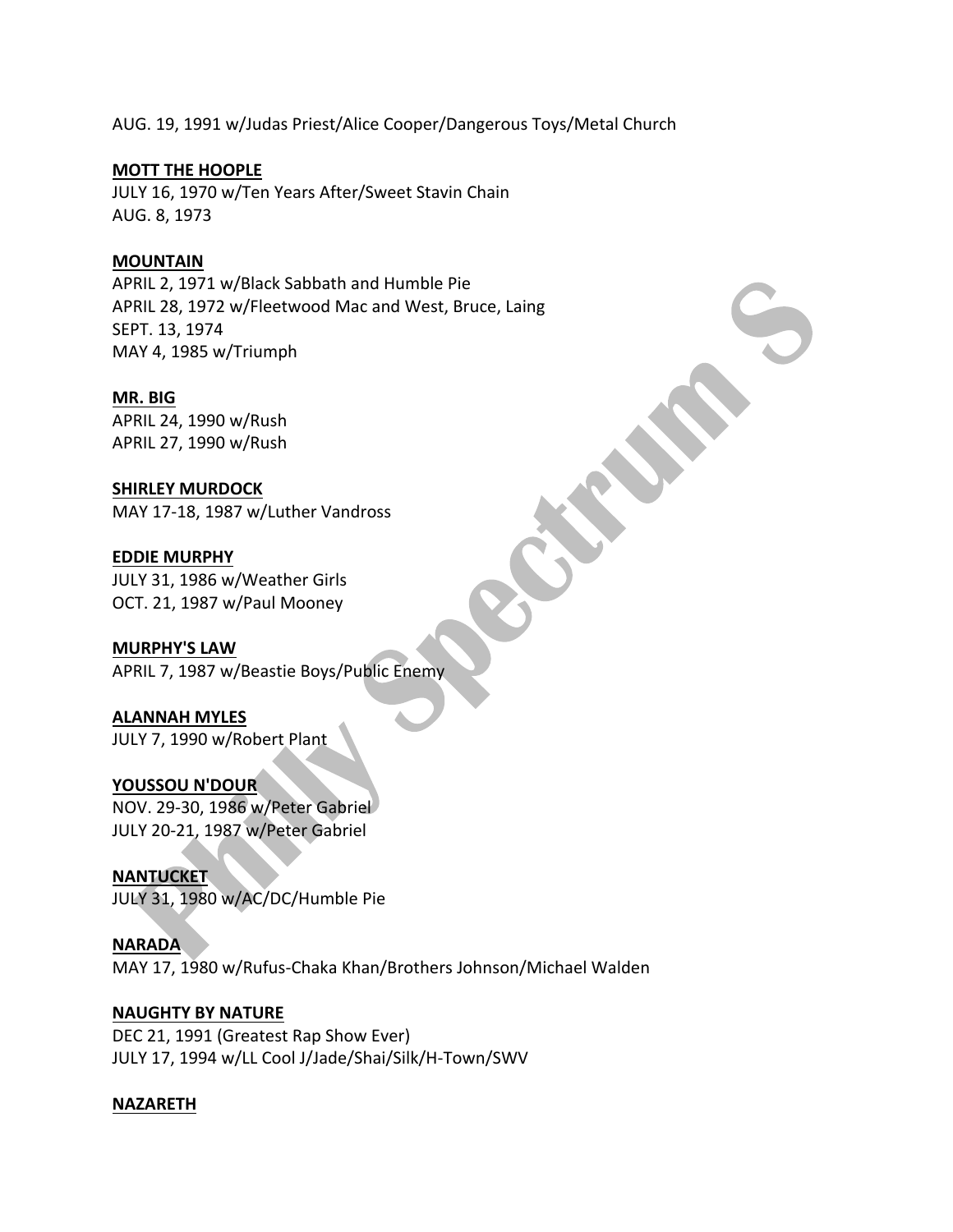AUG. 19, 1991 w/Judas Priest/Alice Cooper/Dangerous Toys/Metal Church

**MOTT THE HOOPLE**
JULY 16, 1970 w/Ten Years After/Sweet Stavin Chain
AUG. 8, 1973

**MOUNTAIN**
APRIL 2, 1971 w/Black Sabbath and Humble Pie
APRIL 28, 1972 w/Fleetwood Mac and West, Bruce, Laing
SEPT. 13, 1974
MAY 4, 1985 w/Triumph

**MR. BIG**
APRIL 24, 1990 w/Rush
APRIL 27, 1990 w/Rush

**SHIRLEY MURDOCK**
MAY 17-18, 1987 w/Luther Vandross

**EDDIE MURPHY**
JULY 31, 1986 w/Weather Girls
OCT. 21, 1987 w/Paul Mooney

**MURPHY'S LAW**
APRIL 7, 1987 w/Beastie Boys/Public Enemy

**ALANNAH MYLES**
JULY 7, 1990 w/Robert Plant

**YOUSSOU N'DOUR**
NOV. 29-30, 1986 w/Peter Gabriel
JULY 20-21, 1987 w/Peter Gabriel

**NANTUCKET**
JULY 31, 1980 w/AC/DC/Humble Pie

**NARADA**
MAY 17, 1980 w/Rufus-Chaka Khan/Brothers Johnson/Michael Walden

**NAUGHTY BY NATURE**
DEC 21, 1991 (Greatest Rap Show Ever)
JULY 17, 1994 w/LL Cool J/Jade/Shai/Silk/H-Town/SWV

**NAZARETH**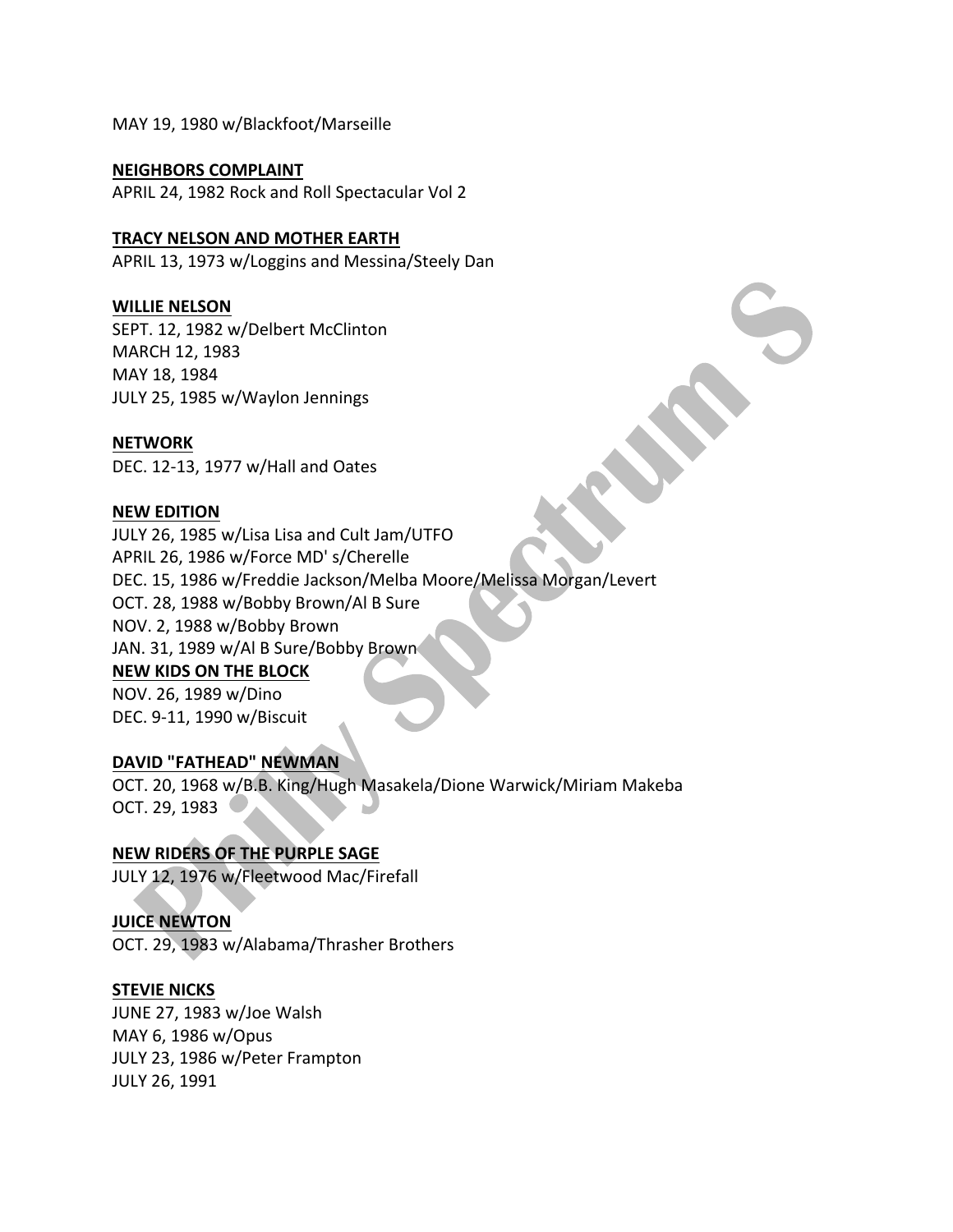MAY 19, 1980 w/Blackfoot/Marseille

**NEIGHBORS COMPLAINT**
APRIL 24, 1982 Rock and Roll Spectacular Vol 2

**TRACY NELSON AND MOTHER EARTH**
APRIL 13, 1973 w/Loggins and Messina/Steely Dan

**WILLIE NELSON**
SEPT. 12, 1982 w/Delbert McClinton
MARCH 12, 1983
MAY 18, 1984
JULY 25, 1985 w/Waylon Jennings

**NETWORK**
DEC. 12-13, 1977 w/Hall and Oates

**NEW EDITION**
JULY 26, 1985 w/Lisa Lisa and Cult Jam/UTFO
APRIL 26, 1986 w/Force MD' s/Cherelle
DEC. 15, 1986 w/Freddie Jackson/Melba Moore/Melissa Morgan/Levert
OCT. 28, 1988 w/Bobby Brown/Al B Sure
NOV. 2, 1988 w/Bobby Brown
JAN. 31, 1989 w/Al B Sure/Bobby Brown

**NEW KIDS ON THE BLOCK**
NOV. 26, 1989 w/Dino
DEC. 9-11, 1990 w/Biscuit

**DAVID "FATHEAD" NEWMAN**
OCT. 20, 1968 w/B.B. King/Hugh Masakela/Dione Warwick/Miriam Makeba
OCT. 29, 1983

**NEW RIDERS OF THE PURPLE SAGE**
JULY 12, 1976 w/Fleetwood Mac/Firefall

**JUICE NEWTON**
OCT. 29, 1983 w/Alabama/Thrasher Brothers

**STEVIE NICKS**
JUNE 27, 1983 w/Joe Walsh
MAY 6, 1986 w/Opus
JULY 23, 1986 w/Peter Frampton
JULY 26, 1991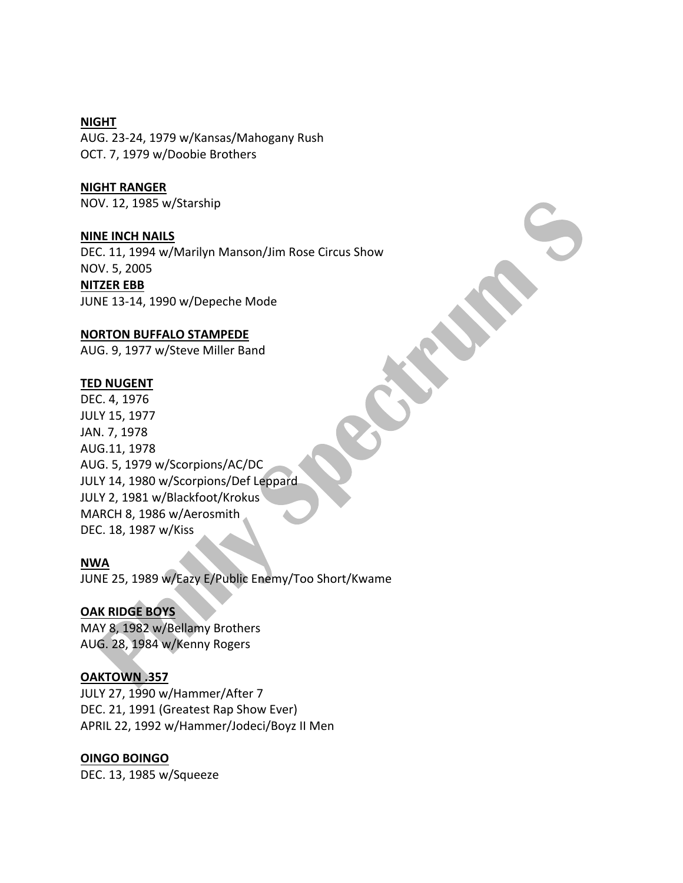**NIGHT**
AUG. 23-24, 1979 w/Kansas/Mahogany Rush
OCT. 7, 1979 w/Doobie Brothers

**NIGHT RANGER**
NOV. 12, 1985 w/Starship

**NINE INCH NAILS**
DEC. 11, 1994 w/Marilyn Manson/Jim Rose Circus Show
NOV. 5, 2005

**NITZER EBB**
JUNE 13-14, 1990 w/Depeche Mode

**NORTON BUFFALO STAMPEDE**
AUG. 9, 1977 w/Steve Miller Band

**TED NUGENT**
DEC. 4, 1976
JULY 15, 1977
JAN. 7, 1978
AUG.11, 1978
AUG. 5, 1979 w/Scorpions/AC/DC
JULY 14, 1980 w/Scorpions/Def Leppard
JULY 2, 1981 w/Blackfoot/Krokus
MARCH 8, 1986 w/Aerosmith
DEC. 18, 1987 w/Kiss

**NWA**
JUNE 25, 1989 w/Eazy E/Public Enemy/Too Short/Kwame

**OAK RIDGE BOYS**
MAY 8, 1982 w/Bellamy Brothers
AUG. 28, 1984 w/Kenny Rogers

**OAKTOWN .357**
JULY 27, 1990 w/Hammer/After 7
DEC. 21, 1991 (Greatest Rap Show Ever)
APRIL 22, 1992 w/Hammer/Jodeci/Boyz II Men

**OINGO BOINGO**
DEC. 13, 1985 w/Squeeze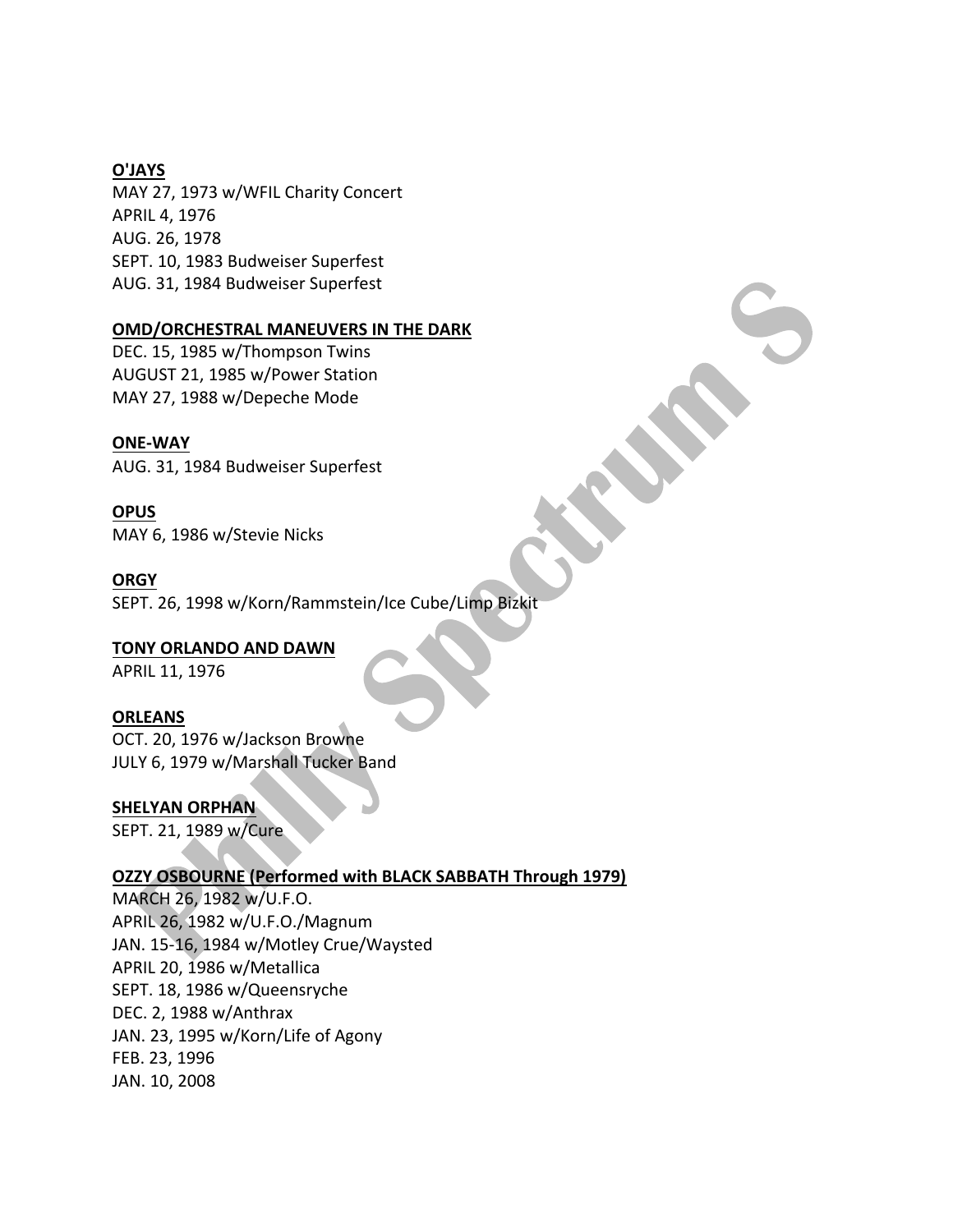**O'JAYS**
MAY 27, 1973 w/WFIL Charity Concert
APRIL 4, 1976
AUG. 26, 1978
SEPT. 10, 1983 Budweiser Superfest
AUG. 31, 1984 Budweiser Superfest

**OMD/ORCHESTRAL MANEUVERS IN THE DARK**
DEC. 15, 1985 w/Thompson Twins
AUGUST 21, 1985 w/Power Station
MAY 27, 1988 w/Depeche Mode

**ONE-WAY**
AUG. 31, 1984 Budweiser Superfest

**OPUS**
MAY 6, 1986 w/Stevie Nicks

**ORGY**
SEPT. 26, 1998 w/Korn/Rammstein/Ice Cube/Limp Bizkit

**TONY ORLANDO AND DAWN**
APRIL 11, 1976

**ORLEANS**
OCT. 20, 1976 w/Jackson Browne
JULY 6, 1979 w/Marshall Tucker Band

**SHELYAN ORPHAN**
SEPT. 21, 1989 w/Cure

**OZZY OSBOURNE (Performed with BLACK SABBATH Through 1979)**
MARCH 26, 1982 w/U.F.O.
APRIL 26, 1982 w/U.F.O./Magnum
JAN. 15-16, 1984 w/Motley Crue/Waysted
APRIL 20, 1986 w/Metallica
SEPT. 18, 1986 w/Queensryche
DEC. 2, 1988 w/Anthrax
JAN. 23, 1995 w/Korn/Life of Agony
FEB. 23, 1996
JAN. 10, 2008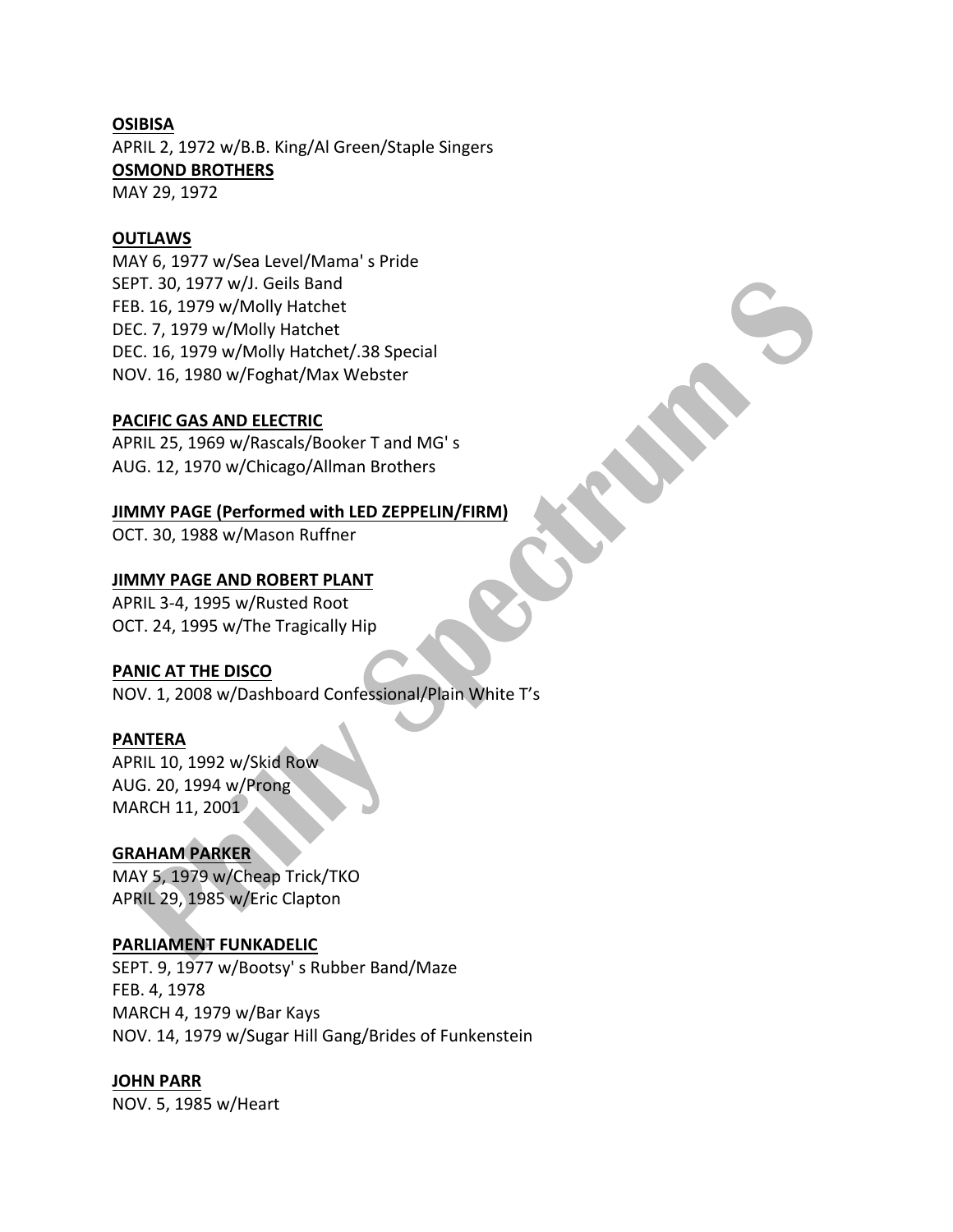**OSIBISA**
APRIL 2, 1972 w/B.B. King/Al Green/Staple Singers

**OSMOND BROTHERS**
MAY 29, 1972

**OUTLAWS**
MAY 6, 1977 w/Sea Level/Mama' s Pride
SEPT. 30, 1977 w/J. Geils Band
FEB. 16, 1979 w/Molly Hatchet
DEC. 7, 1979 w/Molly Hatchet
DEC. 16, 1979 w/Molly Hatchet/.38 Special
NOV. 16, 1980 w/Foghat/Max Webster

**PACIFIC GAS AND ELECTRIC**
APRIL 25, 1969 w/Rascals/Booker T and MG' s
AUG. 12, 1970 w/Chicago/Allman Brothers

**JIMMY PAGE (Performed with LED ZEPPELIN/FIRM)**
OCT. 30, 1988 w/Mason Ruffner

**JIMMY PAGE AND ROBERT PLANT**
APRIL 3-4, 1995 w/Rusted Root
OCT. 24, 1995 w/The Tragically Hip

**PANIC AT THE DISCO**
NOV. 1, 2008 w/Dashboard Confessional/Plain White T's

**PANTERA**
APRIL 10, 1992 w/Skid Row
AUG. 20, 1994 w/Prong
MARCH 11, 2001

**GRAHAM PARKER**
MAY 5, 1979 w/Cheap Trick/TKO
APRIL 29, 1985 w/Eric Clapton

**PARLIAMENT FUNKADELIC**
SEPT. 9, 1977 w/Bootsy' s Rubber Band/Maze
FEB. 4, 1978
MARCH 4, 1979 w/Bar Kays
NOV. 14, 1979 w/Sugar Hill Gang/Brides of Funkenstein

**JOHN PARR**
NOV. 5, 1985 w/Heart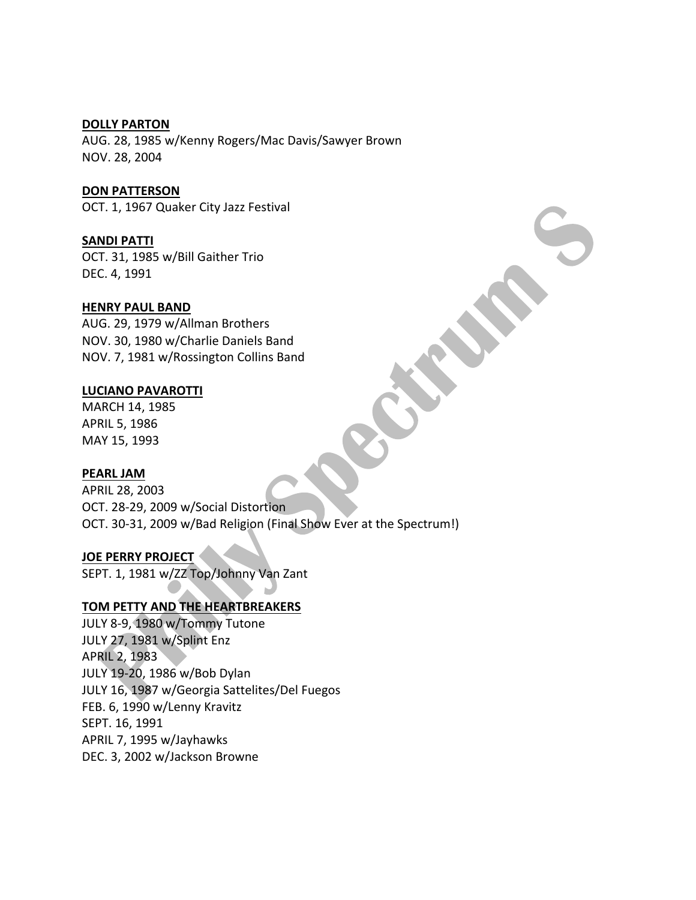**DOLLY PARTON**
AUG. 28, 1985 w/Kenny Rogers/Mac Davis/Sawyer Brown
NOV. 28, 2004

**DON PATTERSON**
OCT. 1, 1967 Quaker City Jazz Festival

**SANDI PATTI**
OCT. 31, 1985 w/Bill Gaither Trio
DEC. 4, 1991

**HENRY PAUL BAND**
AUG. 29, 1979 w/Allman Brothers
NOV. 30, 1980 w/Charlie Daniels Band
NOV. 7, 1981 w/Rossington Collins Band

**LUCIANO PAVAROTTI**
MARCH 14, 1985
APRIL 5, 1986
MAY 15, 1993

**PEARL JAM**
APRIL 28, 2003
OCT. 28-29, 2009 w/Social Distortion
OCT. 30-31, 2009 w/Bad Religion (Final Show Ever at the Spectrum!)

**JOE PERRY PROJECT**
SEPT. 1, 1981 w/ZZ Top/Johnny Van Zant

**TOM PETTY AND THE HEARTBREAKERS**
JULY 8-9, 1980 w/Tommy Tutone
JULY 27, 1981 w/Splint Enz
APRIL 2, 1983
JULY 19-20, 1986 w/Bob Dylan
JULY 16, 1987 w/Georgia Sattelites/Del Fuegos
FEB. 6, 1990 w/Lenny Kravitz
SEPT. 16, 1991
APRIL 7, 1995 w/Jayhawks
DEC. 3, 2002 w/Jackson Browne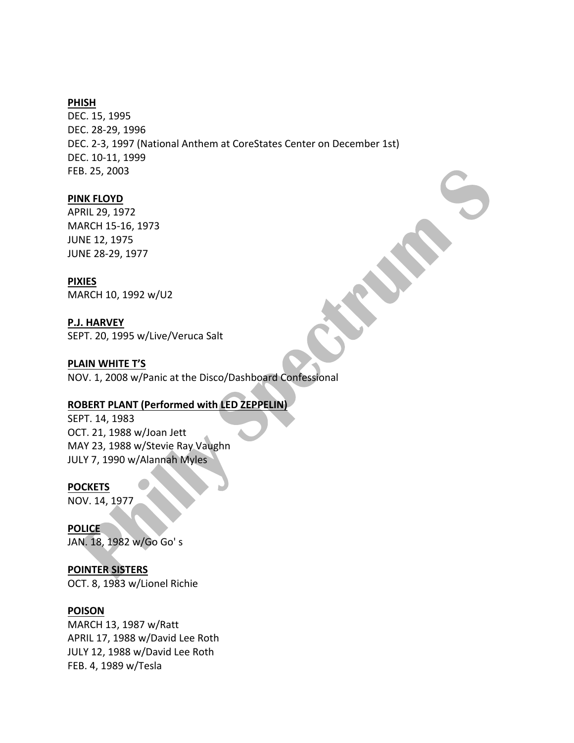**PHISH**
DEC. 15, 1995
DEC. 28-29, 1996
DEC. 2-3, 1997 (National Anthem at CoreStates Center on December 1st)
DEC. 10-11, 1999
FEB. 25, 2003

**PINK FLOYD**
APRIL 29, 1972
MARCH 15-16, 1973
JUNE 12, 1975
JUNE 28-29, 1977

**PIXIES**
MARCH 10, 1992 w/U2

**P.J. HARVEY**
SEPT. 20, 1995 w/Live/Veruca Salt

**PLAIN WHITE T'S**
NOV. 1, 2008 w/Panic at the Disco/Dashboard Confessional

**ROBERT PLANT (Performed with LED ZEPPELIN)**
SEPT. 14, 1983
OCT. 21, 1988 w/Joan Jett
MAY 23, 1988 w/Stevie Ray Vaughn
JULY 7, 1990 w/Alannah Myles

**POCKETS**
NOV. 14, 1977

**POLICE**
JAN. 18, 1982 w/Go Go' s

**POINTER SISTERS**
OCT. 8, 1983 w/Lionel Richie

**POISON**
MARCH 13, 1987 w/Ratt
APRIL 17, 1988 w/David Lee Roth
JULY 12, 1988 w/David Lee Roth
FEB. 4, 1989 w/Tesla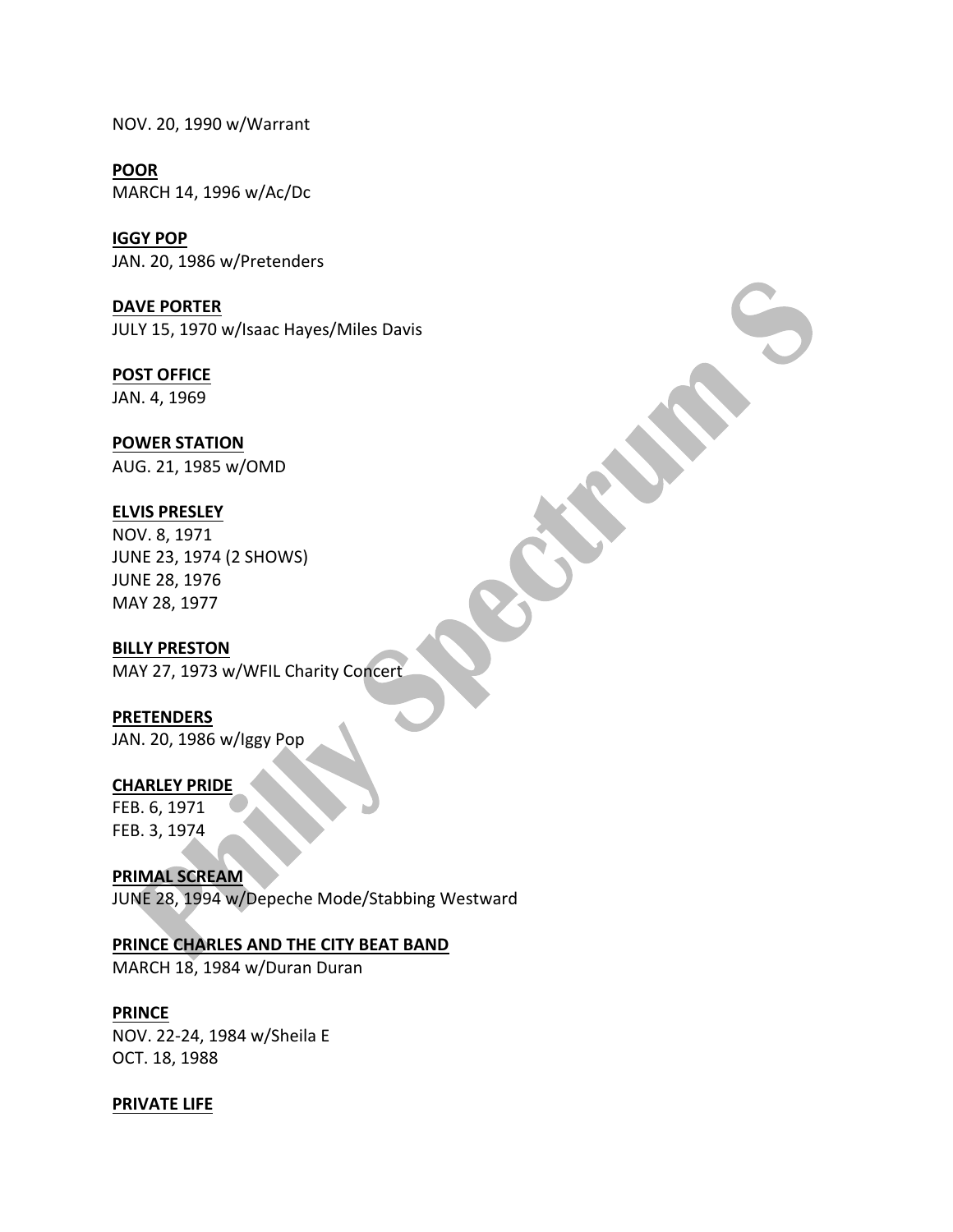NOV. 20, 1990 w/Warrant

**POOR**
MARCH 14, 1996 w/Ac/Dc

**IGGY POP**
JAN. 20, 1986 w/Pretenders

**DAVE PORTER**
JULY 15, 1970 w/Isaac Hayes/Miles Davis

**POST OFFICE**
JAN. 4, 1969

**POWER STATION**
AUG. 21, 1985 w/OMD

**ELVIS PRESLEY**
NOV. 8, 1971
JUNE 23, 1974 (2 SHOWS)
JUNE 28, 1976
MAY 28, 1977

**BILLY PRESTON**
MAY 27, 1973 w/WFIL Charity Concert

**PRETENDERS**
JAN. 20, 1986 w/Iggy Pop

**CHARLEY PRIDE**
FEB. 6, 1971
FEB. 3, 1974

**PRIMAL SCREAM**
JUNE 28, 1994 w/Depeche Mode/Stabbing Westward

**PRINCE CHARLES AND THE CITY BEAT BAND**
MARCH 18, 1984 w/Duran Duran

**PRINCE**
NOV. 22-24, 1984 w/Sheila E
OCT. 18, 1988

**PRIVATE LIFE**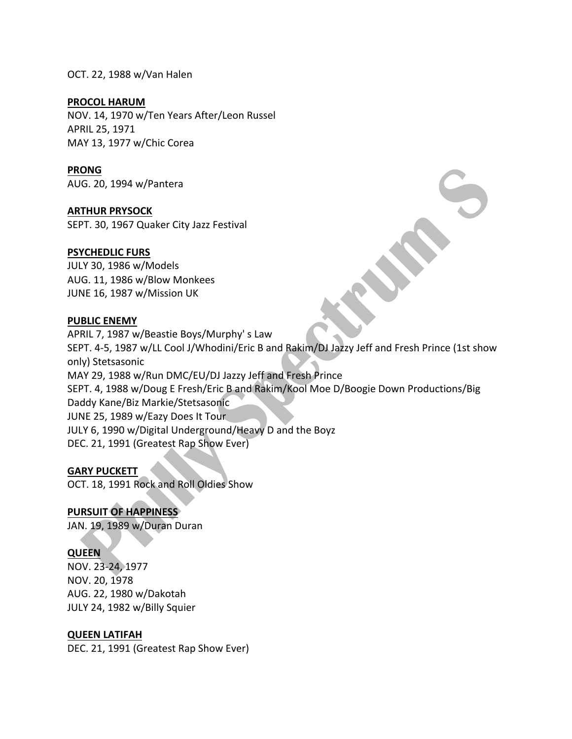OCT. 22, 1988 w/Van Halen

**PROCOL HARUM**
NOV. 14, 1970 w/Ten Years After/Leon Russel
APRIL 25, 1971
MAY 13, 1977 w/Chic Corea

**PRONG**
AUG. 20, 1994 w/Pantera

**ARTHUR PRYSOCK**
SEPT. 30, 1967 Quaker City Jazz Festival

**PSYCHEDLIC FURS**
JULY 30, 1986 w/Models
AUG. 11, 1986 w/Blow Monkees
JUNE 16, 1987 w/Mission UK

**PUBLIC ENEMY**
APRIL 7, 1987 w/Beastie Boys/Murphy' s Law
SEPT. 4-5, 1987 w/LL Cool J/Whodini/Eric B and Rakim/DJ Jazzy Jeff and Fresh Prince (1st show only) Stetsasonic
MAY 29, 1988 w/Run DMC/EU/DJ Jazzy Jeff and Fresh Prince
SEPT. 4, 1988 w/Doug E Fresh/Eric B and Rakim/Kool Moe D/Boogie Down Productions/Big Daddy Kane/Biz Markie/Stetsasonic
JUNE 25, 1989 w/Eazy Does It Tour
JULY 6, 1990 w/Digital Underground/Heavy D and the Boyz
DEC. 21, 1991 (Greatest Rap Show Ever)

**GARY PUCKETT**
OCT. 18, 1991 Rock and Roll Oldies Show

**PURSUIT OF HAPPINESS**
JAN. 19, 1989 w/Duran Duran

**QUEEN**
NOV. 23-24, 1977
NOV. 20, 1978
AUG. 22, 1980 w/Dakotah
JULY 24, 1982 w/Billy Squier

**QUEEN LATIFAH**
DEC. 21, 1991 (Greatest Rap Show Ever)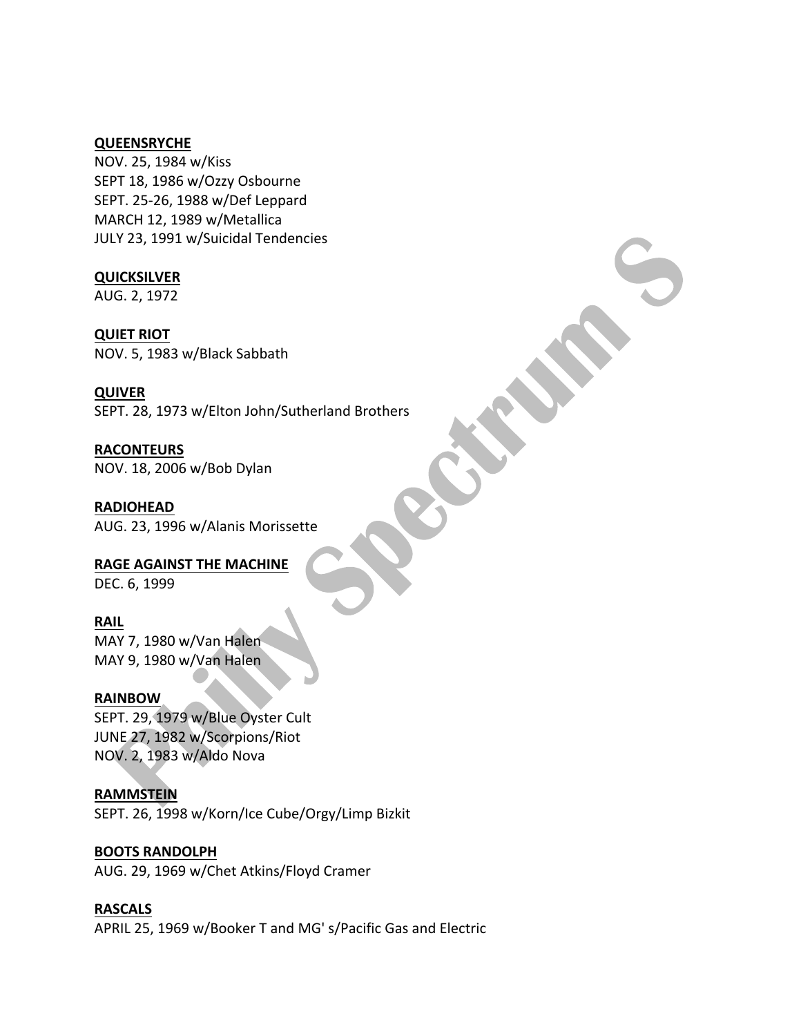**QUEENSRYCHE**
NOV. 25, 1984 w/Kiss
SEPT 18, 1986 w/Ozzy Osbourne
SEPT. 25-26, 1988 w/Def Leppard
MARCH 12, 1989 w/Metallica
JULY 23, 1991 w/Suicidal Tendencies

**QUICKSILVER**
AUG. 2, 1972

**QUIET RIOT**
NOV. 5, 1983 w/Black Sabbath

**QUIVER**
SEPT. 28, 1973 w/Elton John/Sutherland Brothers

**RACONTEURS**
NOV. 18, 2006 w/Bob Dylan

**RADIOHEAD**
AUG. 23, 1996 w/Alanis Morissette

**RAGE AGAINST THE MACHINE**
DEC. 6, 1999

**RAIL**
MAY 7, 1980 w/Van Halen
MAY 9, 1980 w/Van Halen

**RAINBOW**
SEPT. 29, 1979 w/Blue Oyster Cult
JUNE 27, 1982 w/Scorpions/Riot
NOV. 2, 1983 w/Aldo Nova

**RAMMSTEIN**
SEPT. 26, 1998 w/Korn/Ice Cube/Orgy/Limp Bizkit

**BOOTS RANDOLPH**
AUG. 29, 1969 w/Chet Atkins/Floyd Cramer

**RASCALS**
APRIL 25, 1969 w/Booker T and MG' s/Pacific Gas and Electric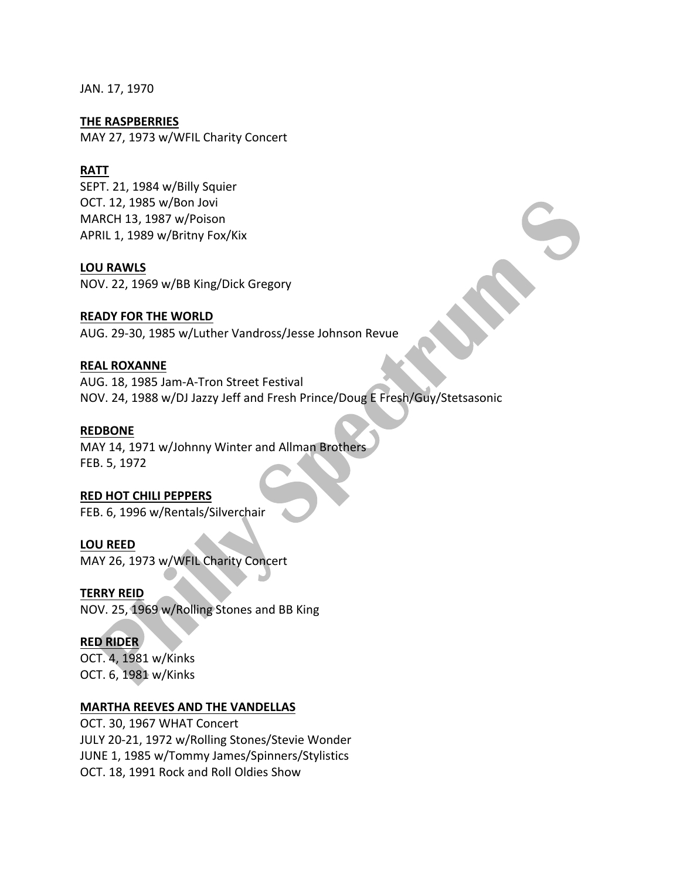JAN. 17, 1970

**THE RASPBERRIES**
MAY 27, 1973 w/WFIL Charity Concert

**RATT**
SEPT. 21, 1984 w/Billy Squier
OCT. 12, 1985 w/Bon Jovi
MARCH 13, 1987 w/Poison
APRIL 1, 1989 w/Britny Fox/Kix

**LOU RAWLS**
NOV. 22, 1969 w/BB King/Dick Gregory

**READY FOR THE WORLD**
AUG. 29-30, 1985 w/Luther Vandross/Jesse Johnson Revue

**REAL ROXANNE**
AUG. 18, 1985 Jam-A-Tron Street Festival
NOV. 24, 1988 w/DJ Jazzy Jeff and Fresh Prince/Doug E Fresh/Guy/Stetsasonic

**REDBONE**
MAY 14, 1971 w/Johnny Winter and Allman Brothers
FEB. 5, 1972

**RED HOT CHILI PEPPERS**
FEB. 6, 1996 w/Rentals/Silverchair

**LOU REED**
MAY 26, 1973 w/WFIL Charity Concert

**TERRY REID**
NOV. 25, 1969 w/Rolling Stones and BB King

**RED RIDER**
OCT. 4, 1981 w/Kinks
OCT. 6, 1981 w/Kinks

**MARTHA REEVES AND THE VANDELLAS**
OCT. 30, 1967 WHAT Concert
JULY 20-21, 1972 w/Rolling Stones/Stevie Wonder
JUNE 1, 1985 w/Tommy James/Spinners/Stylistics
OCT. 18, 1991 Rock and Roll Oldies Show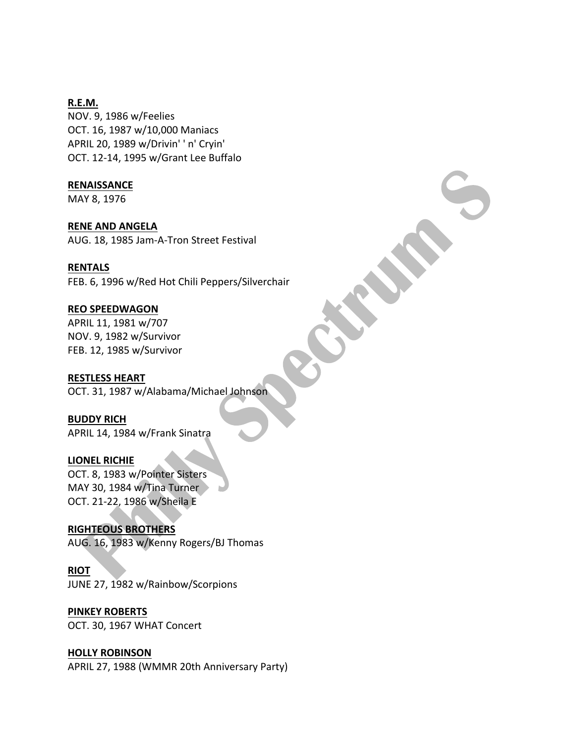**R.E.M.**
NOV. 9, 1986 w/Feelies
OCT. 16, 1987 w/10,000 Maniacs
APRIL 20, 1989 w/Drivin' ' n' Cryin'
OCT. 12-14, 1995 w/Grant Lee Buffalo

**RENAISSANCE**
MAY 8, 1976

**RENE AND ANGELA**
AUG. 18, 1985 Jam-A-Tron Street Festival

**RENTALS**
FEB. 6, 1996 w/Red Hot Chili Peppers/Silverchair

**REO SPEEDWAGON**
APRIL 11, 1981 w/707
NOV. 9, 1982 w/Survivor
FEB. 12, 1985 w/Survivor

**RESTLESS HEART**
OCT. 31, 1987 w/Alabama/Michael Johnson

**BUDDY RICH**
APRIL 14, 1984 w/Frank Sinatra

**LIONEL RICHIE**
OCT. 8, 1983 w/Pointer Sisters
MAY 30, 1984 w/Tina Turner
OCT. 21-22, 1986 w/Sheila E

**RIGHTEOUS BROTHERS**
AUG. 16, 1983 w/Kenny Rogers/BJ Thomas

**RIOT**
JUNE 27, 1982 w/Rainbow/Scorpions

**PINKEY ROBERTS**
OCT. 30, 1967 WHAT Concert

**HOLLY ROBINSON**
APRIL 27, 1988 (WMMR 20th Anniversary Party)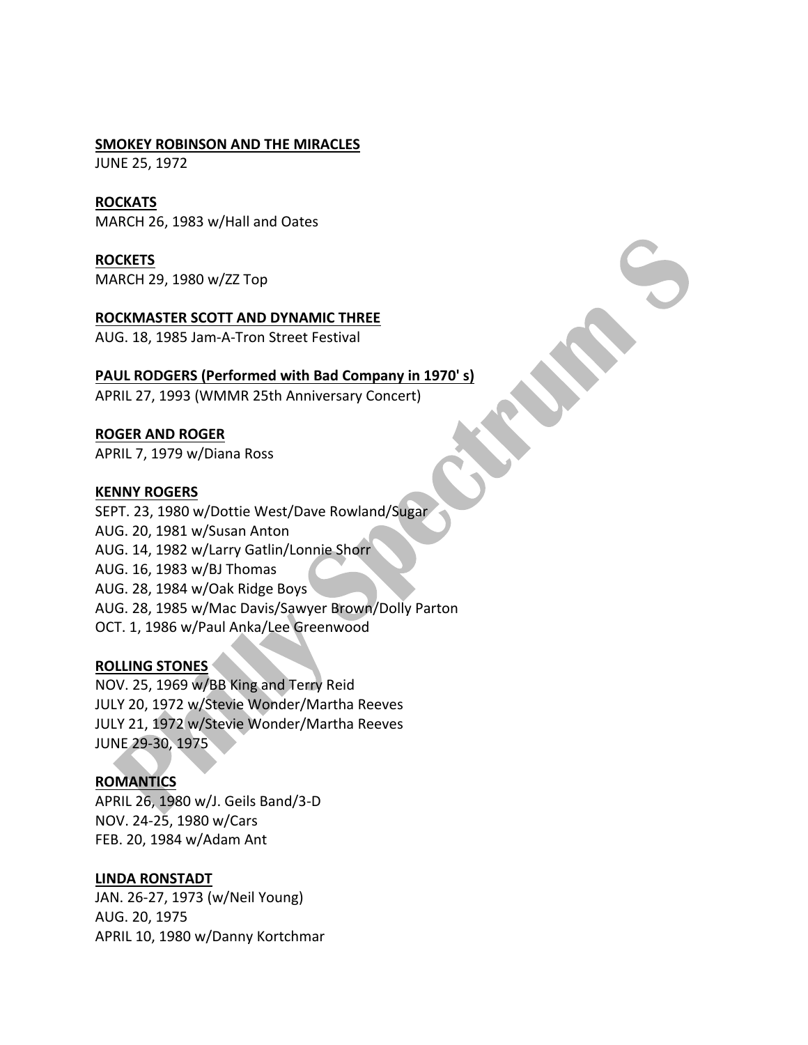**SMOKEY ROBINSON AND THE MIRACLES**
JUNE 25, 1972

**ROCKATS**
MARCH 26, 1983 w/Hall and Oates

**ROCKETS**
MARCH 29, 1980 w/ZZ Top

**ROCKMASTER SCOTT AND DYNAMIC THREE**
AUG. 18, 1985 Jam-A-Tron Street Festival

**PAUL RODGERS (Performed with Bad Company in 1970' s)**
APRIL 27, 1993 (WMMR 25th Anniversary Concert)

**ROGER AND ROGER**
APRIL 7, 1979 w/Diana Ross

**KENNY ROGERS**
SEPT. 23, 1980 w/Dottie West/Dave Rowland/Sugar
AUG. 20, 1981 w/Susan Anton
AUG. 14, 1982 w/Larry Gatlin/Lonnie Shorr
AUG. 16, 1983 w/BJ Thomas
AUG. 28, 1984 w/Oak Ridge Boys
AUG. 28, 1985 w/Mac Davis/Sawyer Brown/Dolly Parton
OCT. 1, 1986 w/Paul Anka/Lee Greenwood

**ROLLING STONES**
NOV. 25, 1969 w/BB King and Terry Reid
JULY 20, 1972 w/Stevie Wonder/Martha Reeves
JULY 21, 1972 w/Stevie Wonder/Martha Reeves
JUNE 29-30, 1975

**ROMANTICS**
APRIL 26, 1980 w/J. Geils Band/3-D
NOV. 24-25, 1980 w/Cars
FEB. 20, 1984 w/Adam Ant

**LINDA RONSTADT**
JAN. 26-27, 1973 (w/Neil Young)
AUG. 20, 1975
APRIL 10, 1980 w/Danny Kortchmar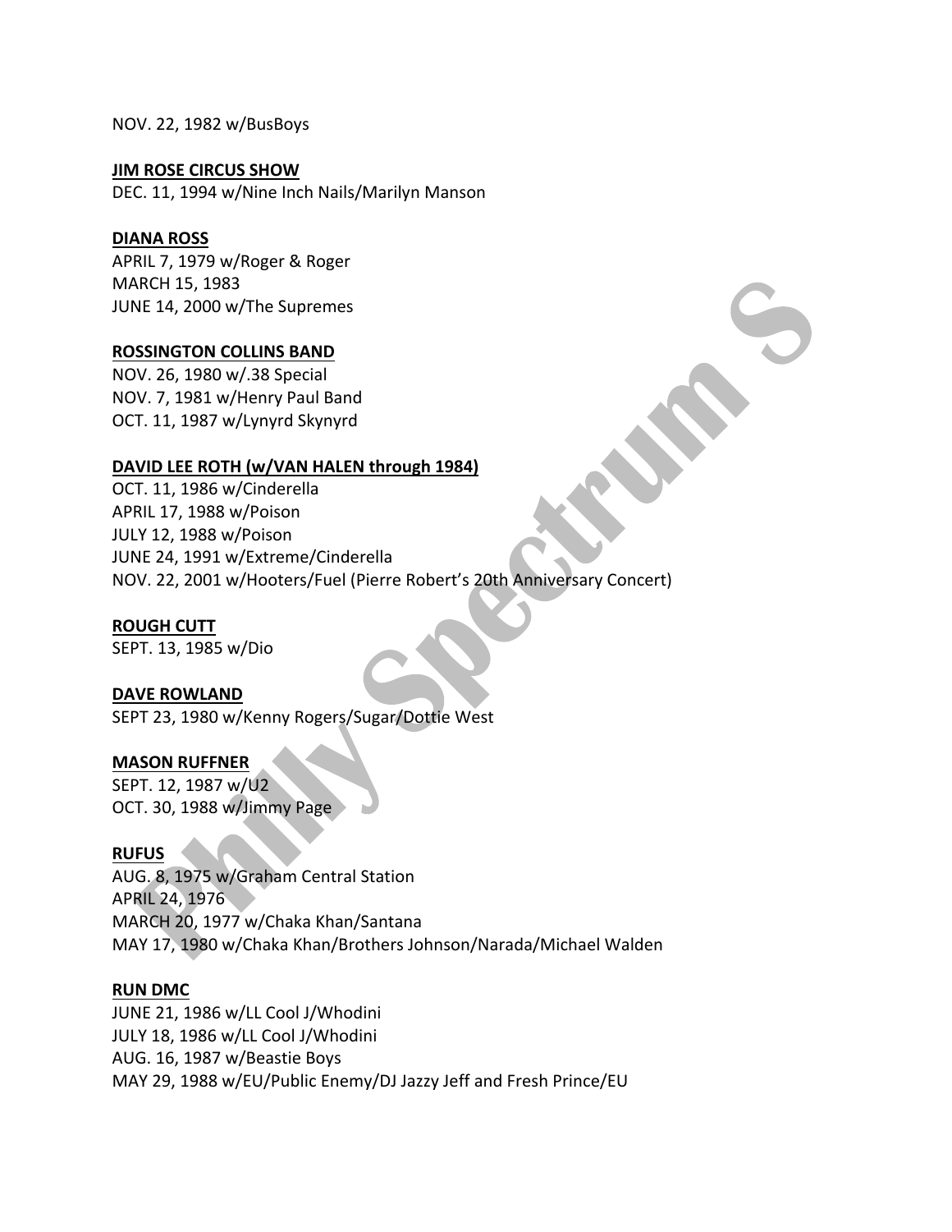NOV. 22, 1982 w/BusBoys

**JIM ROSE CIRCUS SHOW**
DEC. 11, 1994 w/Nine Inch Nails/Marilyn Manson

**DIANA ROSS**
APRIL 7, 1979 w/Roger & Roger
MARCH 15, 1983
JUNE 14, 2000 w/The Supremes

**ROSSINGTON COLLINS BAND**
NOV. 26, 1980 w/.38 Special
NOV. 7, 1981 w/Henry Paul Band
OCT. 11, 1987 w/Lynyrd Skynyrd

**DAVID LEE ROTH (w/VAN HALEN through 1984)**
OCT. 11, 1986 w/Cinderella
APRIL 17, 1988 w/Poison
JULY 12, 1988 w/Poison
JUNE 24, 1991 w/Extreme/Cinderella
NOV. 22, 2001 w/Hooters/Fuel (Pierre Robert's 20th Anniversary Concert)

**ROUGH CUTT**
SEPT. 13, 1985 w/Dio

**DAVE ROWLAND**
SEPT 23, 1980 w/Kenny Rogers/Sugar/Dottie West

**MASON RUFFNER**
SEPT. 12, 1987 w/U2
OCT. 30, 1988 w/Jimmy Page

**RUFUS**
AUG. 8, 1975 w/Graham Central Station
APRIL 24, 1976
MARCH 20, 1977 w/Chaka Khan/Santana
MAY 17, 1980 w/Chaka Khan/Brothers Johnson/Narada/Michael Walden

**RUN DMC**
JUNE 21, 1986 w/LL Cool J/Whodini
JULY 18, 1986 w/LL Cool J/Whodini
AUG. 16, 1987 w/Beastie Boys
MAY 29, 1988 w/EU/Public Enemy/DJ Jazzy Jeff and Fresh Prince/EU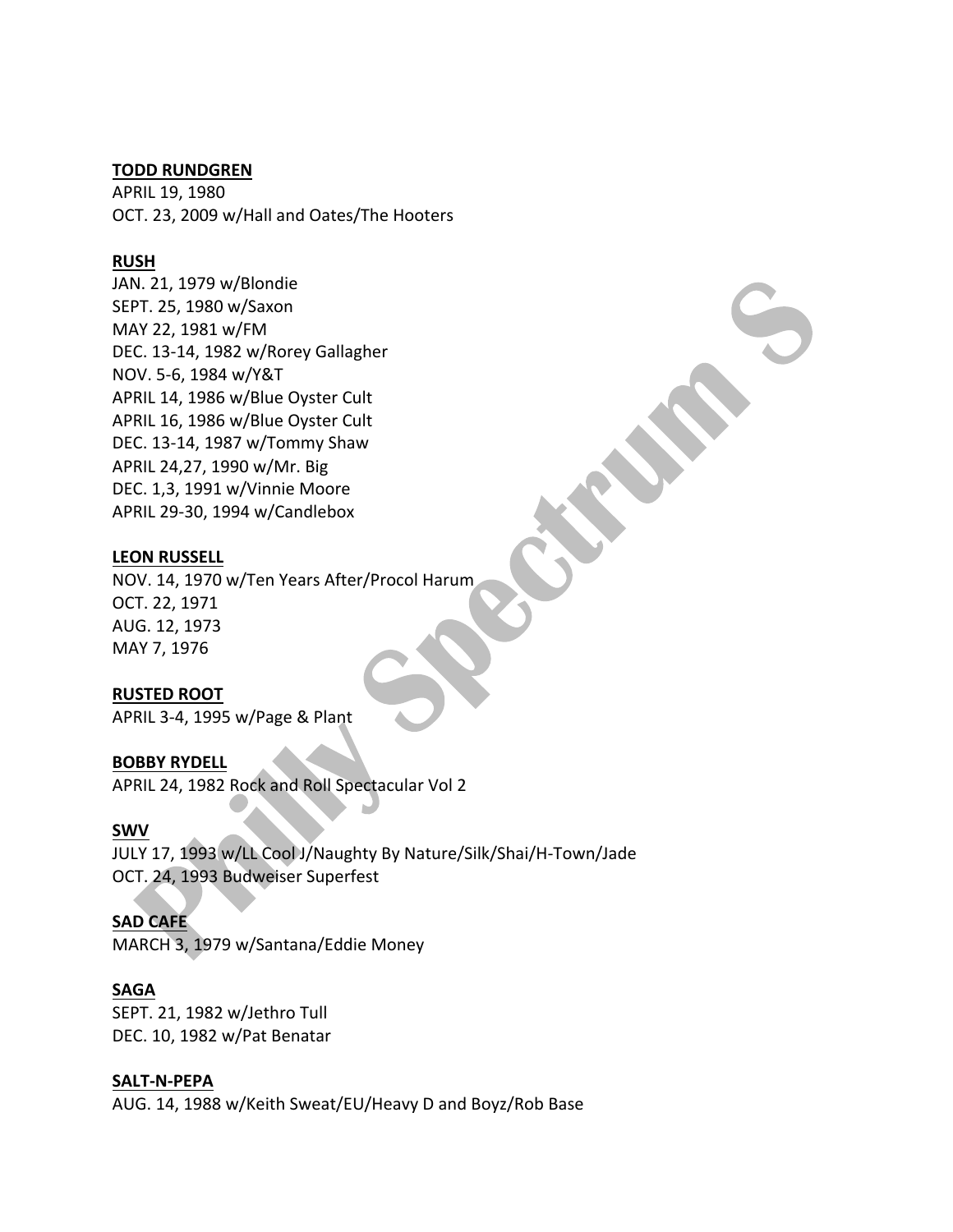**TODD RUNDGREN**
APRIL 19, 1980
OCT. 23, 2009 w/Hall and Oates/The Hooters

**RUSH**
JAN. 21, 1979 w/Blondie
SEPT. 25, 1980 w/Saxon
MAY 22, 1981 w/FM
DEC. 13-14, 1982 w/Rorey Gallagher
NOV. 5-6, 1984 w/Y&T
APRIL 14, 1986 w/Blue Oyster Cult
APRIL 16, 1986 w/Blue Oyster Cult
DEC. 13-14, 1987 w/Tommy Shaw
APRIL 24,27, 1990 w/Mr. Big
DEC. 1,3, 1991 w/Vinnie Moore
APRIL 29-30, 1994 w/Candlebox

**LEON RUSSELL**
NOV. 14, 1970 w/Ten Years After/Procol Harum
OCT. 22, 1971
AUG. 12, 1973
MAY 7, 1976

**RUSTED ROOT**
APRIL 3-4, 1995 w/Page & Plant

**BOBBY RYDELL**
APRIL 24, 1982 Rock and Roll Spectacular Vol 2

**SWV**
JULY 17, 1993 w/LL Cool J/Naughty By Nature/Silk/Shai/H-Town/Jade
OCT. 24, 1993 Budweiser Superfest

**SAD CAFE**
MARCH 3, 1979 w/Santana/Eddie Money

**SAGA**
SEPT. 21, 1982 w/Jethro Tull
DEC. 10, 1982 w/Pat Benatar

**SALT-N-PEPA**
AUG. 14, 1988 w/Keith Sweat/EU/Heavy D and Boyz/Rob Base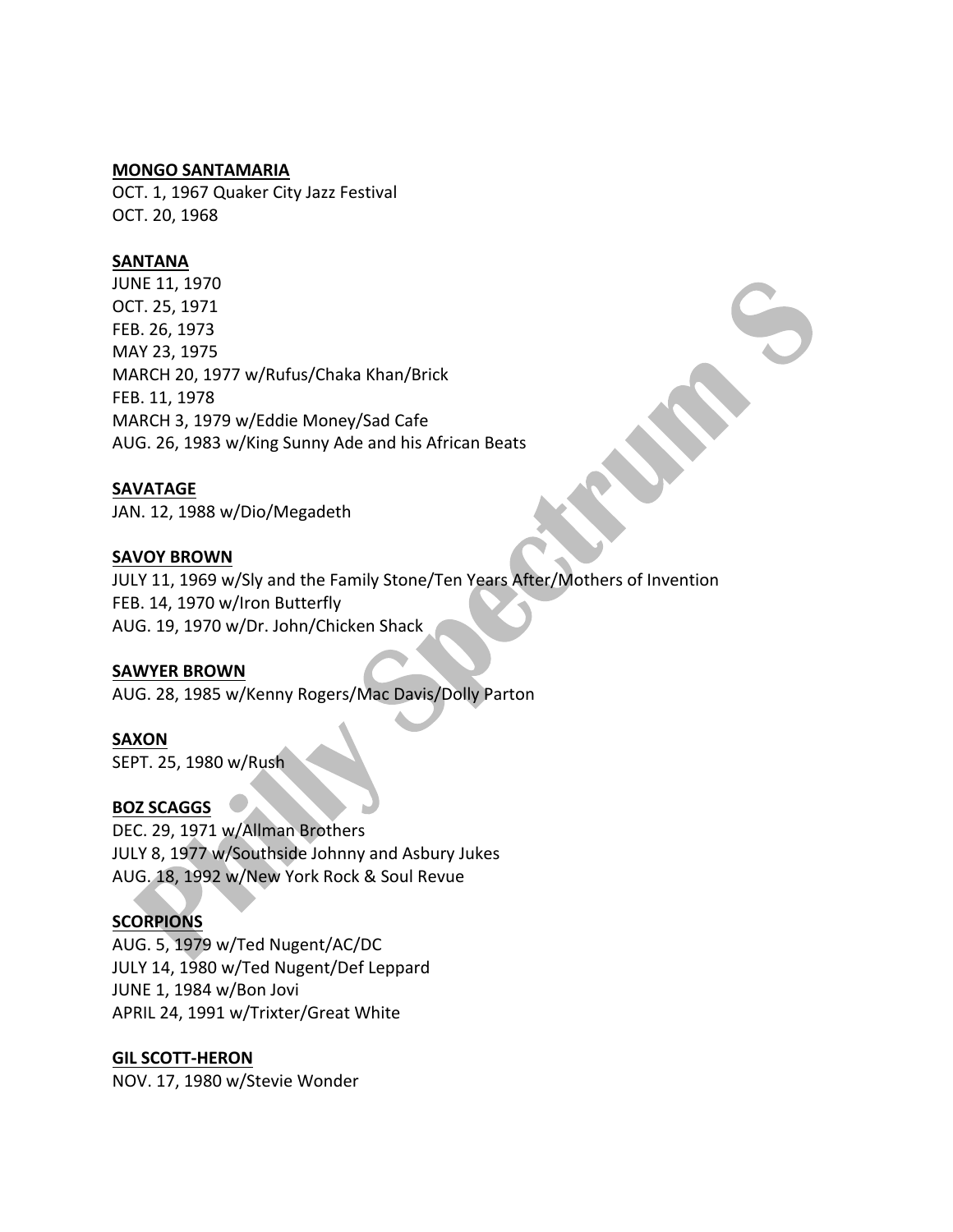**MONGO SANTAMARIA**
OCT. 1, 1967 Quaker City Jazz Festival
OCT. 20, 1968

**SANTANA**
JUNE 11, 1970
OCT. 25, 1971
FEB. 26, 1973
MAY 23, 1975
MARCH 20, 1977 w/Rufus/Chaka Khan/Brick
FEB. 11, 1978
MARCH 3, 1979 w/Eddie Money/Sad Cafe
AUG. 26, 1983 w/King Sunny Ade and his African Beats

**SAVATAGE**
JAN. 12, 1988 w/Dio/Megadeth

**SAVOY BROWN**
JULY 11, 1969 w/Sly and the Family Stone/Ten Years After/Mothers of Invention
FEB. 14, 1970 w/Iron Butterfly
AUG. 19, 1970 w/Dr. John/Chicken Shack

**SAWYER BROWN**
AUG. 28, 1985 w/Kenny Rogers/Mac Davis/Dolly Parton

**SAXON**
SEPT. 25, 1980 w/Rush

**BOZ SCAGGS**
DEC. 29, 1971 w/Allman Brothers
JULY 8, 1977 w/Southside Johnny and Asbury Jukes
AUG. 18, 1992 w/New York Rock & Soul Revue

**SCORPIONS**
AUG. 5, 1979 w/Ted Nugent/AC/DC
JULY 14, 1980 w/Ted Nugent/Def Leppard
JUNE 1, 1984 w/Bon Jovi
APRIL 24, 1991 w/Trixter/Great White

**GIL SCOTT-HERON**
NOV. 17, 1980 w/Stevie Wonder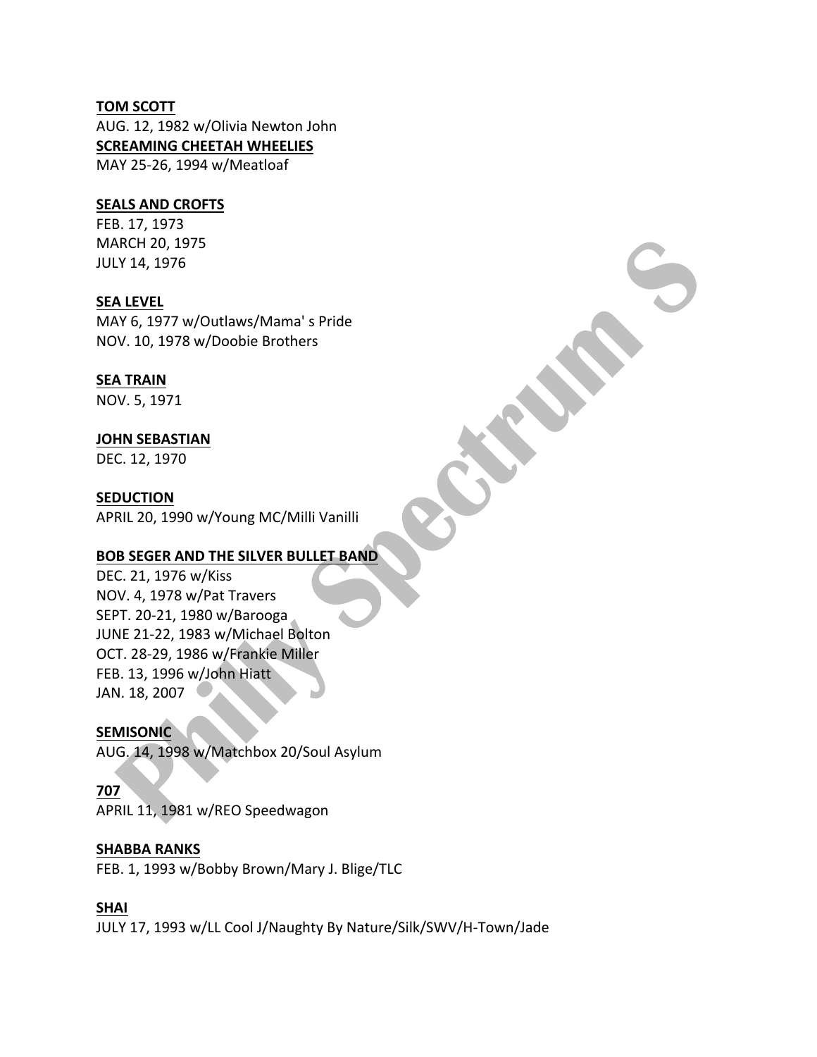**TOM SCOTT**
AUG. 12, 1982 w/Olivia Newton John
**SCREAMING CHEETAH WHEELIES**
MAY 25-26, 1994 w/Meatloaf

**SEALS AND CROFTS**
FEB. 17, 1973
MARCH 20, 1975
JULY 14, 1976

**SEA LEVEL**
MAY 6, 1977 w/Outlaws/Mama' s Pride
NOV. 10, 1978 w/Doobie Brothers

**SEA TRAIN**
NOV. 5, 1971

**JOHN SEBASTIAN**
DEC. 12, 1970

**SEDUCTION**
APRIL 20, 1990 w/Young MC/Milli Vanilli

**BOB SEGER AND THE SILVER BULLET BAND**
DEC. 21, 1976 w/Kiss
NOV. 4, 1978 w/Pat Travers
SEPT. 20-21, 1980 w/Barooga
JUNE 21-22, 1983 w/Michael Bolton
OCT. 28-29, 1986 w/Frankie Miller
FEB. 13, 1996 w/John Hiatt
JAN. 18, 2007

**SEMISONIC**
AUG. 14, 1998 w/Matchbox 20/Soul Asylum

**707**
APRIL 11, 1981 w/REO Speedwagon

**SHABBA RANKS**
FEB. 1, 1993 w/Bobby Brown/Mary J. Blige/TLC

**SHAI**
JULY 17, 1993 w/LL Cool J/Naughty By Nature/Silk/SWV/H-Town/Jade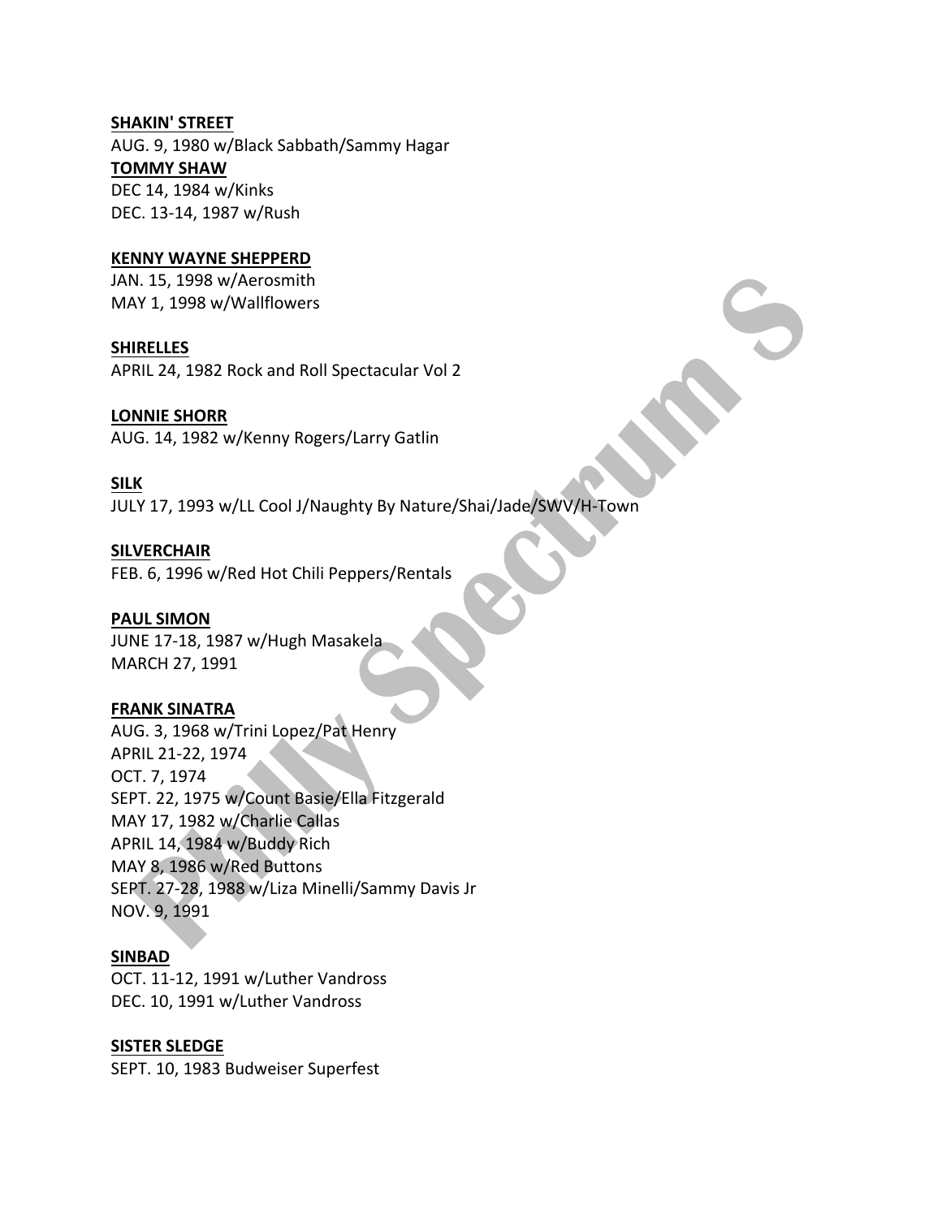**SHAKIN' STREET**
AUG. 9, 1980 w/Black Sabbath/Sammy Hagar

**TOMMY SHAW**
DEC 14, 1984 w/Kinks
DEC. 13-14, 1987 w/Rush

**KENNY WAYNE SHEPPERD**
JAN. 15, 1998 w/Aerosmith
MAY 1, 1998 w/Wallflowers

**SHIRELLES**
APRIL 24, 1982 Rock and Roll Spectacular Vol 2

**LONNIE SHORR**
AUG. 14, 1982 w/Kenny Rogers/Larry Gatlin

**SILK**
JULY 17, 1993 w/LL Cool J/Naughty By Nature/Shai/Jade/SWV/H-Town

**SILVERCHAIR**
FEB. 6, 1996 w/Red Hot Chili Peppers/Rentals

**PAUL SIMON**
JUNE 17-18, 1987 w/Hugh Masakela
MARCH 27, 1991

**FRANK SINATRA**
AUG. 3, 1968 w/Trini Lopez/Pat Henry
APRIL 21-22, 1974
OCT. 7, 1974
SEPT. 22, 1975 w/Count Basie/Ella Fitzgerald
MAY 17, 1982 w/Charlie Callas
APRIL 14, 1984 w/Buddy Rich
MAY 8, 1986 w/Red Buttons
SEPT. 27-28, 1988 w/Liza Minelli/Sammy Davis Jr
NOV. 9, 1991

**SINBAD**
OCT. 11-12, 1991 w/Luther Vandross
DEC. 10, 1991 w/Luther Vandross

**SISTER SLEDGE**
SEPT. 10, 1983 Budweiser Superfest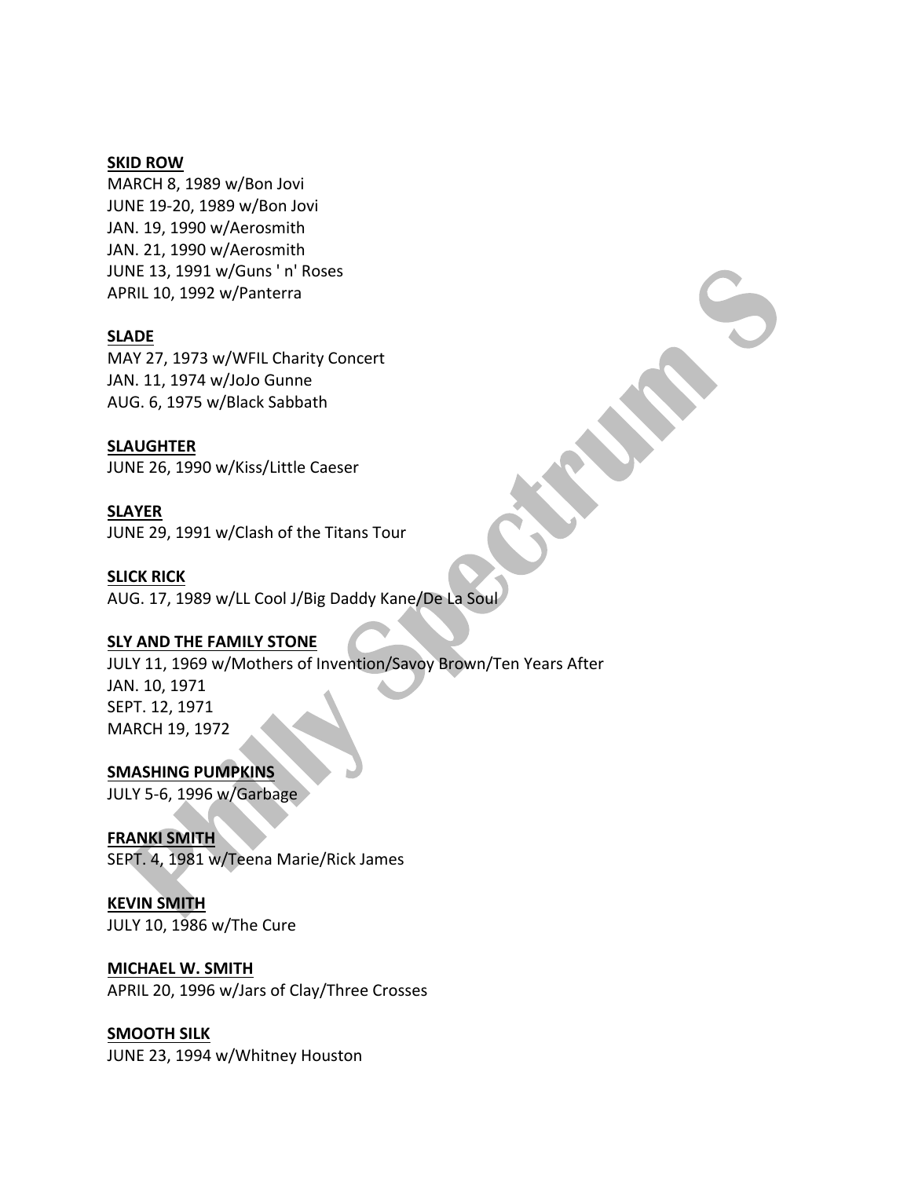**SKID ROW**
MARCH 8, 1989 w/Bon Jovi
JUNE 19-20, 1989 w/Bon Jovi
JAN. 19, 1990 w/Aerosmith
JAN. 21, 1990 w/Aerosmith
JUNE 13, 1991 w/Guns ' n' Roses
APRIL 10, 1992 w/Panterra

**SLADE**
MAY 27, 1973 w/WFIL Charity Concert
JAN. 11, 1974 w/JoJo Gunne
AUG. 6, 1975 w/Black Sabbath

**SLAUGHTER**
JUNE 26, 1990 w/Kiss/Little Caeser

**SLAYER**
JUNE 29, 1991 w/Clash of the Titans Tour

**SLICK RICK**
AUG. 17, 1989 w/LL Cool J/Big Daddy Kane/De La Soul

**SLY AND THE FAMILY STONE**
JULY 11, 1969 w/Mothers of Invention/Savoy Brown/Ten Years After
JAN. 10, 1971
SEPT. 12, 1971
MARCH 19, 1972

**SMASHING PUMPKINS**
JULY 5-6, 1996 w/Garbage

**FRANKI SMITH**
SEPT. 4, 1981 w/Teena Marie/Rick James

**KEVIN SMITH**
JULY 10, 1986 w/The Cure

**MICHAEL W. SMITH**
APRIL 20, 1996 w/Jars of Clay/Three Crosses

**SMOOTH SILK**
JUNE 23, 1994 w/Whitney Houston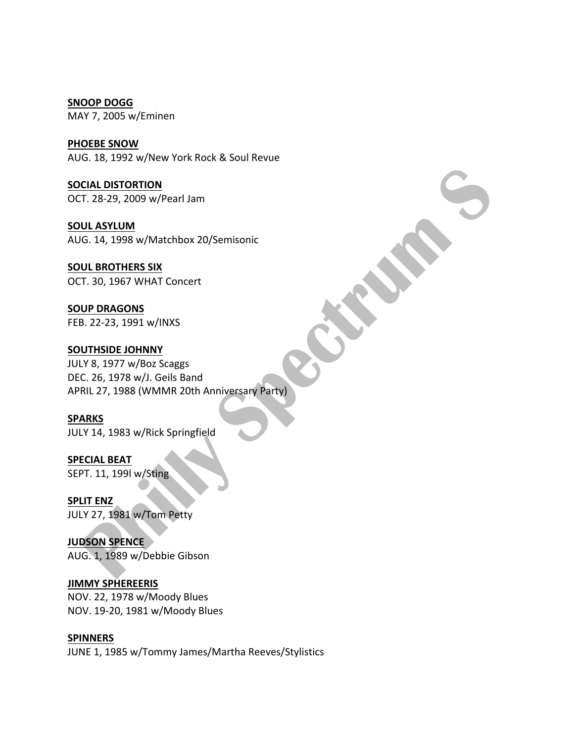**SNOOP DOGG**
MAY 7, 2005 w/Eminen

**PHOEBE SNOW**
AUG. 18, 1992 w/New York Rock & Soul Revue

**SOCIAL DISTORTION**
OCT. 28-29, 2009 w/Pearl Jam

**SOUL ASYLUM**
AUG. 14, 1998 w/Matchbox 20/Semisonic

**SOUL BROTHERS SIX**
OCT. 30, 1967 WHAT Concert

**SOUP DRAGONS**
FEB. 22-23, 1991 w/INXS

**SOUTHSIDE JOHNNY**
JULY 8, 1977 w/Boz Scaggs
DEC. 26, 1978 w/J. Geils Band
APRIL 27, 1988 (WMMR 20th Anniversary Party)

**SPARKS**
JULY 14, 1983 w/Rick Springfield

**SPECIAL BEAT**
SEPT. 11, 199l w/Sting

**SPLIT ENZ**
JULY 27, 1981 w/Tom Petty

**JUDSON SPENCE**
AUG. 1, 1989 w/Debbie Gibson

**JIMMY SPHEREERIS**
NOV. 22, 1978 w/Moody Blues
NOV. 19-20, 1981 w/Moody Blues

**SPINNERS**
JUNE 1, 1985 w/Tommy James/Martha Reeves/Stylistics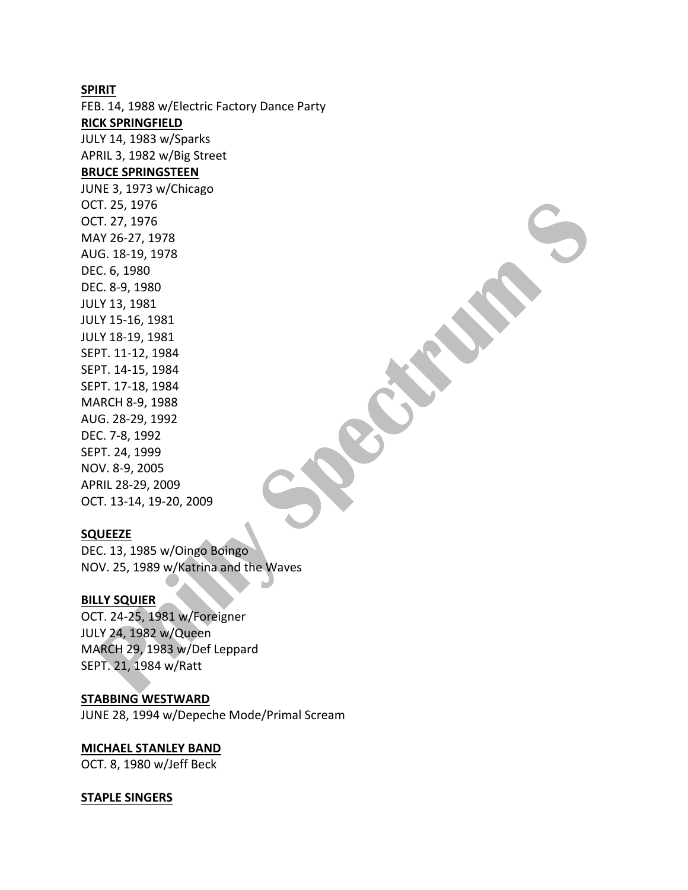**SPIRIT**

FEB. 14, 1988 w/Electric Factory Dance Party

**RICK SPRINGFIELD**

JULY 14, 1983 w/Sparks
APRIL 3, 1982 w/Big Street

**BRUCE SPRINGSTEEN**

JUNE 3, 1973 w/Chicago
OCT. 25, 1976
OCT. 27, 1976
MAY 26-27, 1978
AUG. 18-19, 1978
DEC. 6, 1980
DEC. 8-9, 1980
JULY 13, 1981
JULY 15-16, 1981
JULY 18-19, 1981
SEPT. 11-12, 1984
SEPT. 14-15, 1984
SEPT. 17-18, 1984
MARCH 8-9, 1988
AUG. 28-29, 1992
DEC. 7-8, 1992
SEPT. 24, 1999
NOV. 8-9, 2005
APRIL 28-29, 2009
OCT. 13-14, 19-20, 2009

**SQUEEZE**

DEC. 13, 1985 w/Oingo Boingo
NOV. 25, 1989 w/Katrina and the Waves

**BILLY SQUIER**

OCT. 24-25, 1981 w/Foreigner
JULY 24, 1982 w/Queen
MARCH 29, 1983 w/Def Leppard
SEPT. 21, 1984 w/Ratt

**STABBING WESTWARD**

JUNE 28, 1994 w/Depeche Mode/Primal Scream

**MICHAEL STANLEY BAND**

OCT. 8, 1980 w/Jeff Beck

**STAPLE SINGERS**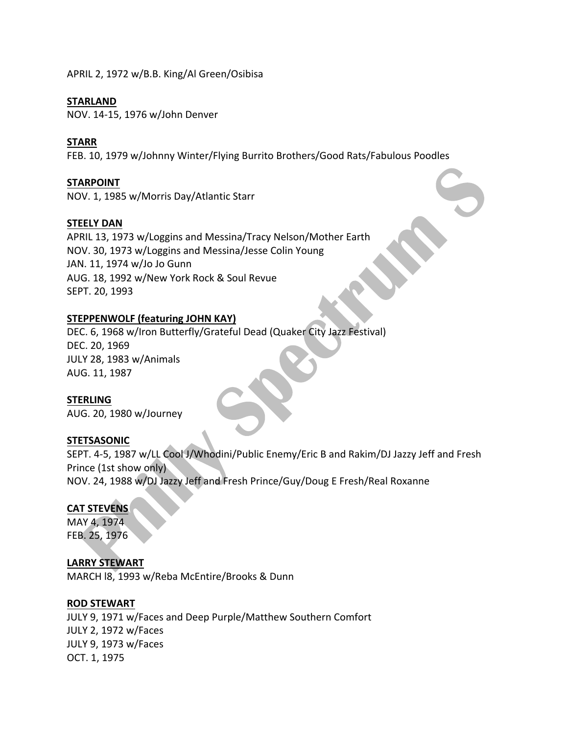APRIL 2, 1972 w/B.B. King/Al Green/Osibisa

**STARLAND**
NOV. 14-15, 1976 w/John Denver

**STARR**
FEB. 10, 1979 w/Johnny Winter/Flying Burrito Brothers/Good Rats/Fabulous Poodles

**STARPOINT**
NOV. 1, 1985 w/Morris Day/Atlantic Starr

**STEELY DAN**
APRIL 13, 1973 w/Loggins and Messina/Tracy Nelson/Mother Earth
NOV. 30, 1973 w/Loggins and Messina/Jesse Colin Young
JAN. 11, 1974 w/Jo Jo Gunn
AUG. 18, 1992 w/New York Rock & Soul Revue
SEPT. 20, 1993

**STEPPENWOLF (featuring JOHN KAY)**
DEC. 6, 1968 w/Iron Butterfly/Grateful Dead (Quaker City Jazz Festival)
DEC. 20, 1969
JULY 28, 1983 w/Animals
AUG. 11, 1987

**STERLING**
AUG. 20, 1980 w/Journey

**STETSASONIC**
SEPT. 4-5, 1987 w/LL Cool J/Whodini/Public Enemy/Eric B and Rakim/DJ Jazzy Jeff and Fresh Prince (1st show only)
NOV. 24, 1988 w/DJ Jazzy Jeff and Fresh Prince/Guy/Doug E Fresh/Real Roxanne

**CAT STEVENS**
MAY 4, 1974
FEB. 25, 1976

**LARRY STEWART**
MARCH l8, 1993 w/Reba McEntire/Brooks & Dunn

**ROD STEWART**
JULY 9, 1971 w/Faces and Deep Purple/Matthew Southern Comfort
JULY 2, 1972 w/Faces
JULY 9, 1973 w/Faces
OCT. 1, 1975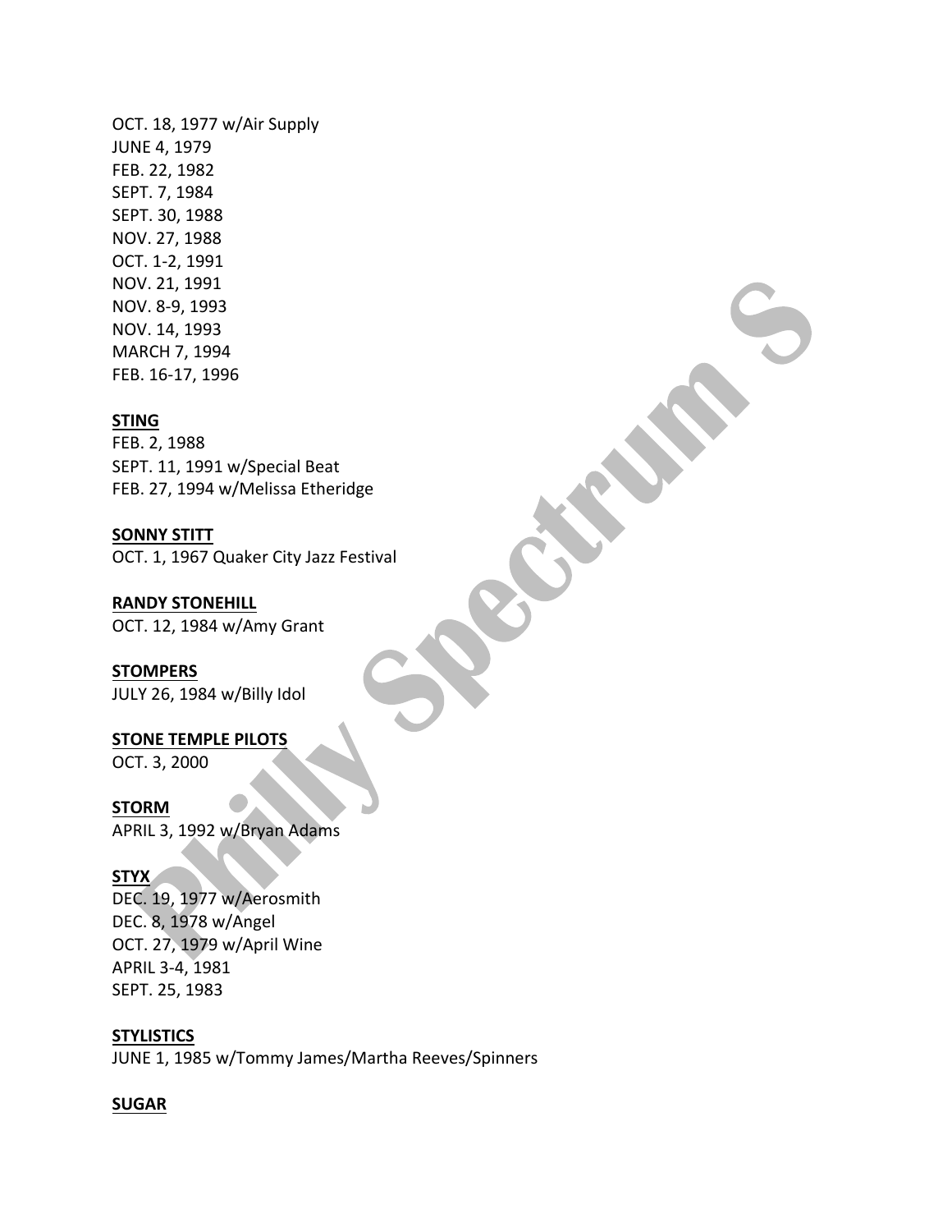OCT. 18, 1977 w/Air Supply
JUNE 4, 1979
FEB. 22, 1982
SEPT. 7, 1984
SEPT. 30, 1988
NOV. 27, 1988
OCT. 1-2, 1991
NOV. 21, 1991
NOV. 8-9, 1993
NOV. 14, 1993
MARCH 7, 1994
FEB. 16-17, 1996

**STING**
FEB. 2, 1988
SEPT. 11, 1991 w/Special Beat
FEB. 27, 1994 w/Melissa Etheridge

**SONNY STITT**
OCT. 1, 1967 Quaker City Jazz Festival

**RANDY STONEHILL**
OCT. 12, 1984 w/Amy Grant

**STOMPERS**
JULY 26, 1984 w/Billy Idol

**STONE TEMPLE PILOTS**
OCT. 3, 2000

**STORM**
APRIL 3, 1992 w/Bryan Adams

**STYX**
DEC. 19, 1977 w/Aerosmith
DEC. 8, 1978 w/Angel
OCT. 27, 1979 w/April Wine
APRIL 3-4, 1981
SEPT. 25, 1983

**STYLISTICS**
JUNE 1, 1985 w/Tommy James/Martha Reeves/Spinners

**SUGAR**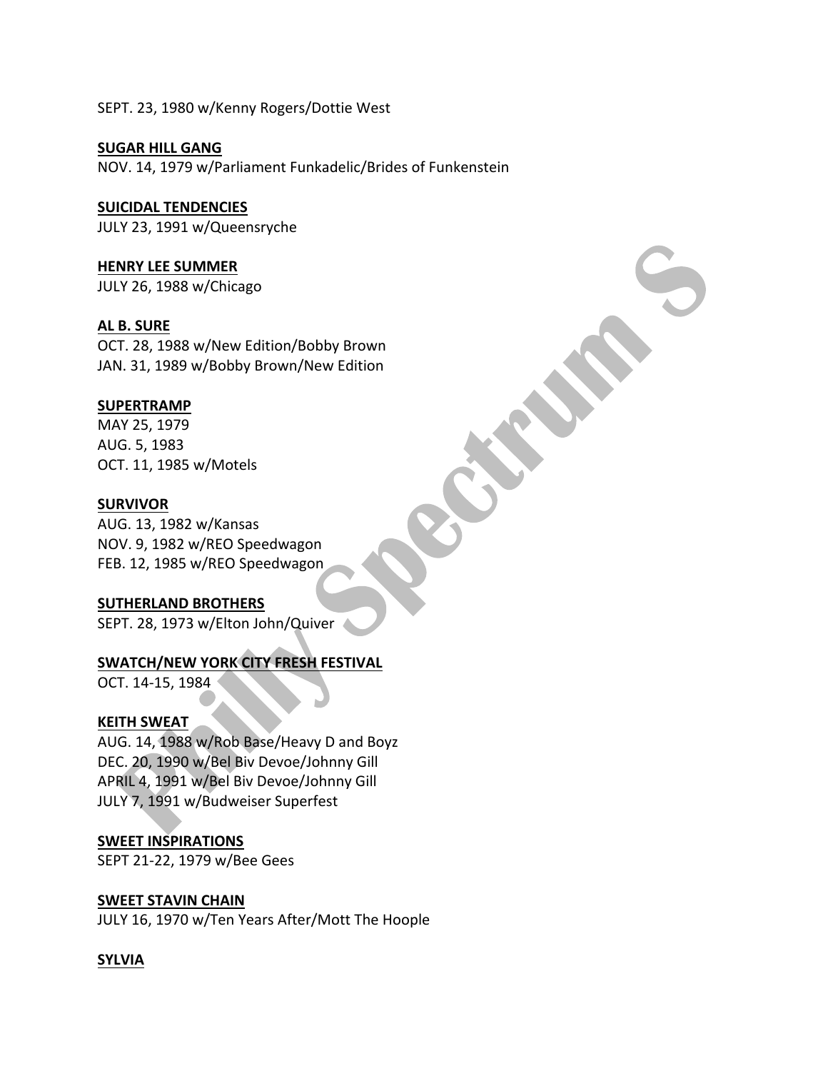SEPT. 23, 1980 w/Kenny Rogers/Dottie West

**SUGAR HILL GANG**
NOV. 14, 1979 w/Parliament Funkadelic/Brides of Funkenstein

**SUICIDAL TENDENCIES**
JULY 23, 1991 w/Queensryche

**HENRY LEE SUMMER**
JULY 26, 1988 w/Chicago

**AL B. SURE**
OCT. 28, 1988 w/New Edition/Bobby Brown
JAN. 31, 1989 w/Bobby Brown/New Edition

**SUPERTRAMP**
MAY 25, 1979
AUG. 5, 1983
OCT. 11, 1985 w/Motels

**SURVIVOR**
AUG. 13, 1982 w/Kansas
NOV. 9, 1982 w/REO Speedwagon
FEB. 12, 1985 w/REO Speedwagon

**SUTHERLAND BROTHERS**
SEPT. 28, 1973 w/Elton John/Quiver

**SWATCH/NEW YORK CITY FRESH FESTIVAL**
OCT. 14-15, 1984

**KEITH SWEAT**
AUG. 14, 1988 w/Rob Base/Heavy D and Boyz
DEC. 20, 1990 w/Bel Biv Devoe/Johnny Gill
APRIL 4, 1991 w/Bel Biv Devoe/Johnny Gill
JULY 7, 1991 w/Budweiser Superfest

**SWEET INSPIRATIONS**
SEPT 21-22, 1979 w/Bee Gees

**SWEET STAVIN CHAIN**
JULY 16, 1970 w/Ten Years After/Mott The Hoople

**SYLVIA**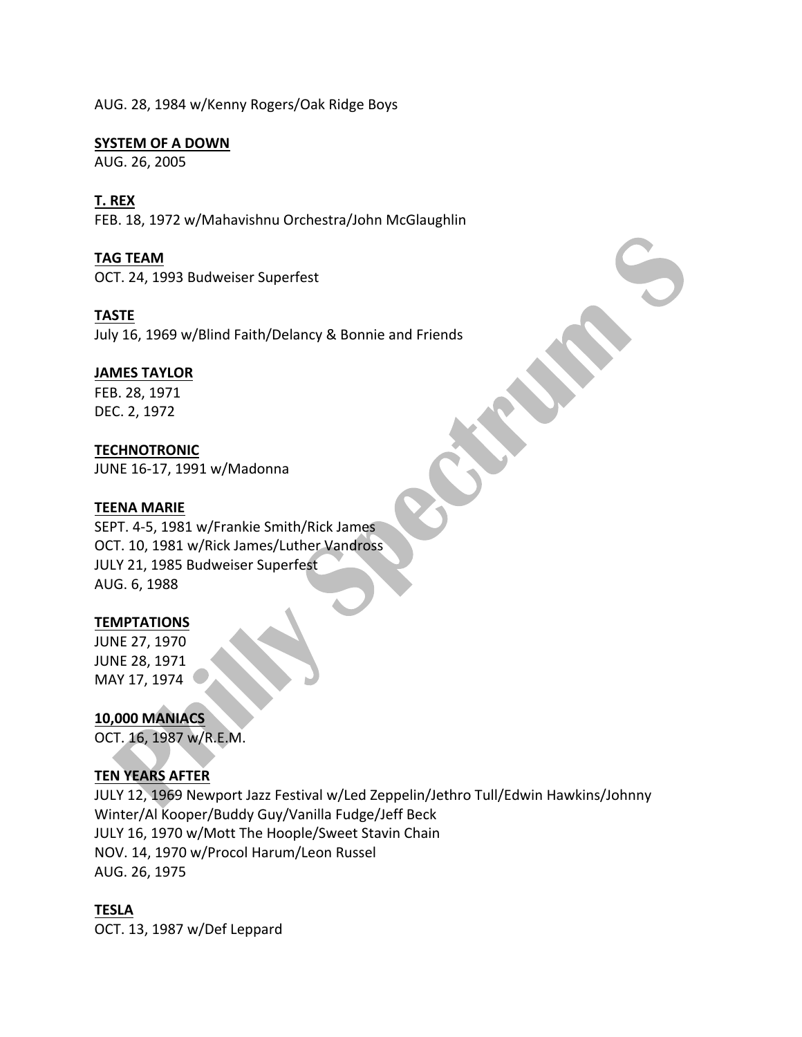AUG. 28, 1984 w/Kenny Rogers/Oak Ridge Boys

**SYSTEM OF A DOWN**
AUG. 26, 2005

**T. REX**
FEB. 18, 1972 w/Mahavishnu Orchestra/John McGlaughlin

**TAG TEAM**
OCT. 24, 1993 Budweiser Superfest

**TASTE**
July 16, 1969 w/Blind Faith/Delancy & Bonnie and Friends

**JAMES TAYLOR**
FEB. 28, 1971
DEC. 2, 1972

**TECHNOTRONIC**
JUNE 16-17, 1991 w/Madonna

**TEENA MARIE**
SEPT. 4-5, 1981 w/Frankie Smith/Rick James
OCT. 10, 1981 w/Rick James/Luther Vandross
JULY 21, 1985 Budweiser Superfest
AUG. 6, 1988

**TEMPTATIONS**
JUNE 27, 1970
JUNE 28, 1971
MAY 17, 1974

**10,000 MANIACS**
OCT. 16, 1987 w/R.E.M.

**TEN YEARS AFTER**
JULY 12, 1969 Newport Jazz Festival w/Led Zeppelin/Jethro Tull/Edwin Hawkins/Johnny Winter/Al Kooper/Buddy Guy/Vanilla Fudge/Jeff Beck
JULY 16, 1970 w/Mott The Hoople/Sweet Stavin Chain
NOV. 14, 1970 w/Procol Harum/Leon Russel
AUG. 26, 1975

**TESLA**
OCT. 13, 1987 w/Def Leppard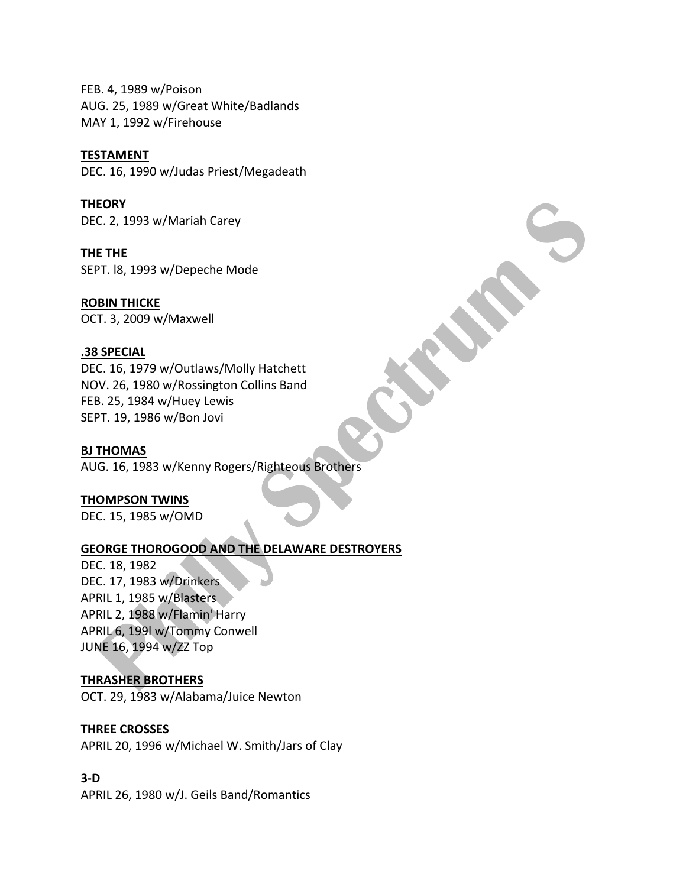FEB. 4, 1989 w/Poison
AUG. 25, 1989 w/Great White/Badlands
MAY 1, 1992 w/Firehouse

**TESTAMENT**
DEC. 16, 1990 w/Judas Priest/Megadeath

**THEORY**
DEC. 2, 1993 w/Mariah Carey

**THE THE**
SEPT. l8, 1993 w/Depeche Mode

**ROBIN THICKE**
OCT. 3, 2009 w/Maxwell

**.38 SPECIAL**
DEC. 16, 1979 w/Outlaws/Molly Hatchett
NOV. 26, 1980 w/Rossington Collins Band
FEB. 25, 1984 w/Huey Lewis
SEPT. 19, 1986 w/Bon Jovi

**BJ THOMAS**
AUG. 16, 1983 w/Kenny Rogers/Righteous Brothers

**THOMPSON TWINS**
DEC. 15, 1985 w/OMD

**GEORGE THOROGOOD AND THE DELAWARE DESTROYERS**
DEC. 18, 1982
DEC. 17, 1983 w/Drinkers
APRIL 1, 1985 w/Blasters
APRIL 2, 1988 w/Flamin' Harry
APRIL 6, 199l w/Tommy Conwell
JUNE 16, 1994 w/ZZ Top

**THRASHER BROTHERS**
OCT. 29, 1983 w/Alabama/Juice Newton

**THREE CROSSES**
APRIL 20, 1996 w/Michael W. Smith/Jars of Clay

**3-D**
APRIL 26, 1980 w/J. Geils Band/Romantics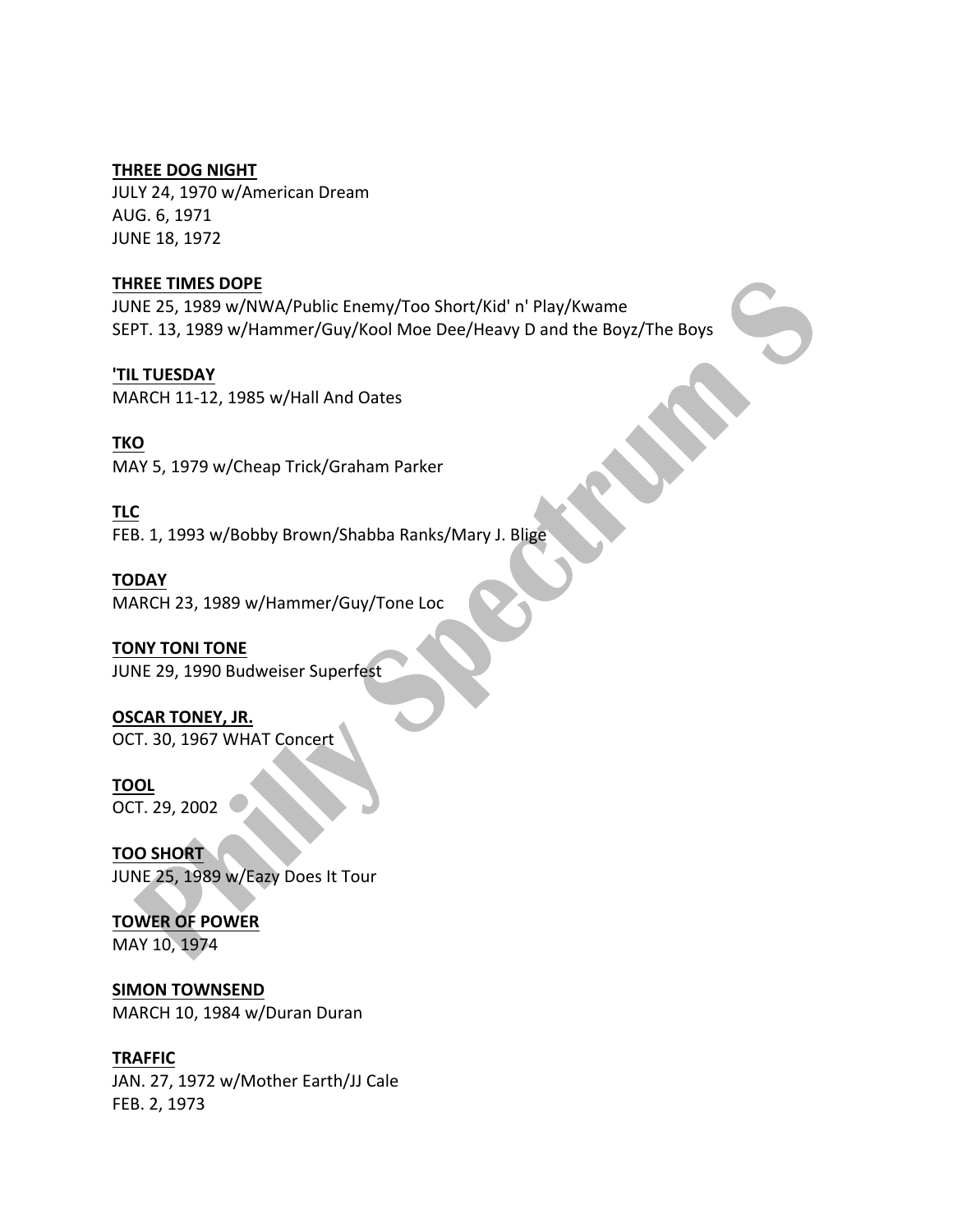**THREE DOG NIGHT**
JULY 24, 1970 w/American Dream
AUG. 6, 1971
JUNE 18, 1972

**THREE TIMES DOPE**
JUNE 25, 1989 w/NWA/Public Enemy/Too Short/Kid' n' Play/Kwame
SEPT. 13, 1989 w/Hammer/Guy/Kool Moe Dee/Heavy D and the Boyz/The Boys

**'TIL TUESDAY**
MARCH 11-12, 1985 w/Hall And Oates

**TKO**
MAY 5, 1979 w/Cheap Trick/Graham Parker

**TLC**
FEB. 1, 1993 w/Bobby Brown/Shabba Ranks/Mary J. Blige

**TODAY**
MARCH 23, 1989 w/Hammer/Guy/Tone Loc

**TONY TONI TONE**
JUNE 29, 1990 Budweiser Superfest

**OSCAR TONEY, JR.**
OCT. 30, 1967 WHAT Concert

**TOOL**
OCT. 29, 2002

**TOO SHORT**
JUNE 25, 1989 w/Eazy Does It Tour

**TOWER OF POWER**
MAY 10, 1974

**SIMON TOWNSEND**
MARCH 10, 1984 w/Duran Duran

**TRAFFIC**
JAN. 27, 1972 w/Mother Earth/JJ Cale
FEB. 2, 1973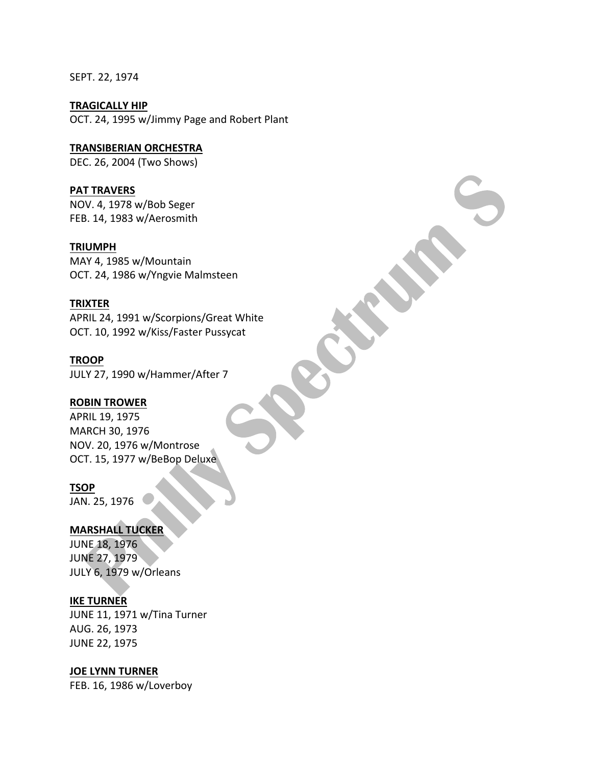SEPT. 22, 1974

**TRAGICALLY HIP**
OCT. 24, 1995 w/Jimmy Page and Robert Plant

**TRANSIBERIAN ORCHESTRA**
DEC. 26, 2004 (Two Shows)

**PAT TRAVERS**
NOV. 4, 1978 w/Bob Seger
FEB. 14, 1983 w/Aerosmith

**TRIUMPH**
MAY 4, 1985 w/Mountain
OCT. 24, 1986 w/Yngvie Malmsteen

**TRIXTER**
APRIL 24, 1991 w/Scorpions/Great White
OCT. 10, 1992 w/Kiss/Faster Pussycat

**TROOP**
JULY 27, 1990 w/Hammer/After 7

**ROBIN TROWER**
APRIL 19, 1975
MARCH 30, 1976
NOV. 20, 1976 w/Montrose
OCT. 15, 1977 w/BeBop Deluxe

**TSOP**
JAN. 25, 1976

**MARSHALL TUCKER**
JUNE 18, 1976
JUNE 27, 1979
JULY 6, 1979 w/Orleans

**IKE TURNER**
JUNE 11, 1971 w/Tina Turner
AUG. 26, 1973
JUNE 22, 1975

**JOE LYNN TURNER**
FEB. 16, 1986 w/Loverboy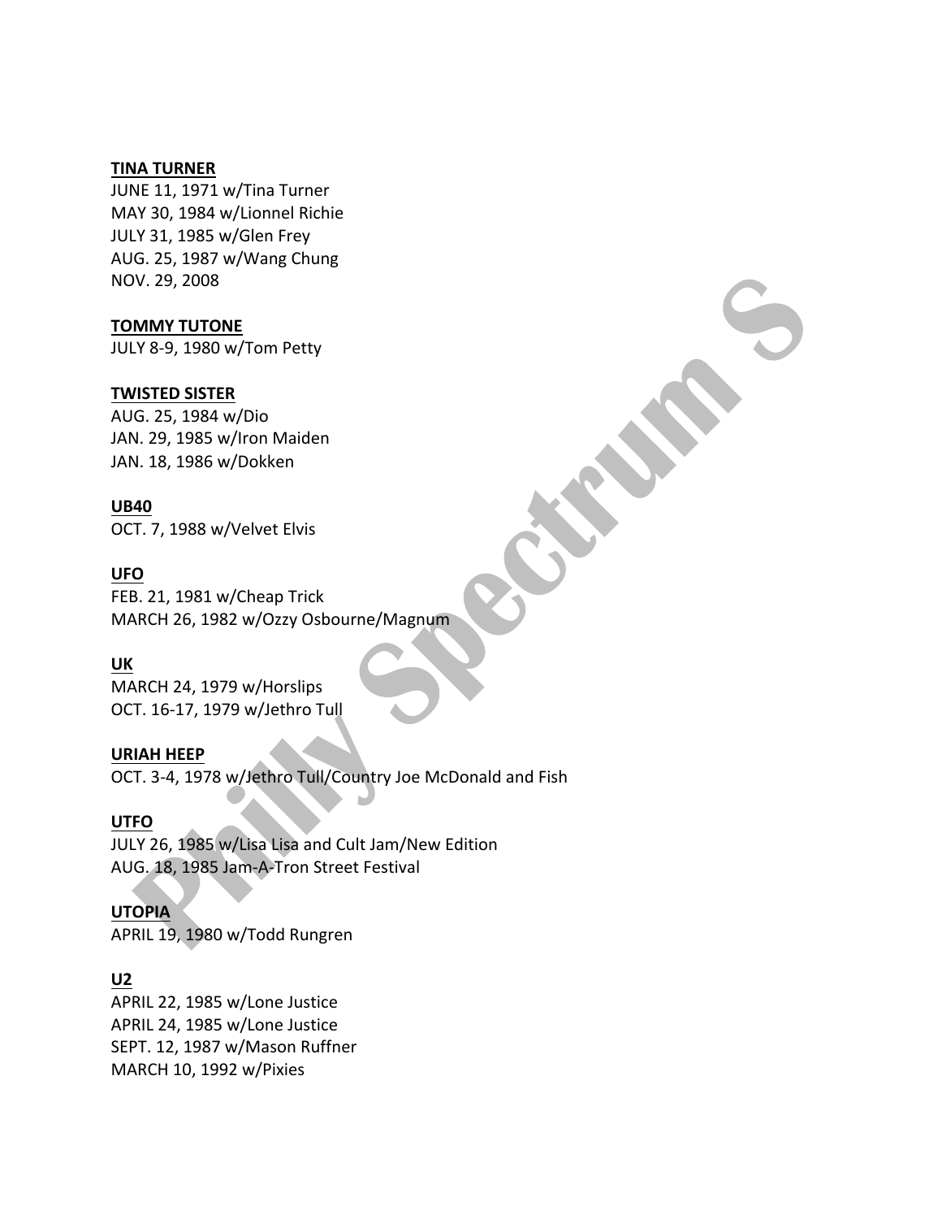**TINA TURNER**
JUNE 11, 1971 w/Tina Turner
MAY 30, 1984 w/Lionnel Richie
JULY 31, 1985 w/Glen Frey
AUG. 25, 1987 w/Wang Chung
NOV. 29, 2008

**TOMMY TUTONE**
JULY 8-9, 1980 w/Tom Petty

**TWISTED SISTER**
AUG. 25, 1984 w/Dio
JAN. 29, 1985 w/Iron Maiden
JAN. 18, 1986 w/Dokken

**UB40**
OCT. 7, 1988 w/Velvet Elvis

**UFO**
FEB. 21, 1981 w/Cheap Trick
MARCH 26, 1982 w/Ozzy Osbourne/Magnum

**UK**
MARCH 24, 1979 w/Horslips
OCT. 16-17, 1979 w/Jethro Tull

**URIAH HEEP**
OCT. 3-4, 1978 w/Jethro Tull/Country Joe McDonald and Fish

**UTFO**
JULY 26, 1985 w/Lisa Lisa and Cult Jam/New Edition
AUG. 18, 1985 Jam-A-Tron Street Festival

**UTOPIA**
APRIL 19, 1980 w/Todd Rungren

**U2**
APRIL 22, 1985 w/Lone Justice
APRIL 24, 1985 w/Lone Justice
SEPT. 12, 1987 w/Mason Ruffner
MARCH 10, 1992 w/Pixies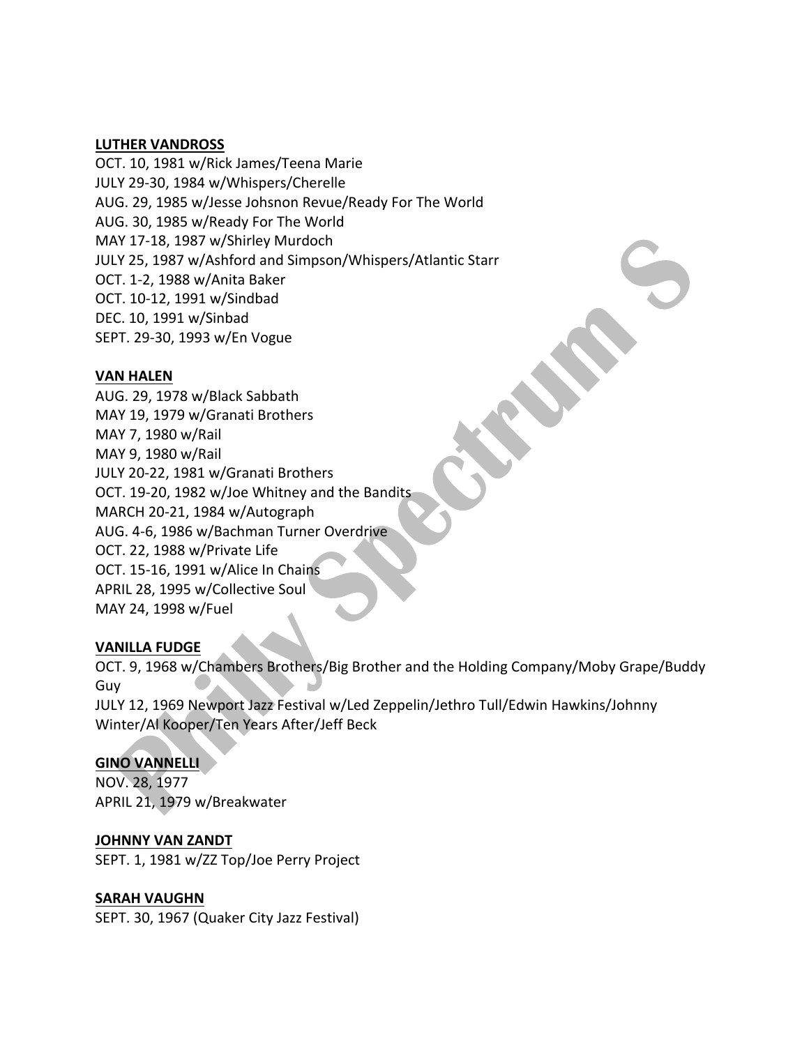**LUTHER VANDROSS**
OCT. 10, 1981 w/Rick James/Teena Marie
JULY 29-30, 1984 w/Whispers/Cherelle
AUG. 29, 1985 w/Jesse Johsnon Revue/Ready For The World
AUG. 30, 1985 w/Ready For The World
MAY 17-18, 1987 w/Shirley Murdoch
JULY 25, 1987 w/Ashford and Simpson/Whispers/Atlantic Starr
OCT. 1-2, 1988 w/Anita Baker
OCT. 10-12, 1991 w/Sindbad
DEC. 10, 1991 w/Sinbad
SEPT. 29-30, 1993 w/En Vogue

**VAN HALEN**
AUG. 29, 1978 w/Black Sabbath
MAY 19, 1979 w/Granati Brothers
MAY 7, 1980 w/Rail
MAY 9, 1980 w/Rail
JULY 20-22, 1981 w/Granati Brothers
OCT. 19-20, 1982 w/Joe Whitney and the Bandits
MARCH 20-21, 1984 w/Autograph
AUG. 4-6, 1986 w/Bachman Turner Overdrive
OCT. 22, 1988 w/Private Life
OCT. 15-16, 1991 w/Alice In Chains
APRIL 28, 1995 w/Collective Soul
MAY 24, 1998 w/Fuel

**VANILLA FUDGE**
OCT. 9, 1968 w/Chambers Brothers/Big Brother and the Holding Company/Moby Grape/Buddy Guy
JULY 12, 1969 Newport Jazz Festival w/Led Zeppelin/Jethro Tull/Edwin Hawkins/Johnny Winter/Al Kooper/Ten Years After/Jeff Beck

**GINO VANNELLI**
NOV. 28, 1977
APRIL 21, 1979 w/Breakwater

**JOHNNY VAN ZANDT**
SEPT. 1, 1981 w/ZZ Top/Joe Perry Project

**SARAH VAUGHN**
SEPT. 30, 1967 (Quaker City Jazz Festival)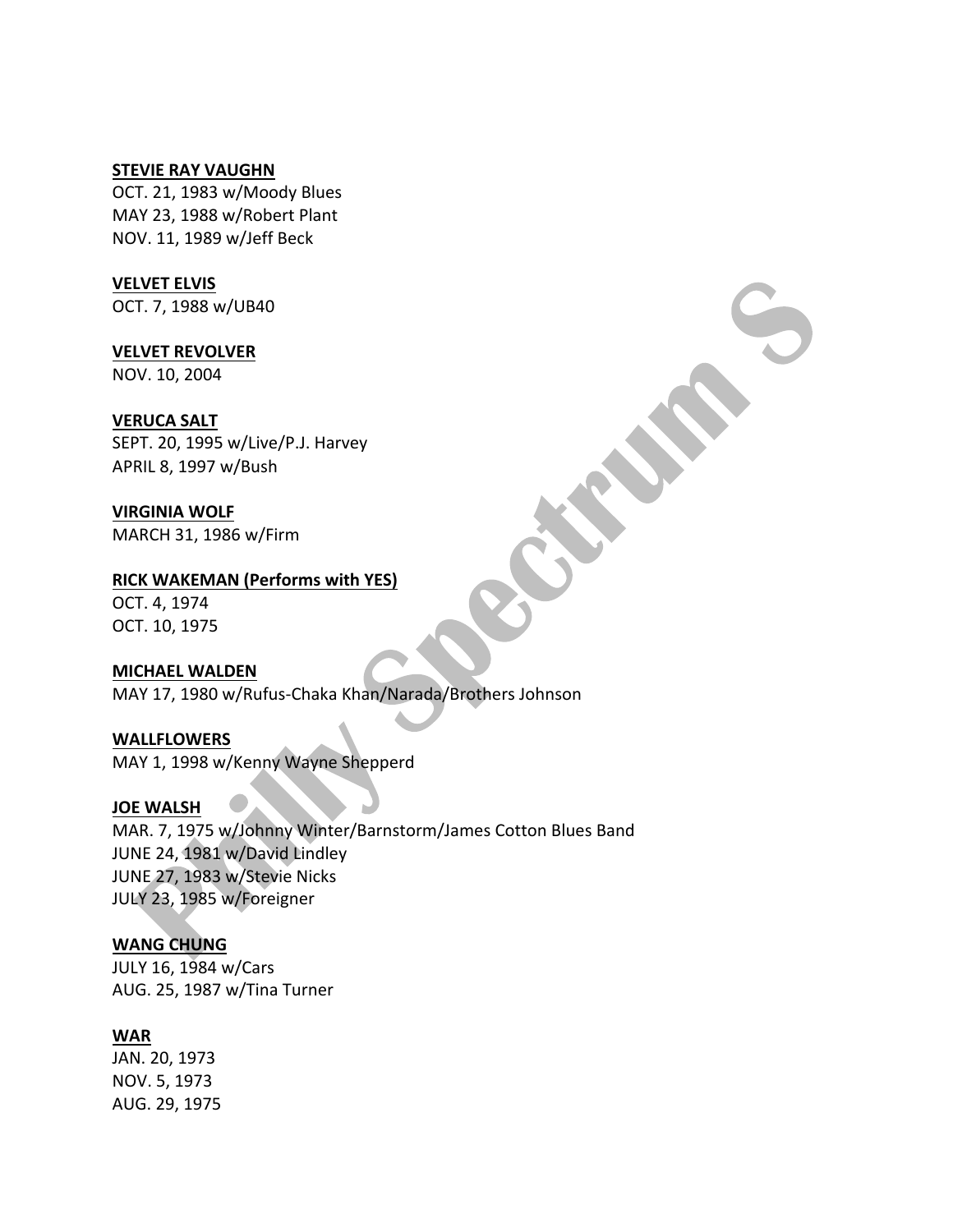**STEVIE RAY VAUGHN**
OCT. 21, 1983 w/Moody Blues
MAY 23, 1988 w/Robert Plant
NOV. 11, 1989 w/Jeff Beck

**VELVET ELVIS**
OCT. 7, 1988 w/UB40

**VELVET REVOLVER**
NOV. 10, 2004

**VERUCA SALT**
SEPT. 20, 1995 w/Live/P.J. Harvey
APRIL 8, 1997 w/Bush

**VIRGINIA WOLF**
MARCH 31, 1986 w/Firm

**RICK WAKEMAN (Performs with YES)**
OCT. 4, 1974
OCT. 10, 1975

**MICHAEL WALDEN**
MAY 17, 1980 w/Rufus-Chaka Khan/Narada/Brothers Johnson

**WALLFLOWERS**
MAY 1, 1998 w/Kenny Wayne Shepperd

**JOE WALSH**
MAR. 7, 1975 w/Johnny Winter/Barnstorm/James Cotton Blues Band
JUNE 24, 1981 w/David Lindley
JUNE 27, 1983 w/Stevie Nicks
JULY 23, 1985 w/Foreigner

**WANG CHUNG**
JULY 16, 1984 w/Cars
AUG. 25, 1987 w/Tina Turner

**WAR**
JAN. 20, 1973
NOV. 5, 1973
AUG. 29, 1975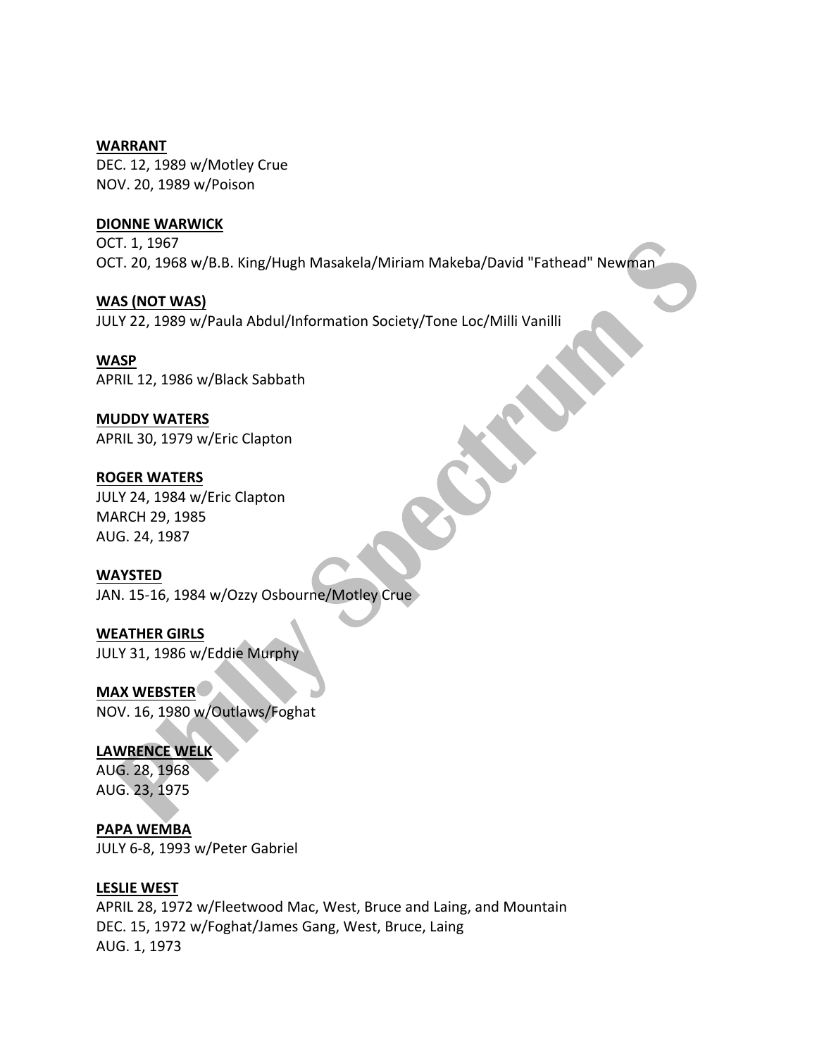**WARRANT**
DEC. 12, 1989 w/Motley Crue
NOV. 20, 1989 w/Poison

**DIONNE WARWICK**
OCT. 1, 1967
OCT. 20, 1968 w/B.B. King/Hugh Masakela/Miriam Makeba/David "Fathead" Newman

**WAS (NOT WAS)**
JULY 22, 1989 w/Paula Abdul/Information Society/Tone Loc/Milli Vanilli

**WASP**
APRIL 12, 1986 w/Black Sabbath

**MUDDY WATERS**
APRIL 30, 1979 w/Eric Clapton

**ROGER WATERS**
JULY 24, 1984 w/Eric Clapton
MARCH 29, 1985
AUG. 24, 1987

**WAYSTED**
JAN. 15-16, 1984 w/Ozzy Osbourne/Motley Crue

**WEATHER GIRLS**
JULY 31, 1986 w/Eddie Murphy

**MAX WEBSTER**
NOV. 16, 1980 w/Outlaws/Foghat

**LAWRENCE WELK**
AUG. 28, 1968
AUG. 23, 1975

**PAPA WEMBA**
JULY 6-8, 1993 w/Peter Gabriel

**LESLIE WEST**
APRIL 28, 1972 w/Fleetwood Mac, West, Bruce and Laing, and Mountain
DEC. 15, 1972 w/Foghat/James Gang, West, Bruce, Laing
AUG. 1, 1973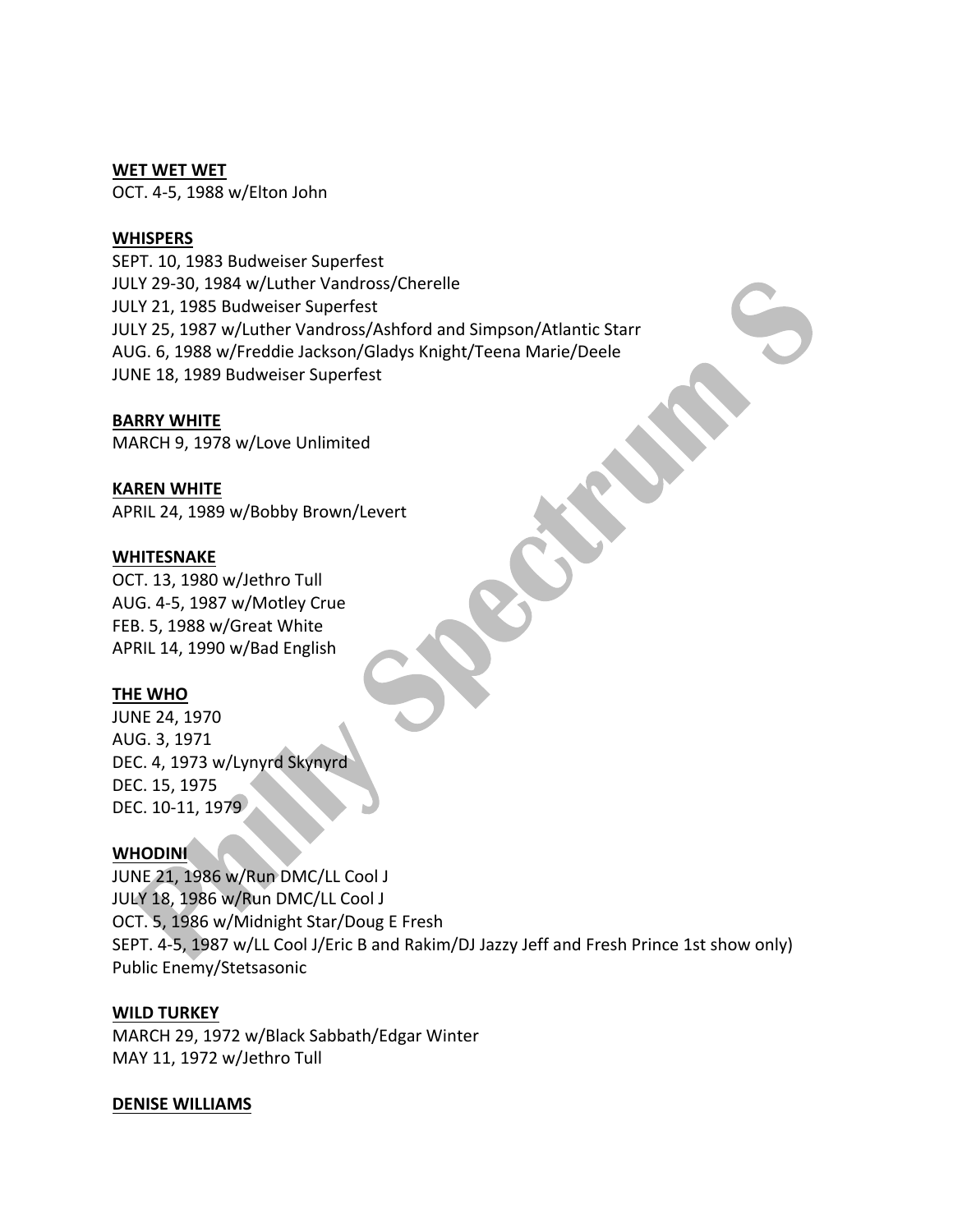**WET WET WET**
OCT. 4-5, 1988 w/Elton John

**WHISPERS**
SEPT. 10, 1983 Budweiser Superfest
JULY 29-30, 1984 w/Luther Vandross/Cherelle
JULY 21, 1985 Budweiser Superfest
JULY 25, 1987 w/Luther Vandross/Ashford and Simpson/Atlantic Starr
AUG. 6, 1988 w/Freddie Jackson/Gladys Knight/Teena Marie/Deele
JUNE 18, 1989 Budweiser Superfest

**BARRY WHITE**
MARCH 9, 1978 w/Love Unlimited

**KAREN WHITE**
APRIL 24, 1989 w/Bobby Brown/Levert

**WHITESNAKE**
OCT. 13, 1980 w/Jethro Tull
AUG. 4-5, 1987 w/Motley Crue
FEB. 5, 1988 w/Great White
APRIL 14, 1990 w/Bad English

**THE WHO**
JUNE 24, 1970
AUG. 3, 1971
DEC. 4, 1973 w/Lynyrd Skynyrd
DEC. 15, 1975
DEC. 10-11, 1979

**WHODINI**
JUNE 21, 1986 w/Run DMC/LL Cool J
JULY 18, 1986 w/Run DMC/LL Cool J
OCT. 5, 1986 w/Midnight Star/Doug E Fresh
SEPT. 4-5, 1987 w/LL Cool J/Eric B and Rakim/DJ Jazzy Jeff and Fresh Prince 1st show only)
Public Enemy/Stetsasonic

**WILD TURKEY**
MARCH 29, 1972 w/Black Sabbath/Edgar Winter
MAY 11, 1972 w/Jethro Tull

**DENISE WILLIAMS**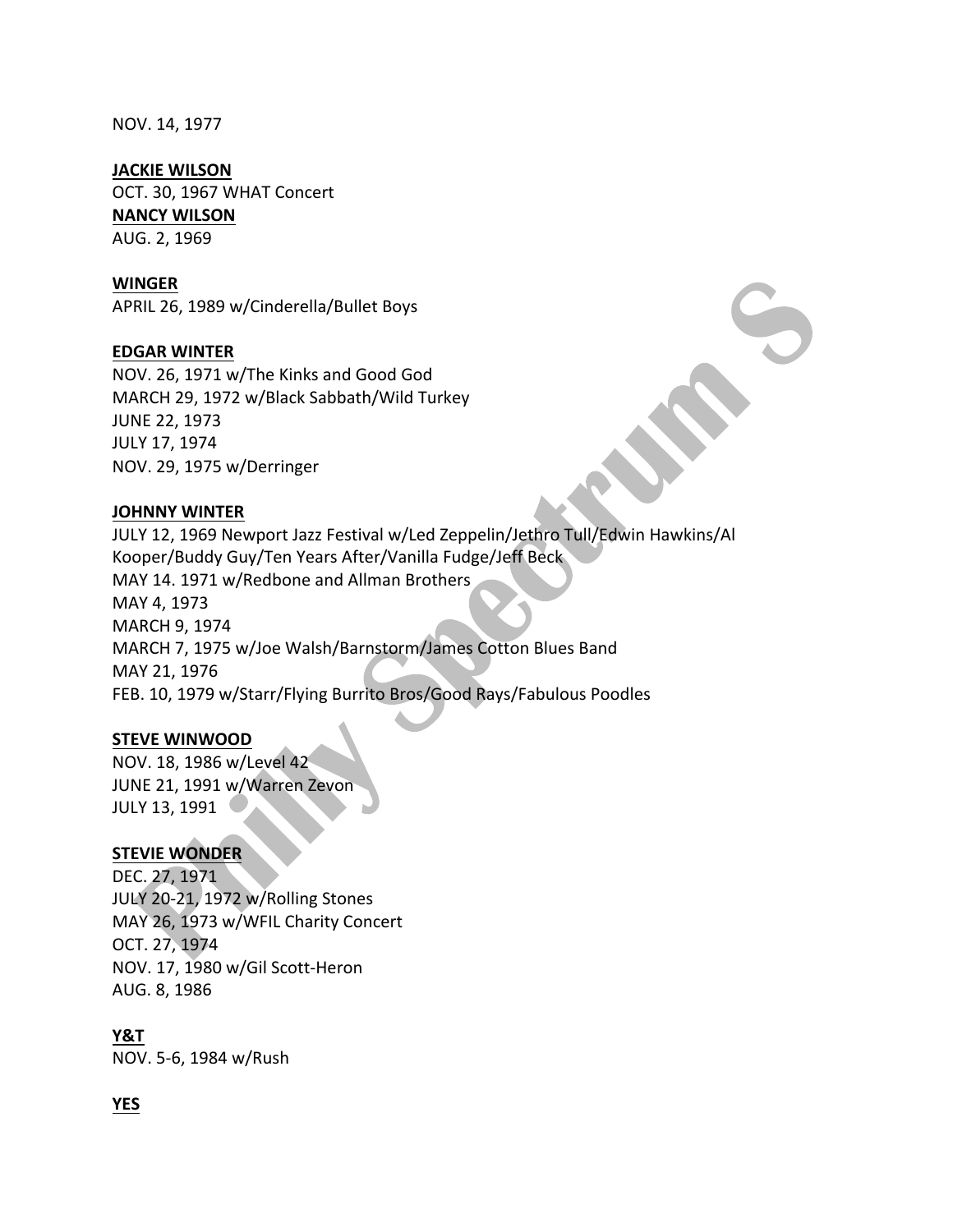NOV. 14, 1977

**JACKIE WILSON**
OCT. 30, 1967 WHAT Concert
**NANCY WILSON**
AUG. 2, 1969

**WINGER**
APRIL 26, 1989 w/Cinderella/Bullet Boys

**EDGAR WINTER**
NOV. 26, 1971 w/The Kinks and Good God
MARCH 29, 1972 w/Black Sabbath/Wild Turkey
JUNE 22, 1973
JULY 17, 1974
NOV. 29, 1975 w/Derringer

**JOHNNY WINTER**
JULY 12, 1969 Newport Jazz Festival w/Led Zeppelin/Jethro Tull/Edwin Hawkins/Al Kooper/Buddy Guy/Ten Years After/Vanilla Fudge/Jeff Beck
MAY 14. 1971 w/Redbone and Allman Brothers
MAY 4, 1973
MARCH 9, 1974
MARCH 7, 1975 w/Joe Walsh/Barnstorm/James Cotton Blues Band
MAY 21, 1976
FEB. 10, 1979 w/Starr/Flying Burrito Bros/Good Rays/Fabulous Poodles

**STEVE WINWOOD**
NOV. 18, 1986 w/Level 42
JUNE 21, 1991 w/Warren Zevon
JULY 13, 1991

**STEVIE WONDER**
DEC. 27, 1971
JULY 20-21, 1972 w/Rolling Stones
MAY 26, 1973 w/WFIL Charity Concert
OCT. 27, 1974
NOV. 17, 1980 w/Gil Scott-Heron
AUG. 8, 1986

**Y&T**
NOV. 5-6, 1984 w/Rush

**YES**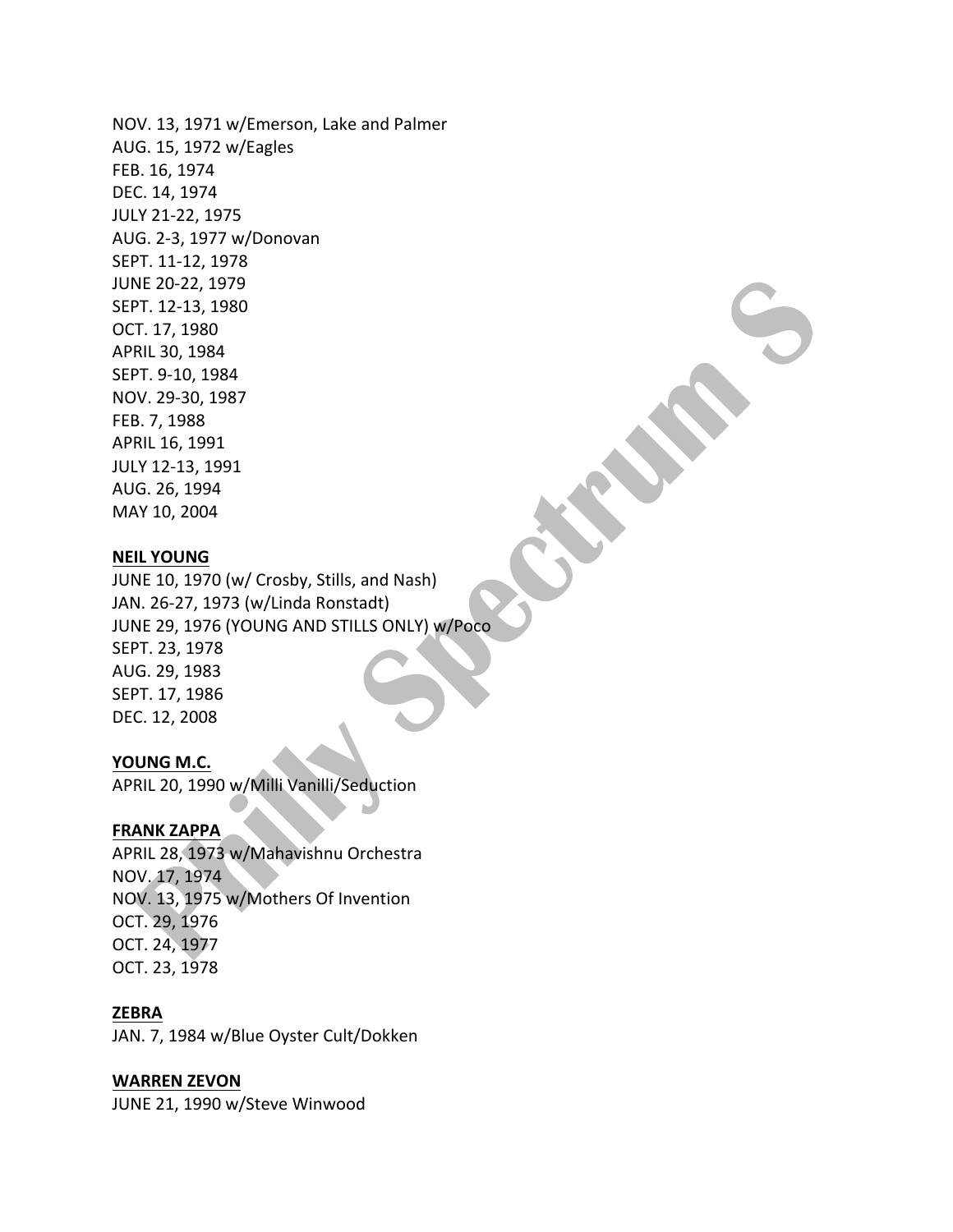NOV. 13, 1971 w/Emerson, Lake and Palmer
AUG. 15, 1972 w/Eagles
FEB. 16, 1974
DEC. 14, 1974
JULY 21-22, 1975
AUG. 2-3, 1977 w/Donovan
SEPT. 11-12, 1978
JUNE 20-22, 1979
SEPT. 12-13, 1980
OCT. 17, 1980
APRIL 30, 1984
SEPT. 9-10, 1984
NOV. 29-30, 1987
FEB. 7, 1988
APRIL 16, 1991
JULY 12-13, 1991
AUG. 26, 1994
MAY 10, 2004

**NEIL YOUNG**
JUNE 10, 1970 (w/ Crosby, Stills, and Nash)
JAN. 26-27, 1973 (w/Linda Ronstadt)
JUNE 29, 1976 (YOUNG AND STILLS ONLY) w/Poco
SEPT. 23, 1978
AUG. 29, 1983
SEPT. 17, 1986
DEC. 12, 2008

**YOUNG M.C.**
APRIL 20, 1990 w/Milli Vanilli/Seduction

**FRANK ZAPPA**
APRIL 28, 1973 w/Mahavishnu Orchestra
NOV. 17, 1974
NOV. 13, 1975 w/Mothers Of Invention
OCT. 29, 1976
OCT. 24, 1977
OCT. 23, 1978

**ZEBRA**
JAN. 7, 1984 w/Blue Oyster Cult/Dokken

**WARREN ZEVON**
JUNE 21, 1990 w/Steve Winwood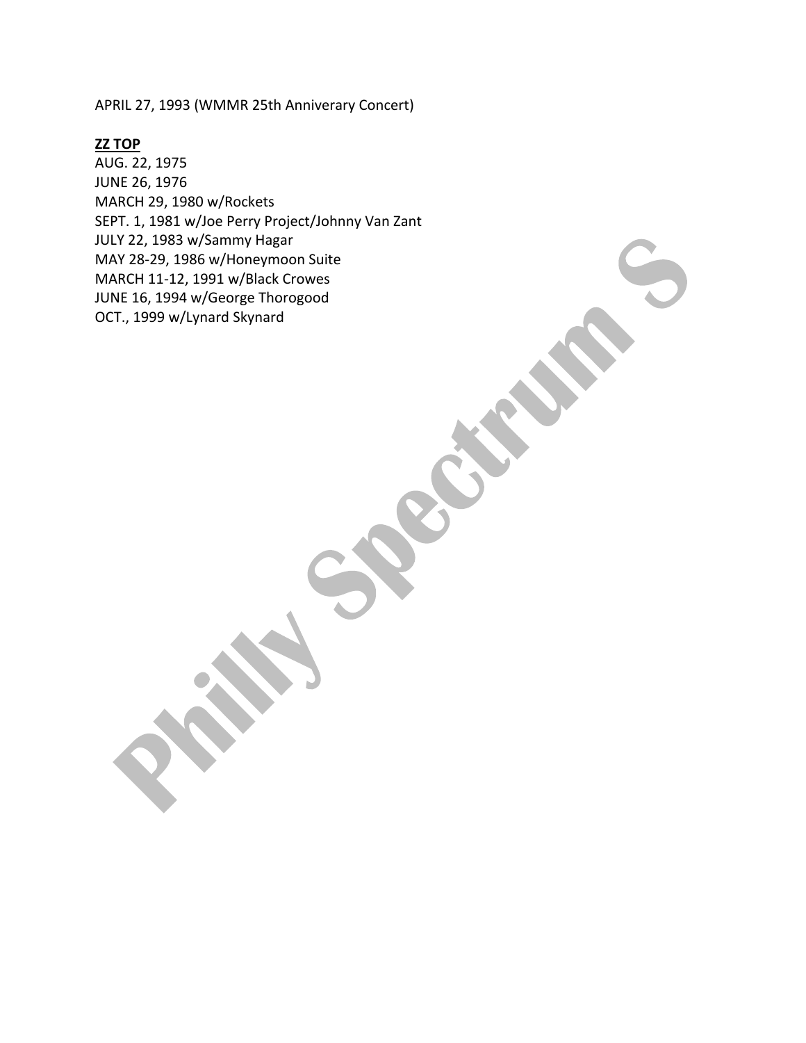APRIL 27, 1993 (WMMR 25th Anniverary Concert)

**ZZ TOP**

AUG. 22, 1975  
JUNE 26, 1976  
MARCH 29, 1980 w/Rockets  
SEPT. 1, 1981 w/Joe Perry Project/Johnny Van Zant  
JULY 22, 1983 w/Sammy Hagar  
MAY 28-29, 1986 w/Honeymoon Suite  
MARCH 11-12, 1991 w/Black Crowes  
JUNE 16, 1994 w/George Thorogood  
OCT., 1999 w/Lynard Skynard